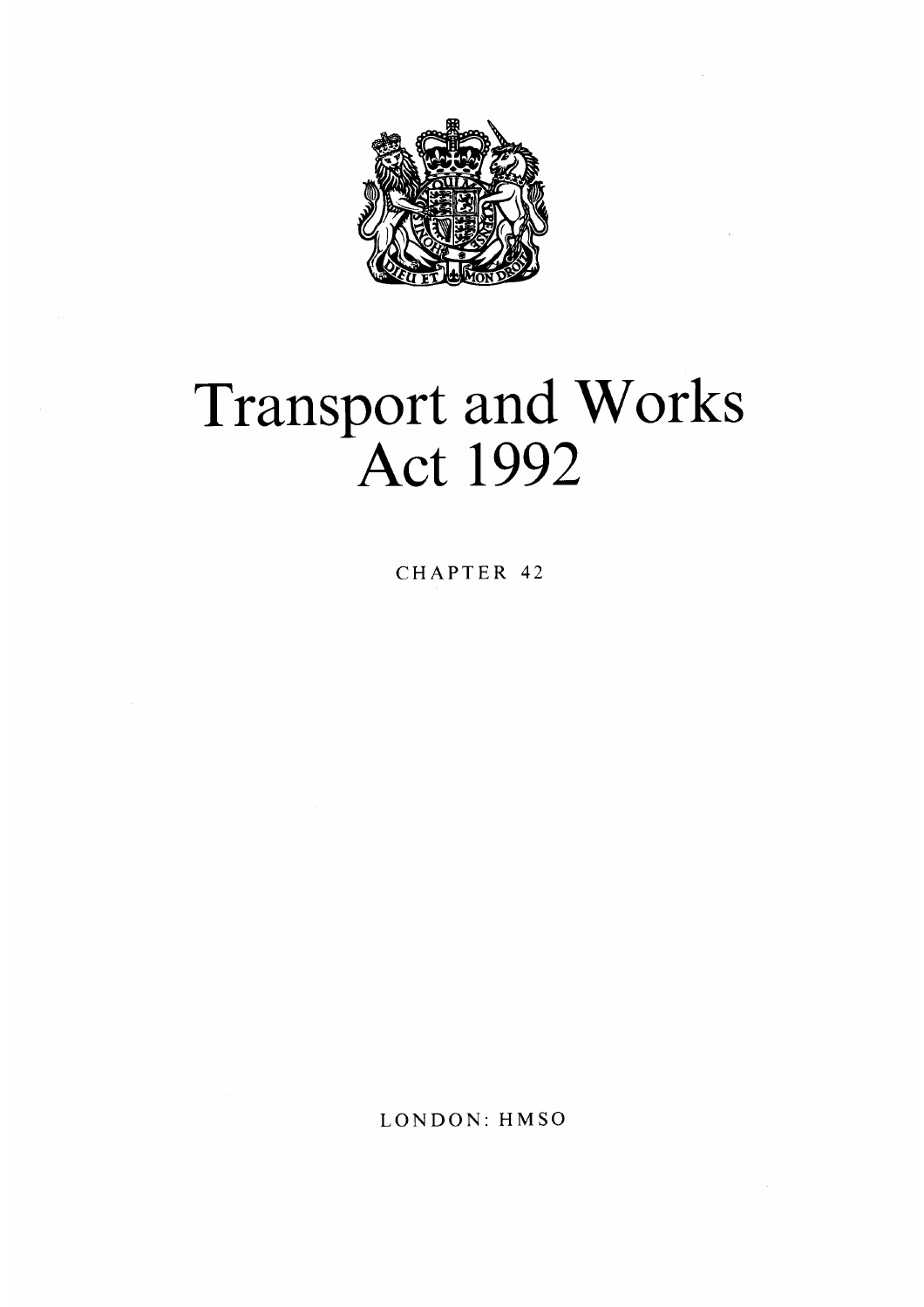# Transport and Works Act 1992

CHAPTER 42

LONDON: HMSO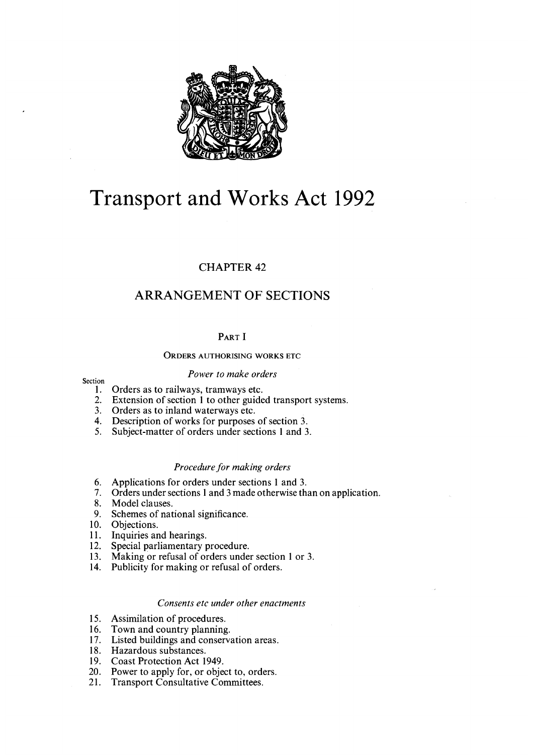# Transport and Works Act 1992

## CHAPTER 42

## ARRANGEMENT OF SECTIONS

### PART I

#### ORDERS AUTHORISING WORKS ETC

*Power to make orders*

Section

1. Orders as to railways, tramways etc.
2. Extension of section 1 to other guided transport systems.
3. Orders as to inland waterways etc.
4. Description of works for purposes of section 3.
5. Subject-matter of orders under sections 1 and 3.

*Procedure for making orders*

6. Applications for orders under sections 1 and 3.
7. Orders under sections 1 and 3 made otherwise than on application.
8. Model clauses.
9. Schemes of national significance.
10. Objections.
11. Inquiries and hearings.
12. Special parliamentary procedure.
13. Making or refusal of orders under section 1 or 3.
14. Publicity for making or refusal of orders.

*Consents etc under other enactments*

15. Assimilation of procedures.
16. Town and country planning.
17. Listed buildings and conservation areas.
18. Hazardous substances.
19. Coast Protection Act 1949.
20. Power to apply for, or object to, orders.
21. Transport Consultative Committees.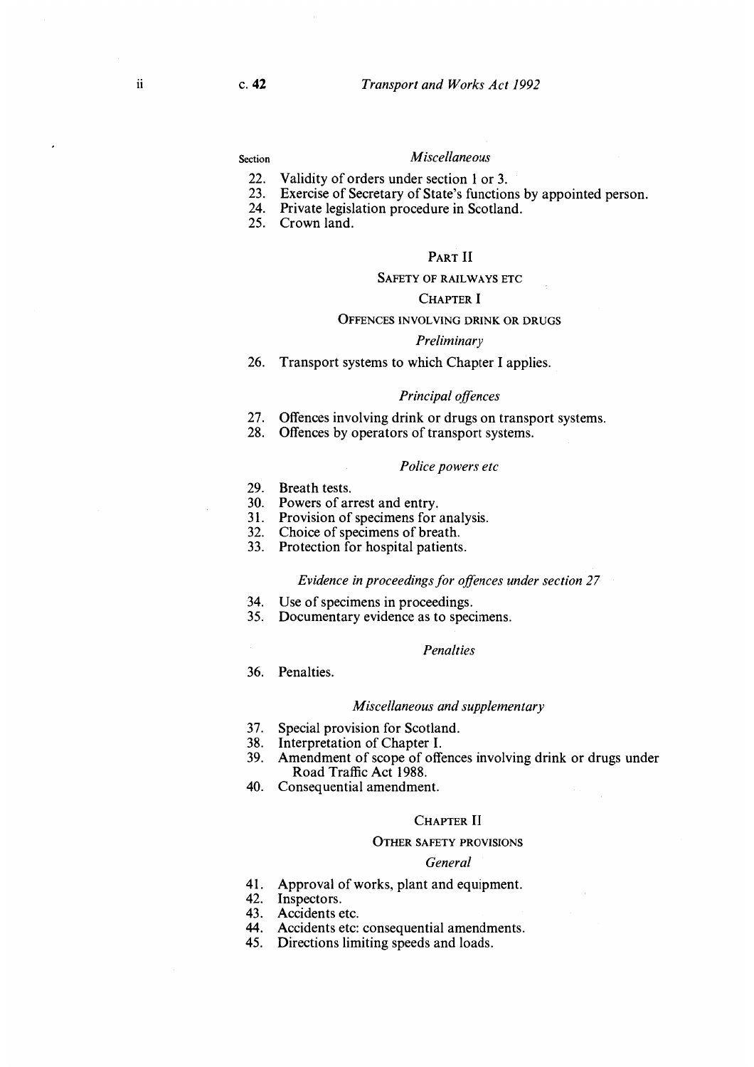Section

*Miscellaneous*

22. Validity of orders under section 1 or 3.
23. Exercise of Secretary of State's functions by appointed person.
24. Private legislation procedure in Scotland.
25. Crown land.

PART II

SAFETY OF RAILWAYS ETC

CHAPTER I

OFFENCES INVOLVING DRINK OR DRUGS

*Preliminary*

26. Transport systems to which Chapter I applies.

*Principal offences*

27. Offences involving drink or drugs on transport systems.
28. Offences by operators of transport systems.

*Police powers etc*

29. Breath tests.
30. Powers of arrest and entry.
31. Provision of specimens for analysis.
32. Choice of specimens of breath.
33. Protection for hospital patients.

*Evidence in proceedings for offences under section 27*

34. Use of specimens in proceedings.
35. Documentary evidence as to specimens.

*Penalties*

36. Penalties.

*Miscellaneous and supplementary*

37. Special provision for Scotland.
38. Interpretation of Chapter I.
39. Amendment of scope of offences involving drink or drugs under Road Traffic Act 1988.
40. Consequential amendment.

CHAPTER II

OTHER SAFETY PROVISIONS

*General*

41. Approval of works, plant and equipment.
42. Inspectors.
43. Accidents etc.
44. Accidents etc: consequential amendments.
45. Directions limiting speeds and loads.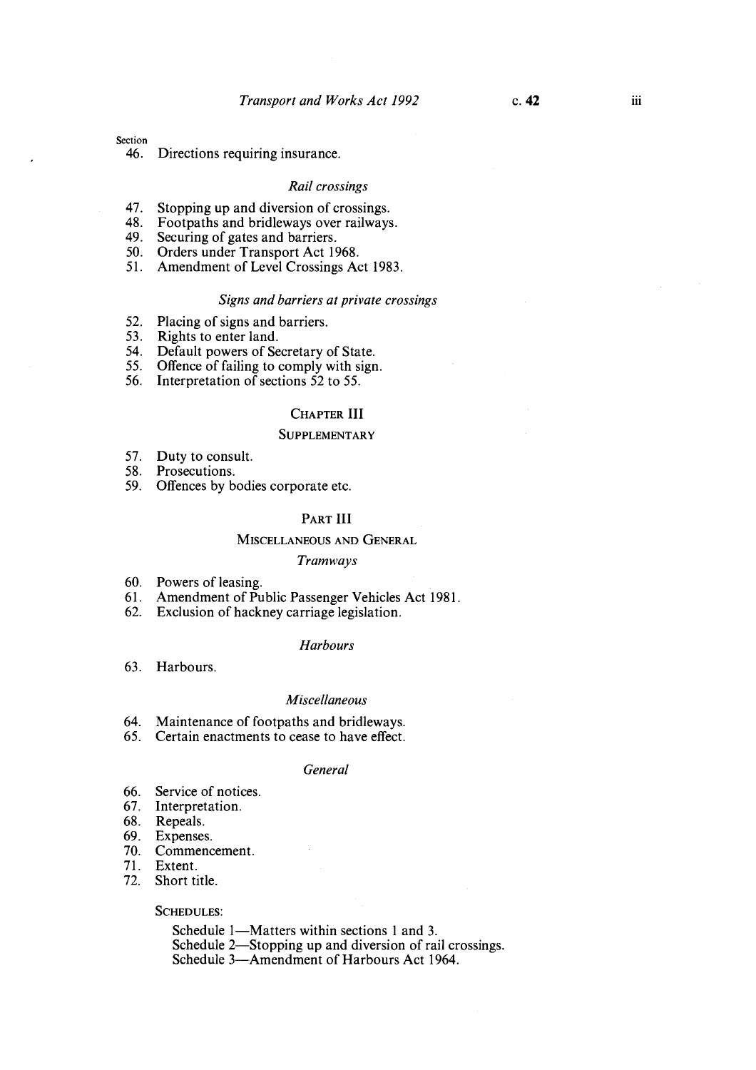Section

46. Directions requiring insurance.

*Rail crossings*

47. Stopping up and diversion of crossings.
48. Footpaths and bridleways over railways.
49. Securing of gates and barriers.
50. Orders under Transport Act 1968.
51. Amendment of Level Crossings Act 1983.

*Signs and barriers at private crossings*

52. Placing of signs and barriers.
53. Rights to enter land.
54. Default powers of Secretary of State.
55. Offence of failing to comply with sign.
56. Interpretation of sections 52 to 55.

## CHAPTER III

### SUPPLEMENTARY

57. Duty to consult.
58. Prosecutions.
59. Offences by bodies corporate etc.

## PART III

### MISCELLANEOUS AND GENERAL

*Tramways*

60. Powers of leasing.
61. Amendment of Public Passenger Vehicles Act 1981.
62. Exclusion of hackney carriage legislation.

*Harbours*

63. Harbours.

*Miscellaneous*

64. Maintenance of footpaths and bridleways.
65. Certain enactments to cease to have effect.

*General*

66. Service of notices.
67. Interpretation.
68. Repeals.
69. Expenses.
70. Commencement.
71. Extent.
72. Short title.

SCHEDULES:

Schedule 1—Matters within sections 1 and 3.
Schedule 2—Stopping up and diversion of rail crossings.
Schedule 3—Amendment of Harbours Act 1964.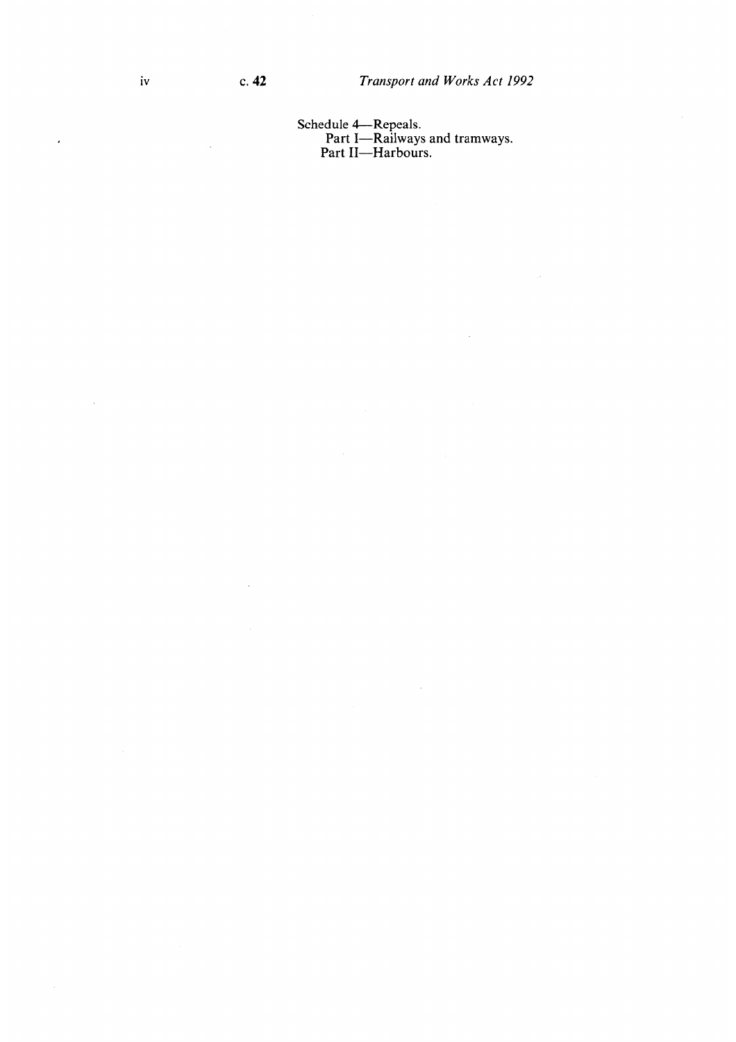Schedule 4—Repeals.
  Part I—Railways and tramways.
  Part II—Harbours.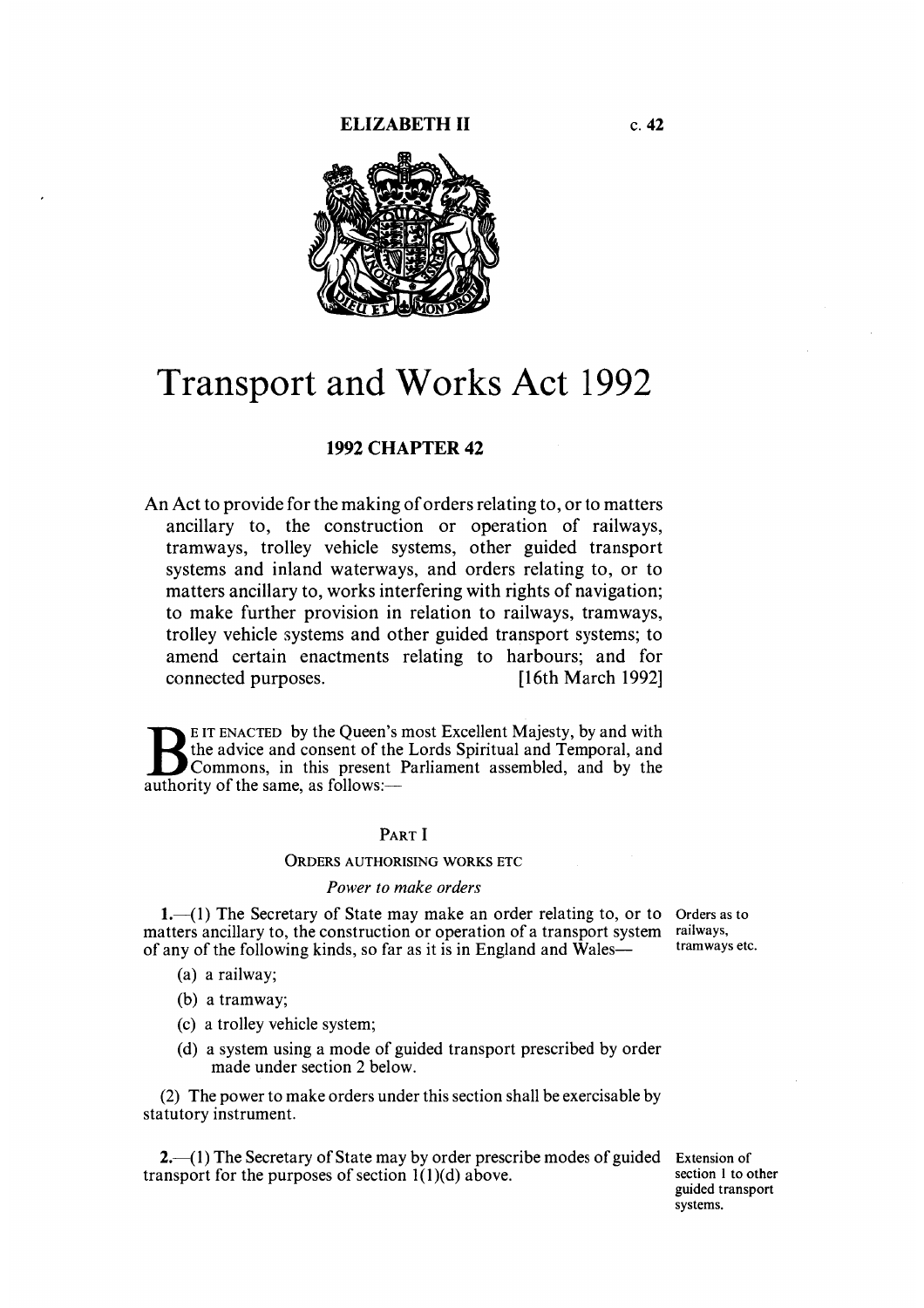ELIZABETH II

c. 42

# Transport and Works Act 1992

## 1992 CHAPTER 42

An Act to provide for the making of orders relating to, or to matters ancillary to, the construction or operation of railways, tramways, trolley vehicle systems, other guided transport systems and inland waterways, and orders relating to, or to matters ancillary to, works interfering with rights of navigation; to make further provision in relation to railways, tramways, trolley vehicle systems and other guided transport systems; to amend certain enactments relating to harbours; and for connected purposes. [16th March 1992]

BE IT ENACTED by the Queen's most Excellent Majesty, by and with the advice and consent of the Lords Spiritual and Temporal, and Commons, in this present Parliament assembled, and by the authority of the same, as follows:—

### PART I

#### ORDERS AUTHORISING WORKS ETC

*Power to make orders*

Orders as to railways, tramways etc.

**1.**—(1) The Secretary of State may make an order relating to, or to matters ancillary to, the construction or operation of a transport system of any of the following kinds, so far as it is in England and Wales—

(a) a railway;

(b) a tramway;

(c) a trolley vehicle system;

(d) a system using a mode of guided transport prescribed by order made under section 2 below.

(2) The power to make orders under this section shall be exercisable by statutory instrument.

Extension of section 1 to other guided transport systems.

**2.**—(1) The Secretary of State may by order prescribe modes of guided transport for the purposes of section 1(1)(d) above.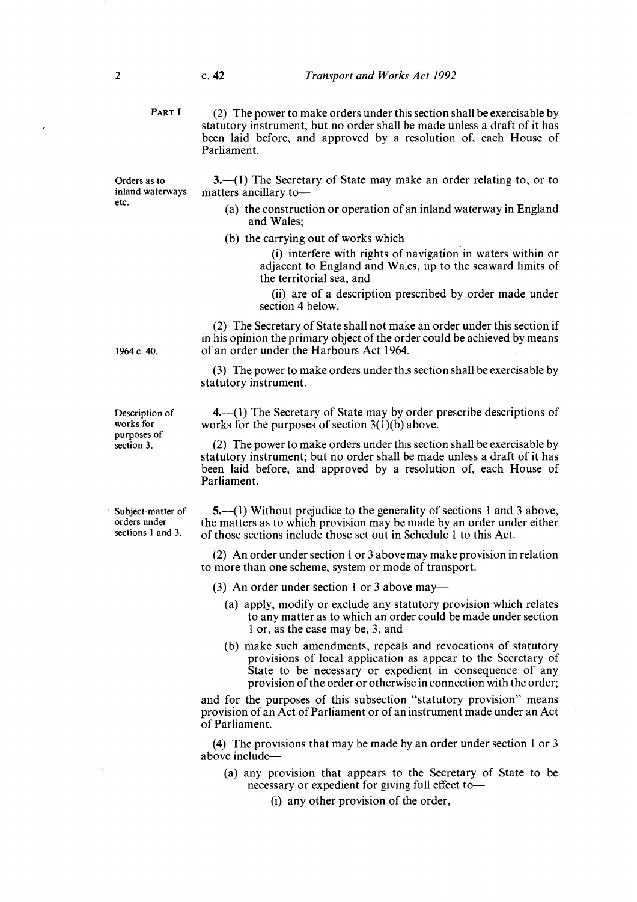(2) The power to make orders under this section shall be exercisable by statutory instrument; but no order shall be made unless a draft of it has been laid before, and approved by a resolution of, each House of Parliament.

*Orders as to inland waterways etc.*

**3.**—(1) The Secretary of State may make an order relating to, or to matters ancillary to—

- (a) the construction or operation of an inland waterway in England and Wales;
- (b) the carrying out of works which—
  - (i) interfere with rights of navigation in waters within or adjacent to England and Wales, up to the seaward limits of the territorial sea, and
  - (ii) are of a description prescribed by order made under section 4 below.

(2) The Secretary of State shall not make an order under this section if in his opinion the primary object of the order could be achieved by means of an order under the Harbours Act 1964.

*1964 c. 40.*

(3) The power to make orders under this section shall be exercisable by statutory instrument.

*Description of works for purposes of section 3.*

**4.**—(1) The Secretary of State may by order prescribe descriptions of works for the purposes of section 3(1)(b) above.

(2) The power to make orders under this section shall be exercisable by statutory instrument; but no order shall be made unless a draft of it has been laid before, and approved by a resolution of, each House of Parliament.

*Subject-matter of orders under sections 1 and 3.*

**5.**—(1) Without prejudice to the generality of sections 1 and 3 above, the matters as to which provision may be made by an order under either of those sections include those set out in Schedule 1 to this Act.

(2) An order under section 1 or 3 above may make provision in relation to more than one scheme, system or mode of transport.

(3) An order under section 1 or 3 above may—

- (a) apply, modify or exclude any statutory provision which relates to any matter as to which an order could be made under section 1 or, as the case may be, 3, and
- (b) make such amendments, repeals and revocations of statutory provisions of local application as appear to the Secretary of State to be necessary or expedient in consequence of any provision of the order or otherwise in connection with the order;

and for the purposes of this subsection "statutory provision" means provision of an Act of Parliament or of an instrument made under an Act of Parliament.

(4) The provisions that may be made by an order under section 1 or 3 above include—

- (a) any provision that appears to the Secretary of State to be necessary or expedient for giving full effect to—
  - (i) any other provision of the order,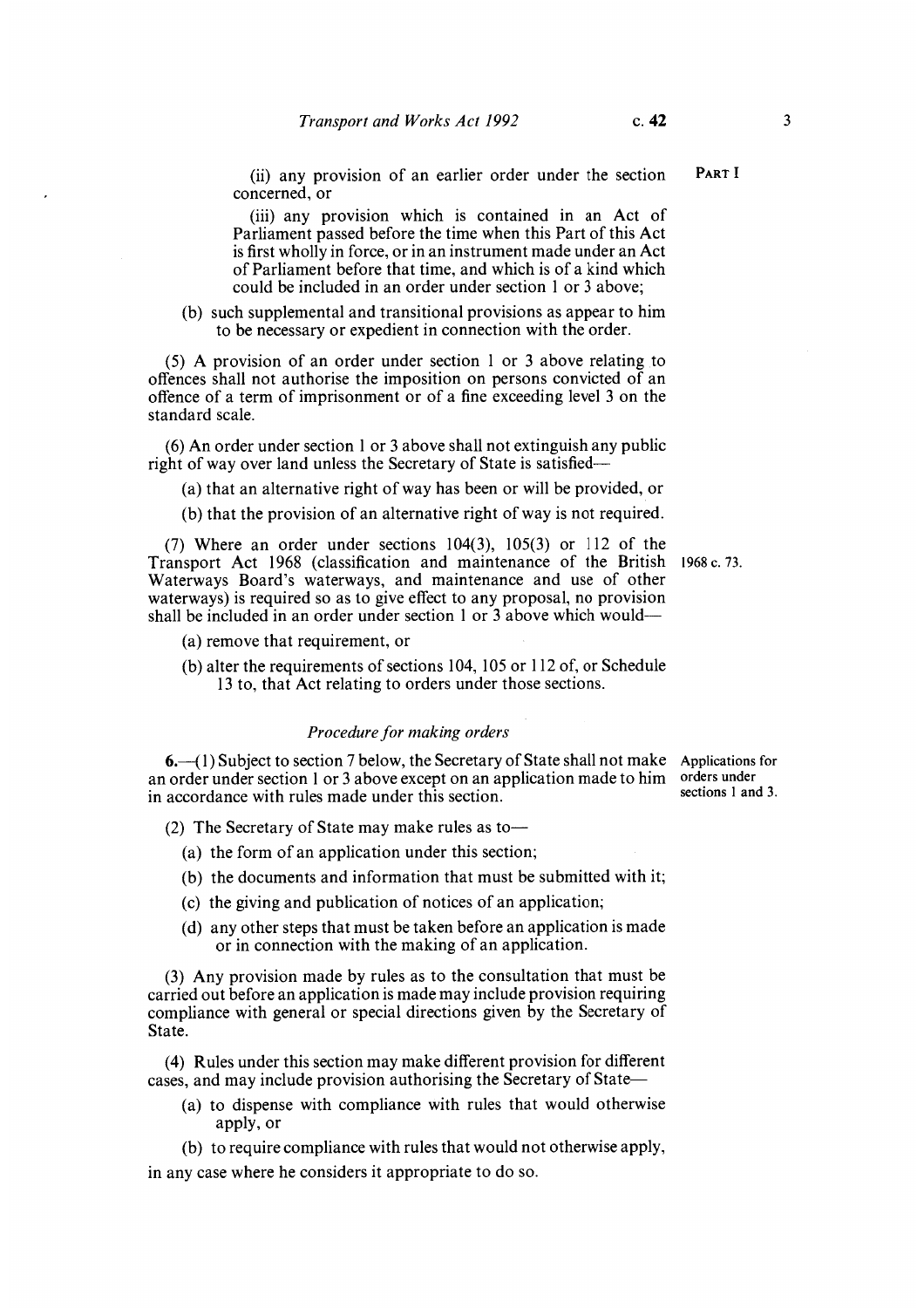(ii) any provision of an earlier order under the section concerned, or

(iii) any provision which is contained in an Act of Parliament passed before the time when this Part of this Act is first wholly in force, or in an instrument made under an Act of Parliament before that time, and which is of a kind which could be included in an order under section 1 or 3 above;

(b) such supplemental and transitional provisions as appear to him to be necessary or expedient in connection with the order.

(5) A provision of an order under section 1 or 3 above relating to offences shall not authorise the imposition on persons convicted of an offence of a term of imprisonment or of a fine exceeding level 3 on the standard scale.

(6) An order under section 1 or 3 above shall not extinguish any public right of way over land unless the Secretary of State is satisfied—

(a) that an alternative right of way has been or will be provided, or

(b) that the provision of an alternative right of way is not required.

(7) Where an order under sections 104(3), 105(3) or 112 of the Transport Act 1968 (classification and maintenance of the British Waterways Board's waterways, and maintenance and use of other waterways) is required so as to give effect to any proposal, no provision shall be included in an order under section 1 or 3 above which would—

1968 c. 73.

(a) remove that requirement, or

(b) alter the requirements of sections 104, 105 or 112 of, or Schedule 13 to, that Act relating to orders under those sections.

### *Procedure for making orders*

Applications for orders under sections 1 and 3.

**6.**—(1) Subject to section 7 below, the Secretary of State shall not make an order under section 1 or 3 above except on an application made to him in accordance with rules made under this section.

(2) The Secretary of State may make rules as to—

(a) the form of an application under this section;

(b) the documents and information that must be submitted with it;

(c) the giving and publication of notices of an application;

(d) any other steps that must be taken before an application is made or in connection with the making of an application.

(3) Any provision made by rules as to the consultation that must be carried out before an application is made may include provision requiring compliance with general or special directions given by the Secretary of State.

(4) Rules under this section may make different provision for different cases, and may include provision authorising the Secretary of State—

(a) to dispense with compliance with rules that would otherwise apply, or

(b) to require compliance with rules that would not otherwise apply,

in any case where he considers it appropriate to do so.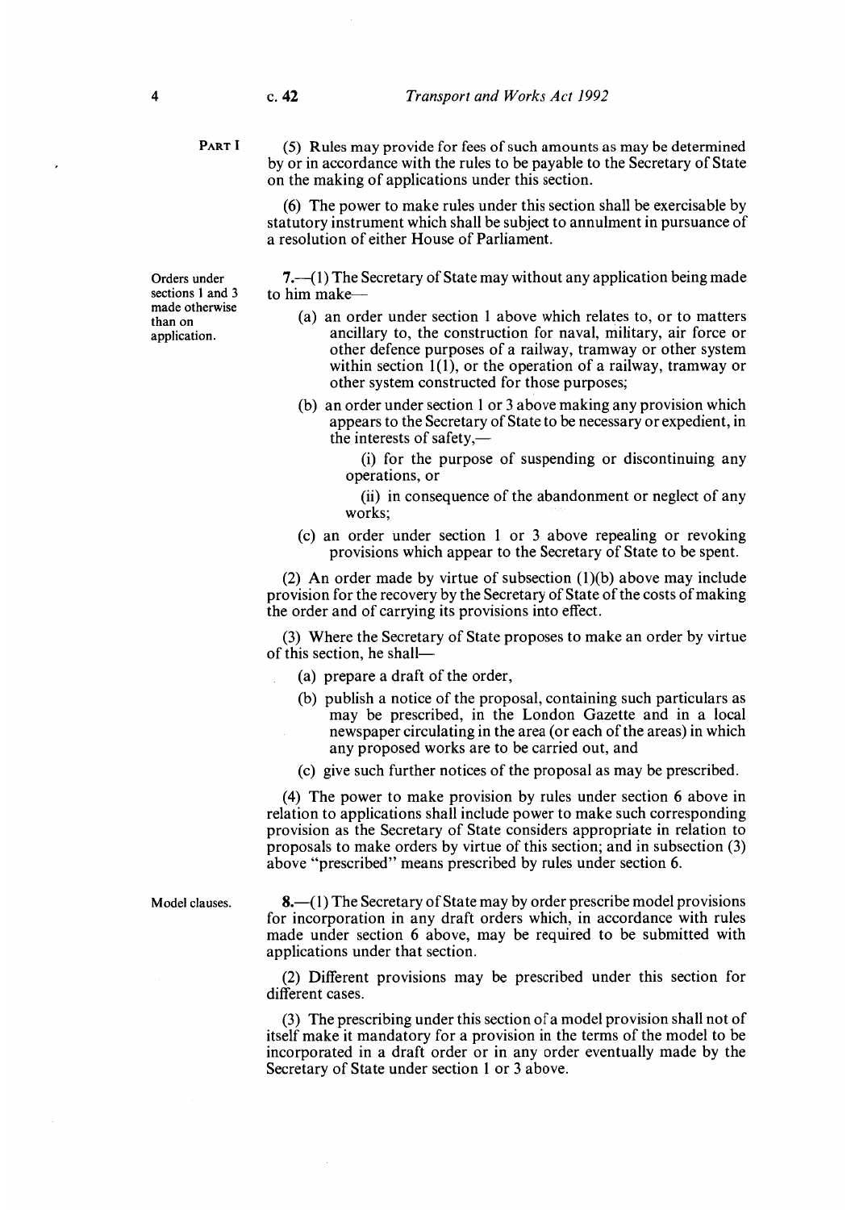PART I

(5) Rules may provide for fees of such amounts as may be determined by or in accordance with the rules to be payable to the Secretary of State on the making of applications under this section.

(6) The power to make rules under this section shall be exercisable by statutory instrument which shall be subject to annulment in pursuance of a resolution of either House of Parliament.

*Orders under sections 1 and 3 made otherwise than on application.*

**7.**—(1) The Secretary of State may without any application being made to him make—

- (a) an order under section 1 above which relates to, or to matters ancillary to, the construction for naval, military, air force or other defence purposes of a railway, tramway or other system within section 1(1), or the operation of a railway, tramway or other system constructed for those purposes;
- (b) an order under section 1 or 3 above making any provision which appears to the Secretary of State to be necessary or expedient, in the interests of safety,—
  - (i) for the purpose of suspending or discontinuing any operations, or
  - (ii) in consequence of the abandonment or neglect of any works;
- (c) an order under section 1 or 3 above repealing or revoking provisions which appear to the Secretary of State to be spent.

(2) An order made by virtue of subsection (1)(b) above may include provision for the recovery by the Secretary of State of the costs of making the order and of carrying its provisions into effect.

(3) Where the Secretary of State proposes to make an order by virtue of this section, he shall—

- (a) prepare a draft of the order,
- (b) publish a notice of the proposal, containing such particulars as may be prescribed, in the London Gazette and in a local newspaper circulating in the area (or each of the areas) in which any proposed works are to be carried out, and
- (c) give such further notices of the proposal as may be prescribed.

(4) The power to make provision by rules under section 6 above in relation to applications shall include power to make such corresponding provision as the Secretary of State considers appropriate in relation to proposals to make orders by virtue of this section; and in subsection (3) above "prescribed" means prescribed by rules under section 6.

*Model clauses.*

**8.**—(1) The Secretary of State may by order prescribe model provisions for incorporation in any draft orders which, in accordance with rules made under section 6 above, may be required to be submitted with applications under that section.

(2) Different provisions may be prescribed under this section for different cases.

(3) The prescribing under this section of a model provision shall not of itself make it mandatory for a provision in the terms of the model to be incorporated in a draft order or in any order eventually made by the Secretary of State under section 1 or 3 above.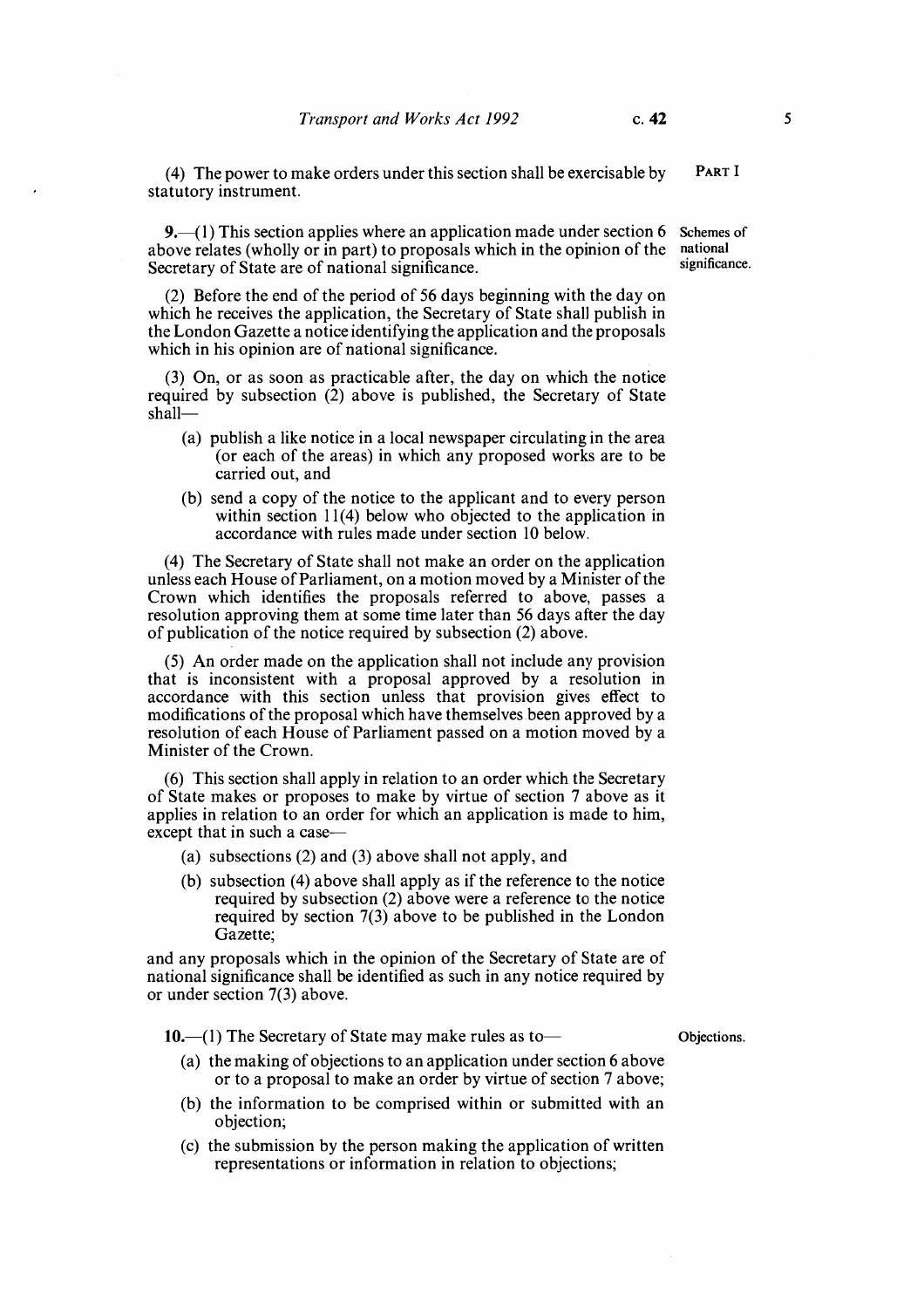(4) The power to make orders under this section shall be exercisable by statutory instrument.

**Schemes of national significance.**

**9.**—(1) This section applies where an application made under section 6 above relates (wholly or in part) to proposals which in the opinion of the Secretary of State are of national significance.

(2) Before the end of the period of 56 days beginning with the day on which he receives the application, the Secretary of State shall publish in the London Gazette a notice identifying the application and the proposals which in his opinion are of national significance.

(3) On, or as soon as practicable after, the day on which the notice required by subsection (2) above is published, the Secretary of State shall—

- (a) publish a like notice in a local newspaper circulating in the area (or each of the areas) in which any proposed works are to be carried out, and
- (b) send a copy of the notice to the applicant and to every person within section 11(4) below who objected to the application in accordance with rules made under section 10 below.

(4) The Secretary of State shall not make an order on the application unless each House of Parliament, on a motion moved by a Minister of the Crown which identifies the proposals referred to above, passes a resolution approving them at some time later than 56 days after the day of publication of the notice required by subsection (2) above.

(5) An order made on the application shall not include any provision that is inconsistent with a proposal approved by a resolution in accordance with this section unless that provision gives effect to modifications of the proposal which have themselves been approved by a resolution of each House of Parliament passed on a motion moved by a Minister of the Crown.

(6) This section shall apply in relation to an order which the Secretary of State makes or proposes to make by virtue of section 7 above as it applies in relation to an order for which an application is made to him, except that in such a case—

- (a) subsections (2) and (3) above shall not apply, and
- (b) subsection (4) above shall apply as if the reference to the notice required by subsection (2) above were a reference to the notice required by section 7(3) above to be published in the London Gazette;

and any proposals which in the opinion of the Secretary of State are of national significance shall be identified as such in any notice required by or under section 7(3) above.

**Objections.**

**10.**—(1) The Secretary of State may make rules as to—

- (a) the making of objections to an application under section 6 above or to a proposal to make an order by virtue of section 7 above;
- (b) the information to be comprised within or submitted with an objection;
- (c) the submission by the person making the application of written representations or information in relation to objections;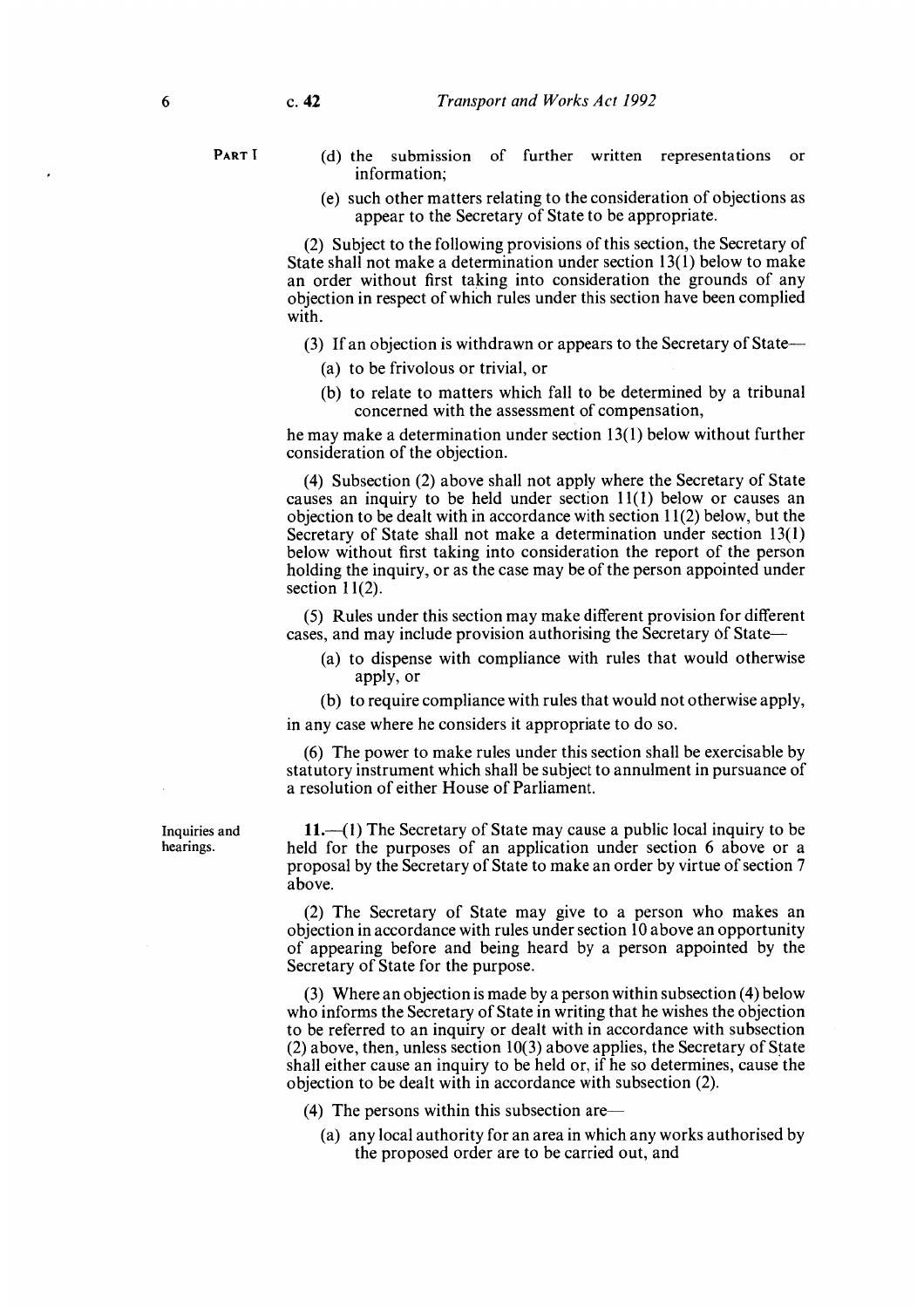(d) the submission of further written representations or information;

(e) such other matters relating to the consideration of objections as appear to the Secretary of State to be appropriate.

(2) Subject to the following provisions of this section, the Secretary of State shall not make a determination under section 13(1) below to make an order without first taking into consideration the grounds of any objection in respect of which rules under this section have been complied with.

(3) If an objection is withdrawn or appears to the Secretary of State—

(a) to be frivolous or trivial, or

(b) to relate to matters which fall to be determined by a tribunal concerned with the assessment of compensation,

he may make a determination under section 13(1) below without further consideration of the objection.

(4) Subsection (2) above shall not apply where the Secretary of State causes an inquiry to be held under section 11(1) below or causes an objection to be dealt with in accordance with section 11(2) below, but the Secretary of State shall not make a determination under section 13(1) below without first taking into consideration the report of the person holding the inquiry, or as the case may be of the person appointed under section 11(2).

(5) Rules under this section may make different provision for different cases, and may include provision authorising the Secretary of State—

(a) to dispense with compliance with rules that would otherwise apply, or

(b) to require compliance with rules that would not otherwise apply,

in any case where he considers it appropriate to do so.

(6) The power to make rules under this section shall be exercisable by statutory instrument which shall be subject to annulment in pursuance of a resolution of either House of Parliament.

**Inquiries and hearings.**

**11.**—(1) The Secretary of State may cause a public local inquiry to be held for the purposes of an application under section 6 above or a proposal by the Secretary of State to make an order by virtue of section 7 above.

(2) The Secretary of State may give to a person who makes an objection in accordance with rules under section 10 above an opportunity of appearing before and being heard by a person appointed by the Secretary of State for the purpose.

(3) Where an objection is made by a person within subsection (4) below who informs the Secretary of State in writing that he wishes the objection to be referred to an inquiry or dealt with in accordance with subsection (2) above, then, unless section 10(3) above applies, the Secretary of State shall either cause an inquiry to be held or, if he so determines, cause the objection to be dealt with in accordance with subsection (2).

(4) The persons within this subsection are—

(a) any local authority for an area in which any works authorised by the proposed order are to be carried out, and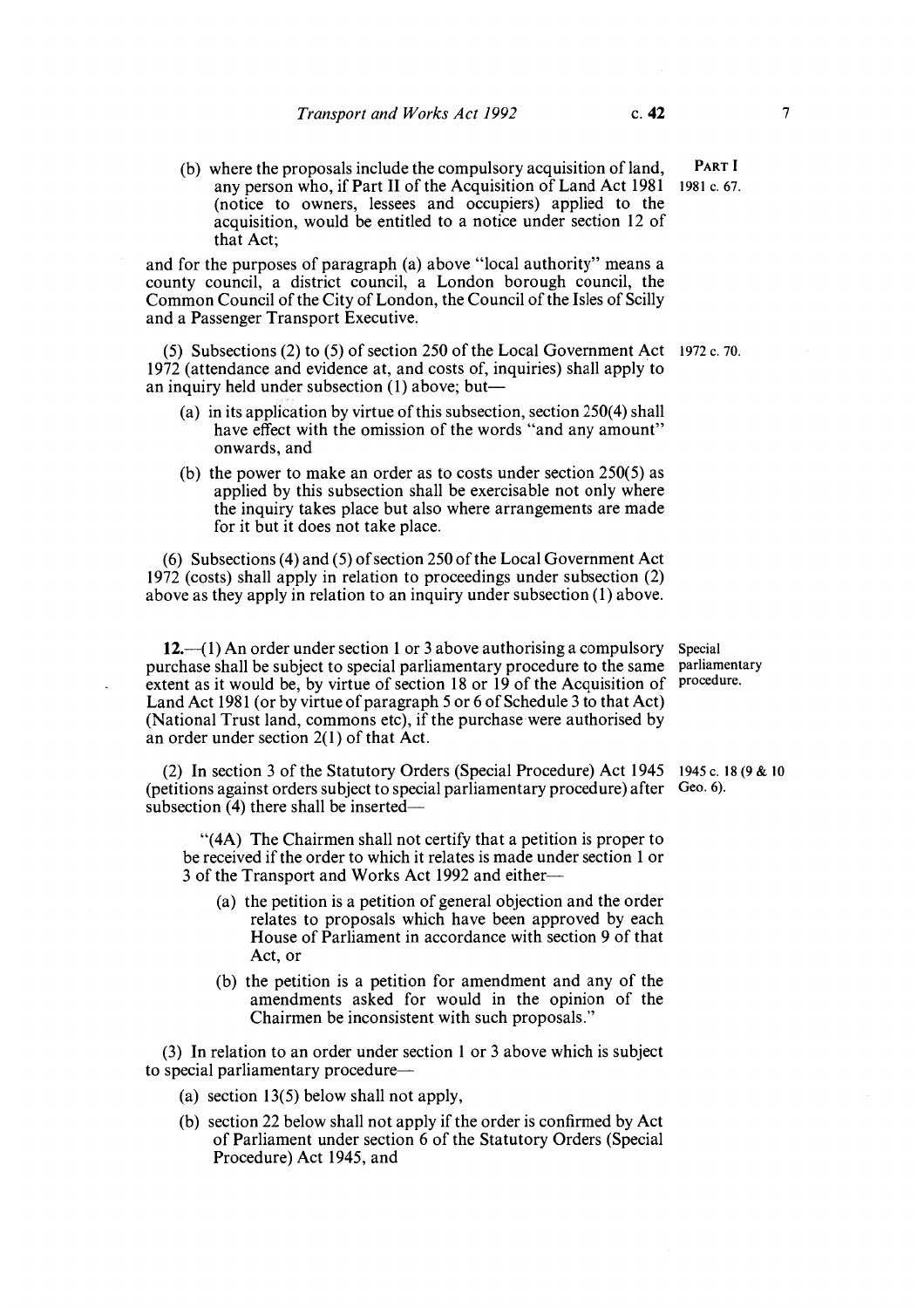(b) where the proposals include the compulsory acquisition of land, any person who, if Part II of the Acquisition of Land Act 1981 (notice to owners, lessees and occupiers) applied to the acquisition, would be entitled to a notice under section 12 of that Act;

PART I

1981 c. 67.

and for the purposes of paragraph (a) above "local authority" means a county council, a district council, a London borough council, the Common Council of the City of London, the Council of the Isles of Scilly and a Passenger Transport Executive.

(5) Subsections (2) to (5) of section 250 of the Local Government Act 1972 (attendance and evidence at, and costs of, inquiries) shall apply to an inquiry held under subsection (1) above; but—

1972 c. 70.

- (a) in its application by virtue of this subsection, section 250(4) shall have effect with the omission of the words "and any amount" onwards, and
- (b) the power to make an order as to costs under section 250(5) as applied by this subsection shall be exercisable not only where the inquiry takes place but also where arrangements are made for it but it does not take place.

(6) Subsections (4) and (5) of section 250 of the Local Government Act 1972 (costs) shall apply in relation to proceedings under subsection (2) above as they apply in relation to an inquiry under subsection (1) above.

Special parliamentary procedure.

**12.**—(1) An order under section 1 or 3 above authorising a compulsory purchase shall be subject to special parliamentary procedure to the same extent as it would be, by virtue of section 18 or 19 of the Acquisition of Land Act 1981 (or by virtue of paragraph 5 or 6 of Schedule 3 to that Act) (National Trust land, commons etc), if the purchase were authorised by an order under section 2(1) of that Act.

(2) In section 3 of the Statutory Orders (Special Procedure) Act 1945 (petitions against orders subject to special parliamentary procedure) after subsection (4) there shall be inserted—

1945 c. 18 (9 & 10 Geo. 6).

"(4A) The Chairmen shall not certify that a petition is proper to be received if the order to which it relates is made under section 1 or 3 of the Transport and Works Act 1992 and either—

- (a) the petition is a petition of general objection and the order relates to proposals which have been approved by each House of Parliament in accordance with section 9 of that Act, or
- (b) the petition is a petition for amendment and any of the amendments asked for would in the opinion of the Chairmen be inconsistent with such proposals."

(3) In relation to an order under section 1 or 3 above which is subject to special parliamentary procedure—

- (a) section 13(5) below shall not apply,
- (b) section 22 below shall not apply if the order is confirmed by Act of Parliament under section 6 of the Statutory Orders (Special Procedure) Act 1945, and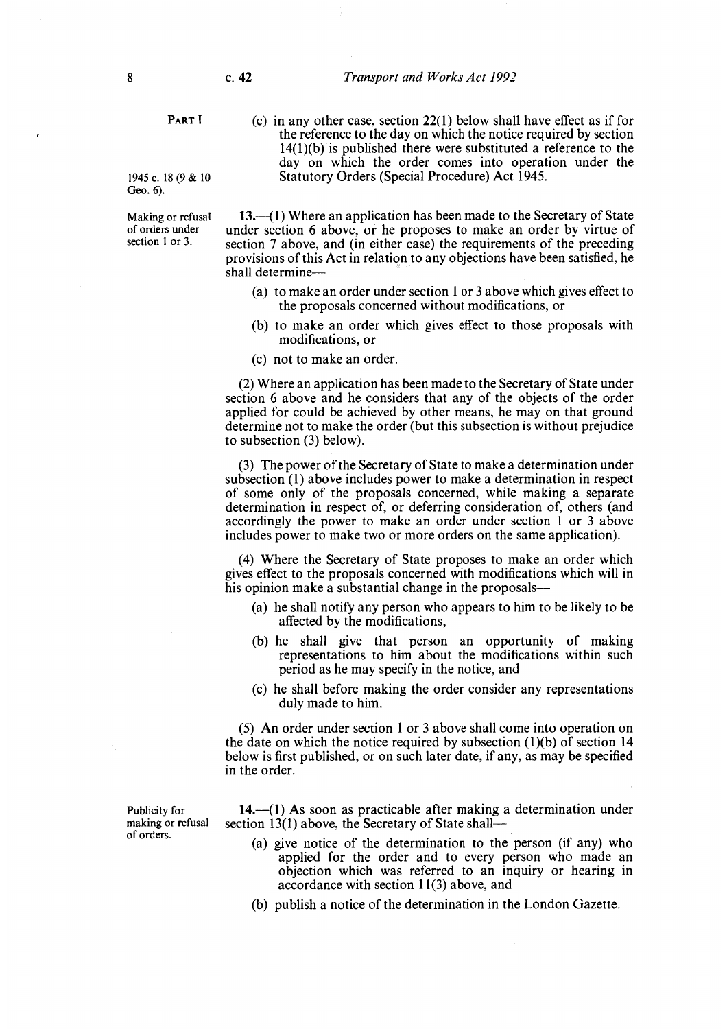(c) in any other case, section 22(1) below shall have effect as if for the reference to the day on which the notice required by section 14(1)(b) is published there were substituted a reference to the day on which the order comes into operation under the Statutory Orders (Special Procedure) Act 1945.

1945 c. 18 (9 & 10 Geo. 6).

*Making or refusal of orders under section 1 or 3.*

**13.**—(1) Where an application has been made to the Secretary of State under section 6 above, or he proposes to make an order by virtue of section 7 above, and (in either case) the requirements of the preceding provisions of this Act in relation to any objections have been satisfied, he shall determine—

- (a) to make an order under section 1 or 3 above which gives effect to the proposals concerned without modifications, or
- (b) to make an order which gives effect to those proposals with modifications, or
- (c) not to make an order.

(2) Where an application has been made to the Secretary of State under section 6 above and he considers that any of the objects of the order applied for could be achieved by other means, he may on that ground determine not to make the order (but this subsection is without prejudice to subsection (3) below).

(3) The power of the Secretary of State to make a determination under subsection (1) above includes power to make a determination in respect of some only of the proposals concerned, while making a separate determination in respect of, or deferring consideration of, others (and accordingly the power to make an order under section 1 or 3 above includes power to make two or more orders on the same application).

(4) Where the Secretary of State proposes to make an order which gives effect to the proposals concerned with modifications which will in his opinion make a substantial change in the proposals—

- (a) he shall notify any person who appears to him to be likely to be affected by the modifications,
- (b) he shall give that person an opportunity of making representations to him about the modifications within such period as he may specify in the notice, and
- (c) he shall before making the order consider any representations duly made to him.

(5) An order under section 1 or 3 above shall come into operation on the date on which the notice required by subsection (1)(b) of section 14 below is first published, or on such later date, if any, as may be specified in the order.

*Publicity for making or refusal of orders.*

**14.**—(1) As soon as practicable after making a determination under section 13(1) above, the Secretary of State shall—

- (a) give notice of the determination to the person (if any) who applied for the order and to every person who made an objection which was referred to an inquiry or hearing in accordance with section 11(3) above, and
- (b) publish a notice of the determination in the London Gazette.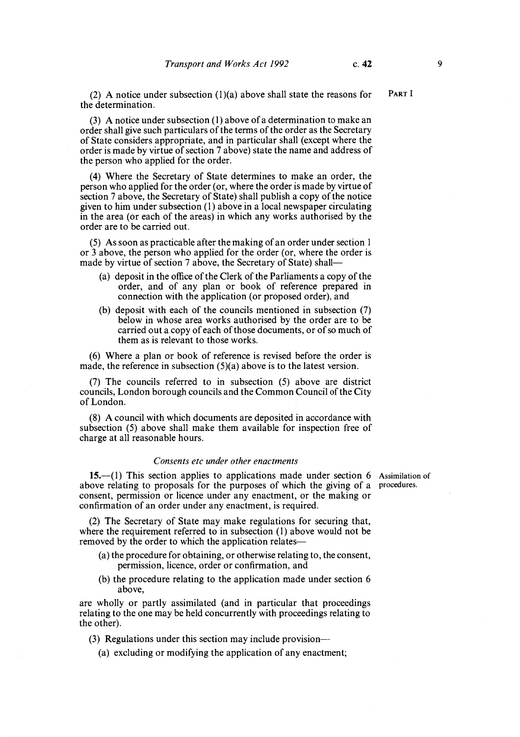(2) A notice under subsection (1)(a) above shall state the reasons for the determination.

(3) A notice under subsection (1) above of a determination to make an order shall give such particulars of the terms of the order as the Secretary of State considers appropriate, and in particular shall (except where the order is made by virtue of section 7 above) state the name and address of the person who applied for the order.

(4) Where the Secretary of State determines to make an order, the person who applied for the order (or, where the order is made by virtue of section 7 above, the Secretary of State) shall publish a copy of the notice given to him under subsection (1) above in a local newspaper circulating in the area (or each of the areas) in which any works authorised by the order are to be carried out.

(5) As soon as practicable after the making of an order under section 1 or 3 above, the person who applied for the order (or, where the order is made by virtue of section 7 above, the Secretary of State) shall—

- (a) deposit in the office of the Clerk of the Parliaments a copy of the order, and of any plan or book of reference prepared in connection with the application (or proposed order), and
- (b) deposit with each of the councils mentioned in subsection (7) below in whose area works authorised by the order are to be carried out a copy of each of those documents, or of so much of them as is relevant to those works.

(6) Where a plan or book of reference is revised before the order is made, the reference in subsection (5)(a) above is to the latest version.

(7) The councils referred to in subsection (5) above are district councils, London borough councils and the Common Council of the City of London.

(8) A council with which documents are deposited in accordance with subsection (5) above shall make them available for inspection free of charge at all reasonable hours.

### *Consents etc under other enactments*

**15.**—(1) This section applies to applications made under section 6 above relating to proposals for the purposes of which the giving of a consent, permission or licence under any enactment, or the making or confirmation of an order under any enactment, is required.

Assimilation of procedures.

(2) The Secretary of State may make regulations for securing that, where the requirement referred to in subsection (1) above would not be removed by the order to which the application relates—

- (a) the procedure for obtaining, or otherwise relating to, the consent, permission, licence, order or confirmation, and
- (b) the procedure relating to the application made under section 6 above,

are wholly or partly assimilated (and in particular that proceedings relating to the one may be held concurrently with proceedings relating to the other).

(3) Regulations under this section may include provision—

- (a) excluding or modifying the application of any enactment;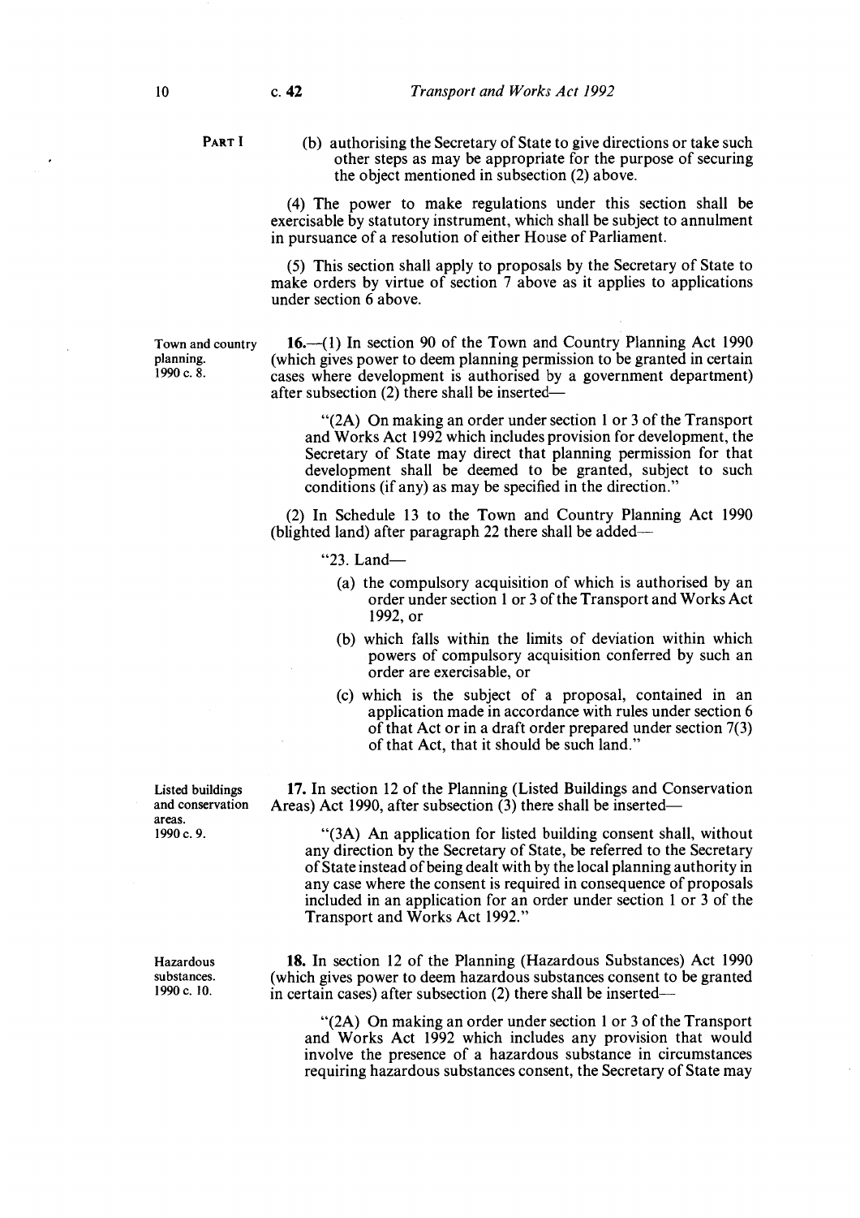PART I

(b) authorising the Secretary of State to give directions or take such other steps as may be appropriate for the purpose of securing the object mentioned in subsection (2) above.

(4) The power to make regulations under this section shall be exercisable by statutory instrument, which shall be subject to annulment in pursuance of a resolution of either House of Parliament.

(5) This section shall apply to proposals by the Secretary of State to make orders by virtue of section 7 above as it applies to applications under section 6 above.

Town and country planning. 1990 c. 8.

**16.**—(1) In section 90 of the Town and Country Planning Act 1990 (which gives power to deem planning permission to be granted in certain cases where development is authorised by a government department) after subsection (2) there shall be inserted—

"(2A) On making an order under section 1 or 3 of the Transport and Works Act 1992 which includes provision for development, the Secretary of State may direct that planning permission for that development shall be deemed to be granted, subject to such conditions (if any) as may be specified in the direction."

(2) In Schedule 13 to the Town and Country Planning Act 1990 (blighted land) after paragraph 22 there shall be added—

"23. Land—

(a) the compulsory acquisition of which is authorised by an order under section 1 or 3 of the Transport and Works Act 1992, or

(b) which falls within the limits of deviation within which powers of compulsory acquisition conferred by such an order are exercisable, or

(c) which is the subject of a proposal, contained in an application made in accordance with rules under section 6 of that Act or in a draft order prepared under section 7(3) of that Act, that it should be such land."

Listed buildings and conservation areas. 1990 c. 9.

**17.** In section 12 of the Planning (Listed Buildings and Conservation Areas) Act 1990, after subsection (3) there shall be inserted—

"(3A) An application for listed building consent shall, without any direction by the Secretary of State, be referred to the Secretary of State instead of being dealt with by the local planning authority in any case where the consent is required in consequence of proposals included in an application for an order under section 1 or 3 of the Transport and Works Act 1992."

Hazardous substances. 1990 c. 10.

**18.** In section 12 of the Planning (Hazardous Substances) Act 1990 (which gives power to deem hazardous substances consent to be granted in certain cases) after subsection (2) there shall be inserted—

"(2A) On making an order under section 1 or 3 of the Transport and Works Act 1992 which includes any provision that would involve the presence of a hazardous substance in circumstances requiring hazardous substances consent, the Secretary of State may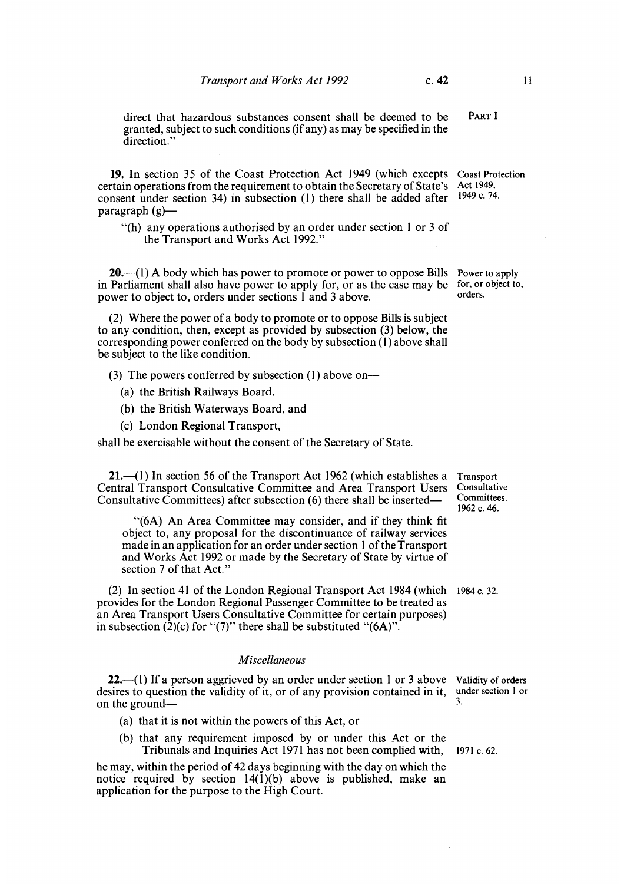direct that hazardous substances consent shall be deemed to be granted, subject to such conditions (if any) as may be specified in the direction."

PART I

Coast Protection Act 1949. 1949 c. 74.

**19.** In section 35 of the Coast Protection Act 1949 (which excepts certain operations from the requirement to obtain the Secretary of State's consent under section 34) in subsection (1) there shall be added after paragraph (g)—

> "(h) any operations authorised by an order under section 1 or 3 of the Transport and Works Act 1992."

Power to apply for, or object to, orders.

**20.**—(1) A body which has power to promote or power to oppose Bills in Parliament shall also have power to apply for, or as the case may be power to object to, orders under sections 1 and 3 above.

(2) Where the power of a body to promote or to oppose Bills is subject to any condition, then, except as provided by subsection (3) below, the corresponding power conferred on the body by subsection (1) above shall be subject to the like condition.

(3) The powers conferred by subsection (1) above on—

- (a) the British Railways Board,
- (b) the British Waterways Board, and
- (c) London Regional Transport,

shall be exercisable without the consent of the Secretary of State.

Transport Consultative Committees. 1962 c. 46.

**21.**—(1) In section 56 of the Transport Act 1962 (which establishes a Central Transport Consultative Committee and Area Transport Users Consultative Committees) after subsection (6) there shall be inserted—

> "(6A) An Area Committee may consider, and if they think fit object to, any proposal for the discontinuance of railway services made in an application for an order under section 1 of the Transport and Works Act 1992 or made by the Secretary of State by virtue of section 7 of that Act."

1984 c. 32.

(2) In section 41 of the London Regional Transport Act 1984 (which provides for the London Regional Passenger Committee to be treated as an Area Transport Users Consultative Committee for certain purposes) in subsection (2)(c) for "(7)" there shall be substituted "(6A)".

### *Miscellaneous*

Validity of orders under section 1 or 3.

**22.**—(1) If a person aggrieved by an order under section 1 or 3 above desires to question the validity of it, or of any provision contained in it, on the ground—

- (a) that it is not within the powers of this Act, or
- (b) that any requirement imposed by or under this Act or the Tribunals and Inquiries Act 1971 has not been complied with,

1971 c. 62.

he may, within the period of 42 days beginning with the day on which the notice required by section 14(1)(b) above is published, make an application for the purpose to the High Court.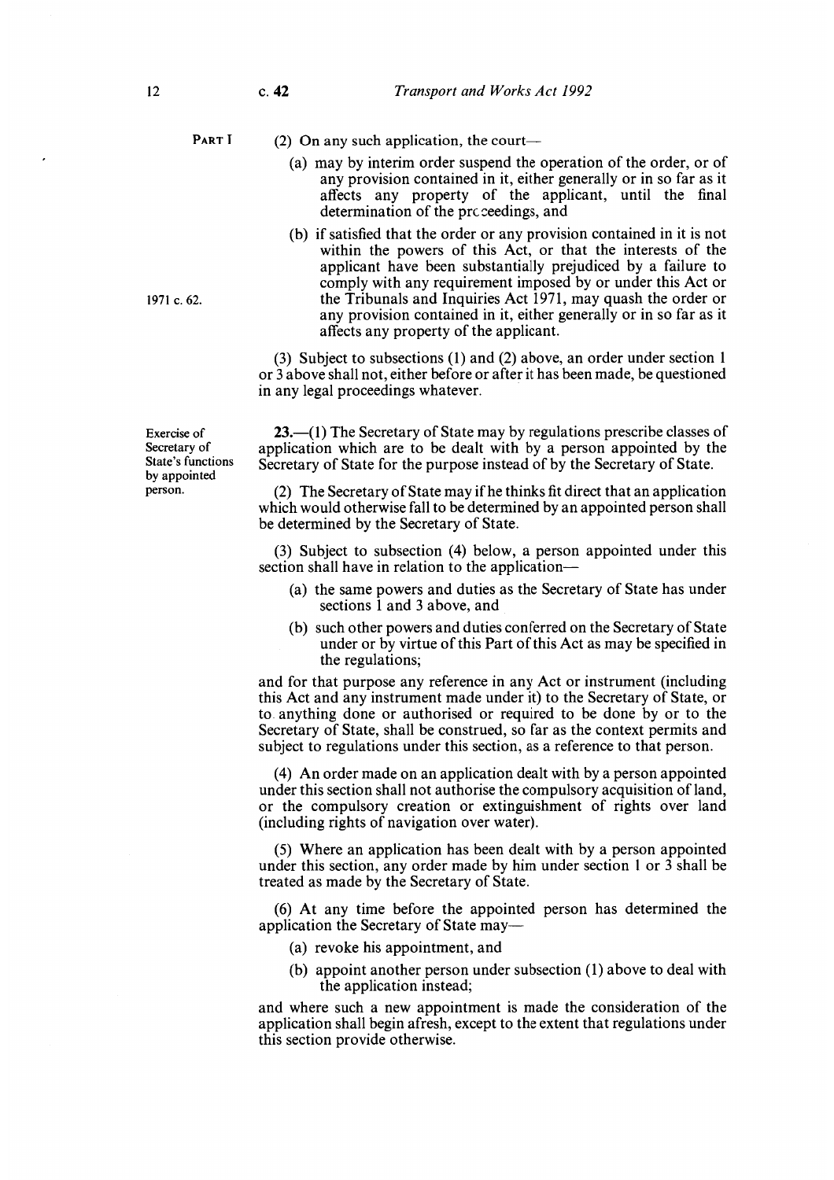(2) On any such application, the court—

(a) may by interim order suspend the operation of the order, or of any provision contained in it, either generally or in so far as it affects any property of the applicant, until the final determination of the proceedings, and

(b) if satisfied that the order or any provision contained in it is not within the powers of this Act, or that the interests of the applicant have been substantially prejudiced by a failure to comply with any requirement imposed by or under this Act or the Tribunals and Inquiries Act 1971, may quash the order or any provision contained in it, either generally or in so far as it affects any property of the applicant.

1971 c. 62.

(3) Subject to subsections (1) and (2) above, an order under section 1 or 3 above shall not, either before or after it has been made, be questioned in any legal proceedings whatever.

**Exercise of Secretary of State's functions by appointed person.**

**23.**—(1) The Secretary of State may by regulations prescribe classes of application which are to be dealt with by a person appointed by the Secretary of State for the purpose instead of by the Secretary of State.

(2) The Secretary of State may if he thinks fit direct that an application which would otherwise fall to be determined by an appointed person shall be determined by the Secretary of State.

(3) Subject to subsection (4) below, a person appointed under this section shall have in relation to the application—

(a) the same powers and duties as the Secretary of State has under sections 1 and 3 above, and

(b) such other powers and duties conferred on the Secretary of State under or by virtue of this Part of this Act as may be specified in the regulations;

and for that purpose any reference in any Act or instrument (including this Act and any instrument made under it) to the Secretary of State, or to anything done or authorised or required to be done by or to the Secretary of State, shall be construed, so far as the context permits and subject to regulations under this section, as a reference to that person.

(4) An order made on an application dealt with by a person appointed under this section shall not authorise the compulsory acquisition of land, or the compulsory creation or extinguishment of rights over land (including rights of navigation over water).

(5) Where an application has been dealt with by a person appointed under this section, any order made by him under section 1 or 3 shall be treated as made by the Secretary of State.

(6) At any time before the appointed person has determined the application the Secretary of State may—

(a) revoke his appointment, and

(b) appoint another person under subsection (1) above to deal with the application instead;

and where such a new appointment is made the consideration of the application shall begin afresh, except to the extent that regulations under this section provide otherwise.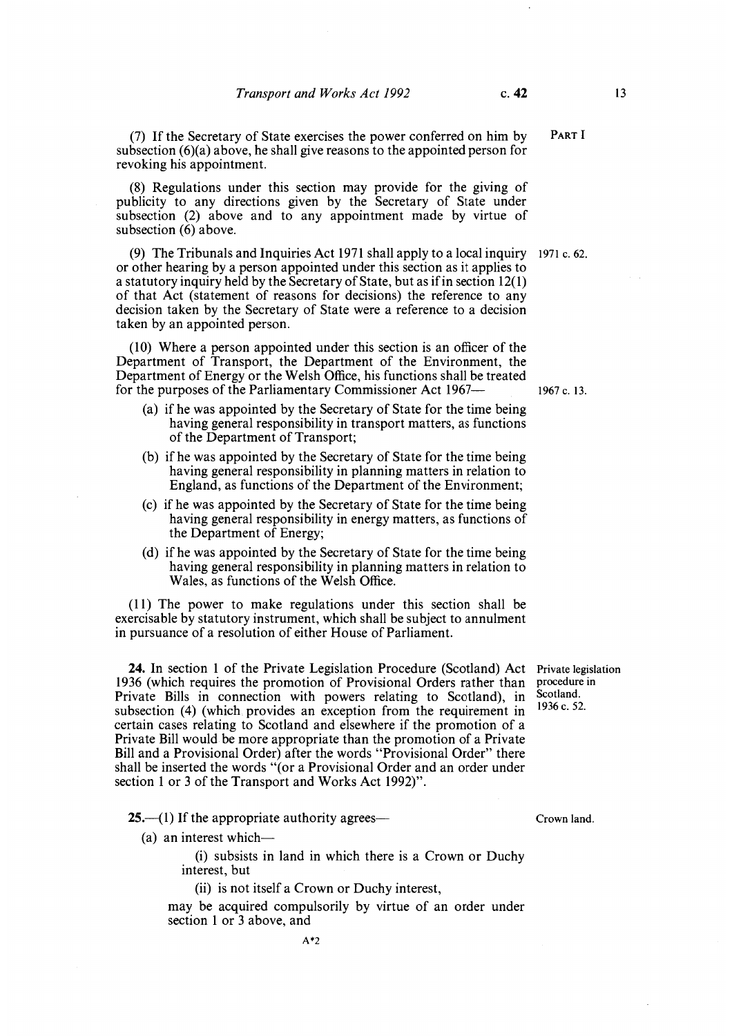(7) If the Secretary of State exercises the power conferred on him by subsection (6)(a) above, he shall give reasons to the appointed person for revoking his appointment.

(8) Regulations under this section may provide for the giving of publicity to any directions given by the Secretary of State under subsection (2) above and to any appointment made by virtue of subsection (6) above.

(9) The Tribunals and Inquiries Act 1971 shall apply to a local inquiry or other hearing by a person appointed under this section as it applies to a statutory inquiry held by the Secretary of State, but as if in section 12(1) of that Act (statement of reasons for decisions) the reference to any decision taken by the Secretary of State were a reference to a decision taken by an appointed person. 1971 c. 62.

(10) Where a person appointed under this section is an officer of the Department of Transport, the Department of the Environment, the Department of Energy or the Welsh Office, his functions shall be treated for the purposes of the Parliamentary Commissioner Act 1967— 1967 c. 13.

- (a) if he was appointed by the Secretary of State for the time being having general responsibility in transport matters, as functions of the Department of Transport;
- (b) if he was appointed by the Secretary of State for the time being having general responsibility in planning matters in relation to England, as functions of the Department of the Environment;
- (c) if he was appointed by the Secretary of State for the time being having general responsibility in energy matters, as functions of the Department of Energy;
- (d) if he was appointed by the Secretary of State for the time being having general responsibility in planning matters in relation to Wales, as functions of the Welsh Office.

(11) The power to make regulations under this section shall be exercisable by statutory instrument, which shall be subject to annulment in pursuance of a resolution of either House of Parliament.

Private legislation procedure in Scotland. 1936 c. 52.

**24.** In section 1 of the Private Legislation Procedure (Scotland) Act 1936 (which requires the promotion of Provisional Orders rather than Private Bills in connection with powers relating to Scotland), in subsection (4) (which provides an exception from the requirement in certain cases relating to Scotland and elsewhere if the promotion of a Private Bill would be more appropriate than the promotion of a Private Bill and a Provisional Order) after the words "Provisional Order" there shall be inserted the words "(or a Provisional Order and an order under section 1 or 3 of the Transport and Works Act 1992)".

Crown land.

**25.**—(1) If the appropriate authority agrees—

(a) an interest which—

(i) subsists in land in which there is a Crown or Duchy interest, but

(ii) is not itself a Crown or Duchy interest,

may be acquired compulsorily by virtue of an order under section 1 or 3 above, and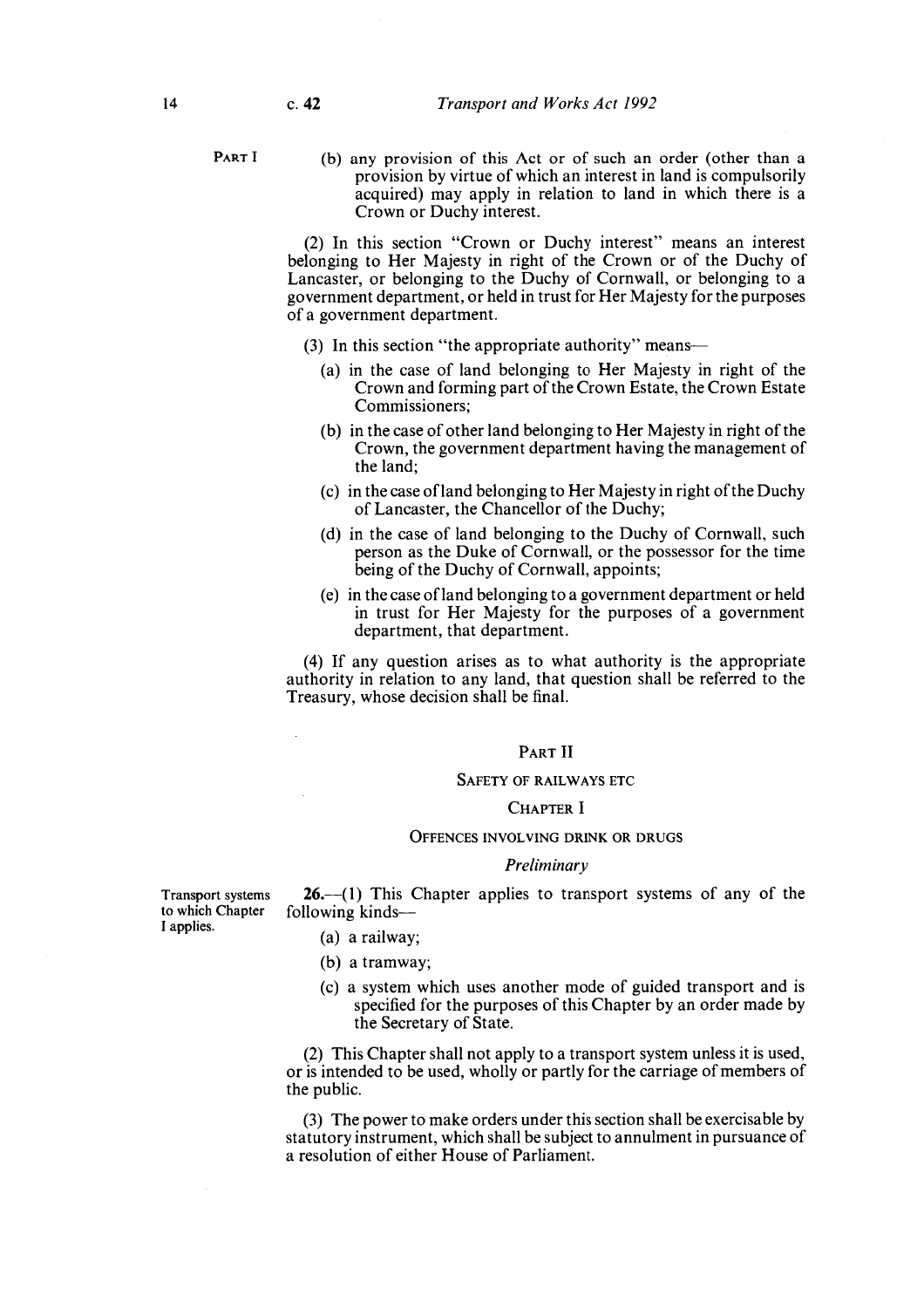(b) any provision of this Act or of such an order (other than a provision by virtue of which an interest in land is compulsorily acquired) may apply in relation to land in which there is a Crown or Duchy interest.

(2) In this section "Crown or Duchy interest" means an interest belonging to Her Majesty in right of the Crown or of the Duchy of Lancaster, or belonging to the Duchy of Cornwall, or belonging to a government department, or held in trust for Her Majesty for the purposes of a government department.

(3) In this section "the appropriate authority" means—

- (a) in the case of land belonging to Her Majesty in right of the Crown and forming part of the Crown Estate, the Crown Estate Commissioners;
- (b) in the case of other land belonging to Her Majesty in right of the Crown, the government department having the management of the land;
- (c) in the case of land belonging to Her Majesty in right of the Duchy of Lancaster, the Chancellor of the Duchy;
- (d) in the case of land belonging to the Duchy of Cornwall, such person as the Duke of Cornwall, or the possessor for the time being of the Duchy of Cornwall, appoints;
- (e) in the case of land belonging to a government department or held in trust for Her Majesty for the purposes of a government department, that department.

(4) If any question arises as to what authority is the appropriate authority in relation to any land, that question shall be referred to the Treasury, whose decision shall be final.

## PART II

### SAFETY OF RAILWAYS ETC

### CHAPTER I

### OFFENCES INVOLVING DRINK OR DRUGS

*Preliminary*

Transport systems to which Chapter I applies.

**26.**—(1) This Chapter applies to transport systems of any of the following kinds—

- (a) a railway;
- (b) a tramway;
- (c) a system which uses another mode of guided transport and is specified for the purposes of this Chapter by an order made by the Secretary of State.

(2) This Chapter shall not apply to a transport system unless it is used, or is intended to be used, wholly or partly for the carriage of members of the public.

(3) The power to make orders under this section shall be exercisable by statutory instrument, which shall be subject to annulment in pursuance of a resolution of either House of Parliament.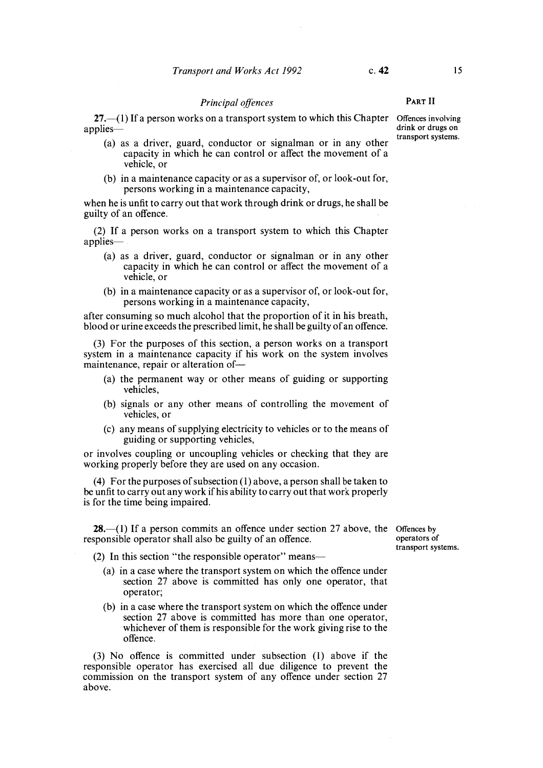*Principal offences*

PART II

Offences involving drink or drugs on transport systems.

**27.**—(1) If a person works on a transport system to which this Chapter applies—

(a) as a driver, guard, conductor or signalman or in any other capacity in which he can control or affect the movement of a vehicle, or

(b) in a maintenance capacity or as a supervisor of, or look-out for, persons working in a maintenance capacity,

when he is unfit to carry out that work through drink or drugs, he shall be guilty of an offence.

(2) If a person works on a transport system to which this Chapter applies—

(a) as a driver, guard, conductor or signalman or in any other capacity in which he can control or affect the movement of a vehicle, or

(b) in a maintenance capacity or as a supervisor of, or look-out for, persons working in a maintenance capacity,

after consuming so much alcohol that the proportion of it in his breath, blood or urine exceeds the prescribed limit, he shall be guilty of an offence.

(3) For the purposes of this section, a person works on a transport system in a maintenance capacity if his work on the system involves maintenance, repair or alteration of—

(a) the permanent way or other means of guiding or supporting vehicles,

(b) signals or any other means of controlling the movement of vehicles, or

(c) any means of supplying electricity to vehicles or to the means of guiding or supporting vehicles,

or involves coupling or uncoupling vehicles or checking that they are working properly before they are used on any occasion.

(4) For the purposes of subsection (1) above, a person shall be taken to be unfit to carry out any work if his ability to carry out that work properly is for the time being impaired.

Offences by operators of transport systems.

**28.**—(1) If a person commits an offence under section 27 above, the responsible operator shall also be guilty of an offence.

(2) In this section "the responsible operator" means—

(a) in a case where the transport system on which the offence under section 27 above is committed has only one operator, that operator;

(b) in a case where the transport system on which the offence under section 27 above is committed has more than one operator, whichever of them is responsible for the work giving rise to the offence.

(3) No offence is committed under subsection (1) above if the responsible operator has exercised all due diligence to prevent the commission on the transport system of any offence under section 27 above.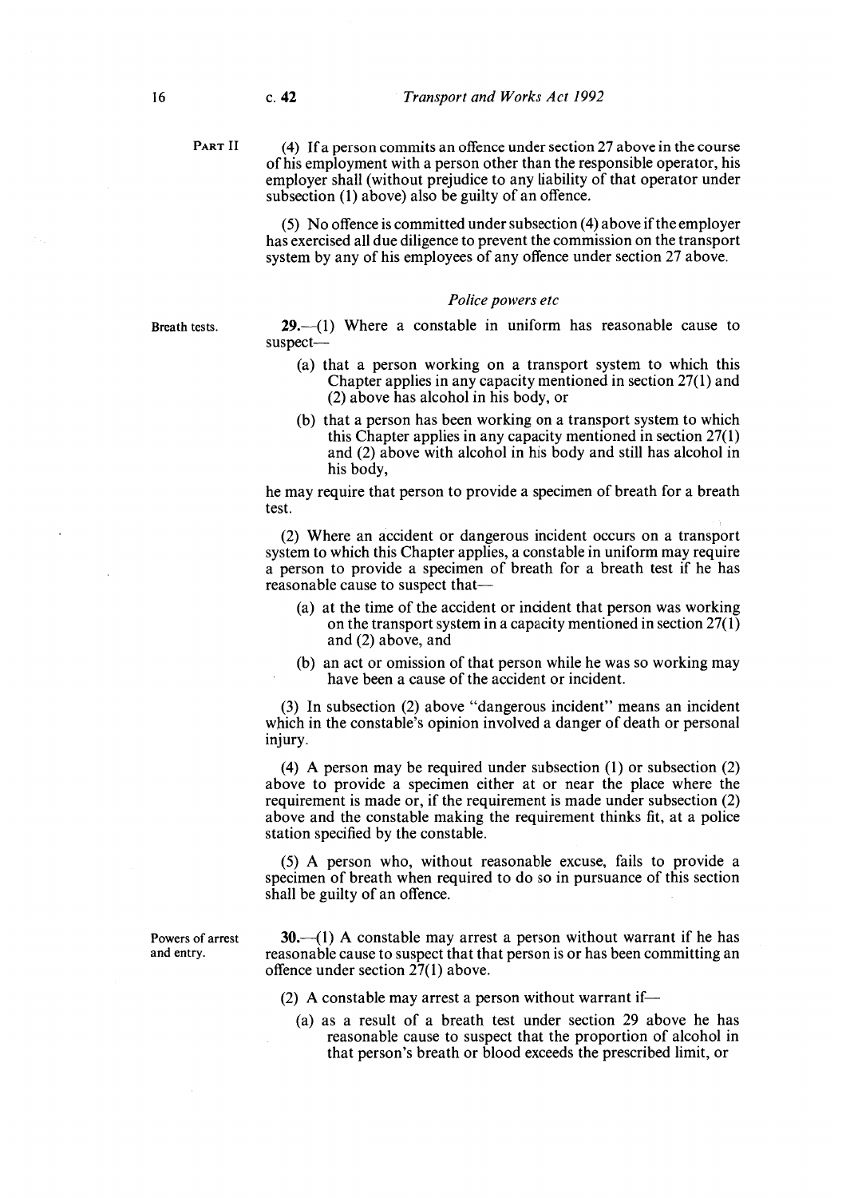(4) If a person commits an offence under section 27 above in the course of his employment with a person other than the responsible operator, his employer shall (without prejudice to any liability of that operator under subsection (1) above) also be guilty of an offence.

(5) No offence is committed under subsection (4) above if the employer has exercised all due diligence to prevent the commission on the transport system by any of his employees of any offence under section 27 above.

*Police powers etc*

Breath tests.

**29.**—(1) Where a constable in uniform has reasonable cause to suspect—

(a) that a person working on a transport system to which this Chapter applies in any capacity mentioned in section 27(1) and (2) above has alcohol in his body, or

(b) that a person has been working on a transport system to which this Chapter applies in any capacity mentioned in section 27(1) and (2) above with alcohol in his body and still has alcohol in his body,

he may require that person to provide a specimen of breath for a breath test.

(2) Where an accident or dangerous incident occurs on a transport system to which this Chapter applies, a constable in uniform may require a person to provide a specimen of breath for a breath test if he has reasonable cause to suspect that—

(a) at the time of the accident or incident that person was working on the transport system in a capacity mentioned in section 27(1) and (2) above, and

(b) an act or omission of that person while he was so working may have been a cause of the accident or incident.

(3) In subsection (2) above "dangerous incident" means an incident which in the constable's opinion involved a danger of death or personal injury.

(4) A person may be required under subsection (1) or subsection (2) above to provide a specimen either at or near the place where the requirement is made or, if the requirement is made under subsection (2) above and the constable making the requirement thinks fit, at a police station specified by the constable.

(5) A person who, without reasonable excuse, fails to provide a specimen of breath when required to do so in pursuance of this section shall be guilty of an offence.

Powers of arrest and entry.

**30.**—(1) A constable may arrest a person without warrant if he has reasonable cause to suspect that that person is or has been committing an offence under section 27(1) above.

(2) A constable may arrest a person without warrant if—

(a) as a result of a breath test under section 29 above he has reasonable cause to suspect that the proportion of alcohol in that person's breath or blood exceeds the prescribed limit, or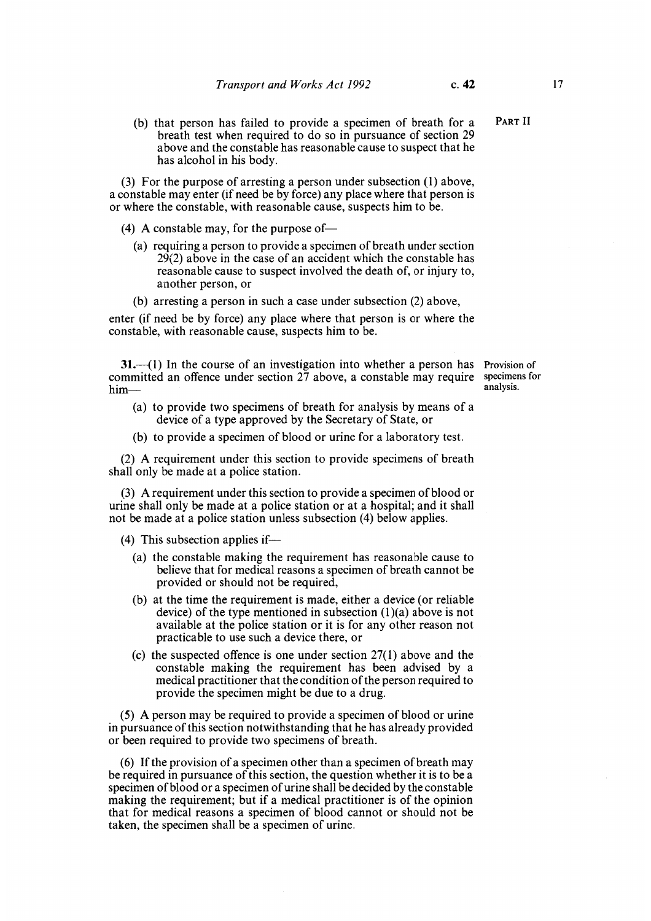(b) that person has failed to provide a specimen of breath for a breath test when required to do so in pursuance of section 29 above and the constable has reasonable cause to suspect that he has alcohol in his body.

(3) For the purpose of arresting a person under subsection (1) above, a constable may enter (if need be by force) any place where that person is or where the constable, with reasonable cause, suspects him to be.

(4) A constable may, for the purpose of—

(a) requiring a person to provide a specimen of breath under section 29(2) above in the case of an accident which the constable has reasonable cause to suspect involved the death of, or injury to, another person, or

(b) arresting a person in such a case under subsection (2) above,

enter (if need be by force) any place where that person is or where the constable, with reasonable cause, suspects him to be.

Provision of specimens for analysis.

**31.**—(1) In the course of an investigation into whether a person has committed an offence under section 27 above, a constable may require him—

(a) to provide two specimens of breath for analysis by means of a device of a type approved by the Secretary of State, or

(b) to provide a specimen of blood or urine for a laboratory test.

(2) A requirement under this section to provide specimens of breath shall only be made at a police station.

(3) A requirement under this section to provide a specimen of blood or urine shall only be made at a police station or at a hospital; and it shall not be made at a police station unless subsection (4) below applies.

(4) This subsection applies if—

(a) the constable making the requirement has reasonable cause to believe that for medical reasons a specimen of breath cannot be provided or should not be required,

(b) at the time the requirement is made, either a device (or reliable device) of the type mentioned in subsection (1)(a) above is not available at the police station or it is for any other reason not practicable to use such a device there, or

(c) the suspected offence is one under section 27(1) above and the constable making the requirement has been advised by a medical practitioner that the condition of the person required to provide the specimen might be due to a drug.

(5) A person may be required to provide a specimen of blood or urine in pursuance of this section notwithstanding that he has already provided or been required to provide two specimens of breath.

(6) If the provision of a specimen other than a specimen of breath may be required in pursuance of this section, the question whether it is to be a specimen of blood or a specimen of urine shall be decided by the constable making the requirement; but if a medical practitioner is of the opinion that for medical reasons a specimen of blood cannot or should not be taken, the specimen shall be a specimen of urine.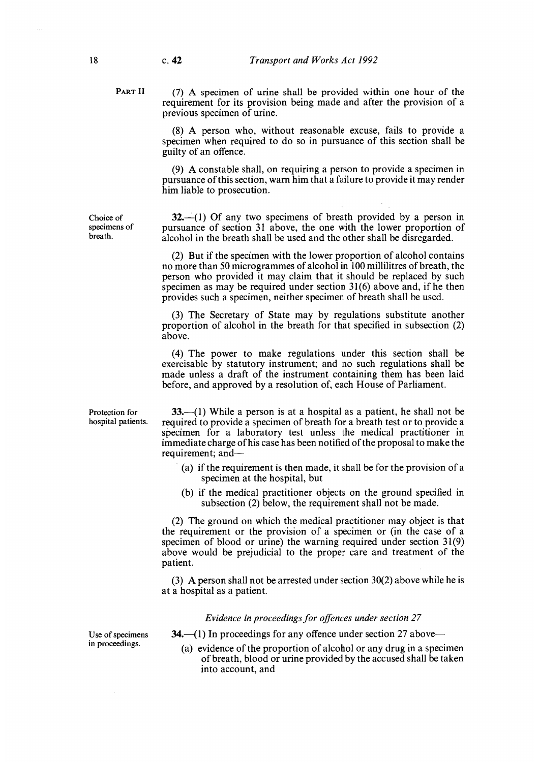PART II

(7) A specimen of urine shall be provided within one hour of the requirement for its provision being made and after the provision of a previous specimen of urine.

(8) A person who, without reasonable excuse, fails to provide a specimen when required to do so in pursuance of this section shall be guilty of an offence.

(9) A constable shall, on requiring a person to provide a specimen in pursuance of this section, warn him that a failure to provide it may render him liable to prosecution.

Choice of specimens of breath.

**32.**—(1) Of any two specimens of breath provided by a person in pursuance of section 31 above, the one with the lower proportion of alcohol in the breath shall be used and the other shall be disregarded.

(2) But if the specimen with the lower proportion of alcohol contains no more than 50 microgrammes of alcohol in 100 millilitres of breath, the person who provided it may claim that it should be replaced by such specimen as may be required under section 31(6) above and, if he then provides such a specimen, neither specimen of breath shall be used.

(3) The Secretary of State may by regulations substitute another proportion of alcohol in the breath for that specified in subsection (2) above.

(4) The power to make regulations under this section shall be exercisable by statutory instrument; and no such regulations shall be made unless a draft of the instrument containing them has been laid before, and approved by a resolution of, each House of Parliament.

Protection for hospital patients.

**33.**—(1) While a person is at a hospital as a patient, he shall not be required to provide a specimen of breath for a breath test or to provide a specimen for a laboratory test unless the medical practitioner in immediate charge of his case has been notified of the proposal to make the requirement; and—

(a) if the requirement is then made, it shall be for the provision of a specimen at the hospital, but

(b) if the medical practitioner objects on the ground specified in subsection (2) below, the requirement shall not be made.

(2) The ground on which the medical practitioner may object is that the requirement or the provision of a specimen or (in the case of a specimen of blood or urine) the warning required under section 31(9) above would be prejudicial to the proper care and treatment of the patient.

(3) A person shall not be arrested under section 30(2) above while he is at a hospital as a patient.

*Evidence in proceedings for offences under section 27*

Use of specimens in proceedings.

**34.**—(1) In proceedings for any offence under section 27 above—

(a) evidence of the proportion of alcohol or any drug in a specimen of breath, blood or urine provided by the accused shall be taken into account, and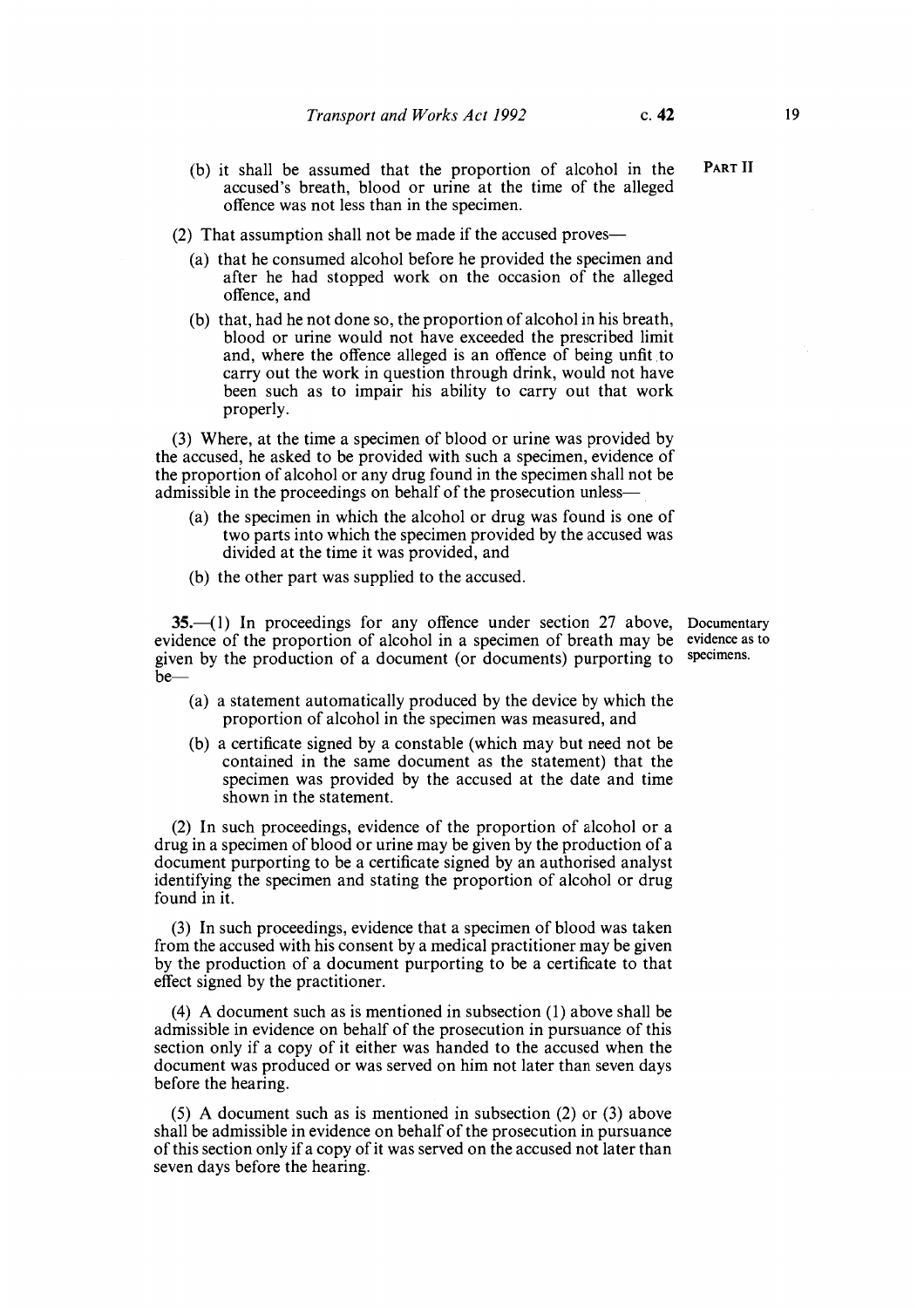(b) it shall be assumed that the proportion of alcohol in the accused's breath, blood or urine at the time of the alleged offence was not less than in the specimen.

(2) That assumption shall not be made if the accused proves—

(a) that he consumed alcohol before he provided the specimen and after he had stopped work on the occasion of the alleged offence, and

(b) that, had he not done so, the proportion of alcohol in his breath, blood or urine would not have exceeded the prescribed limit and, where the offence alleged is an offence of being unfit to carry out the work in question through drink, would not have been such as to impair his ability to carry out that work properly.

(3) Where, at the time a specimen of blood or urine was provided by the accused, he asked to be provided with such a specimen, evidence of the proportion of alcohol or any drug found in the specimen shall not be admissible in the proceedings on behalf of the prosecution unless—

(a) the specimen in which the alcohol or drug was found is one of two parts into which the specimen provided by the accused was divided at the time it was provided, and

(b) the other part was supplied to the accused.

**Documentary evidence as to specimens.**

**35.**—(1) In proceedings for any offence under section 27 above, evidence of the proportion of alcohol in a specimen of breath may be given by the production of a document (or documents) purporting to be—

(a) a statement automatically produced by the device by which the proportion of alcohol in the specimen was measured, and

(b) a certificate signed by a constable (which may but need not be contained in the same document as the statement) that the specimen was provided by the accused at the date and time shown in the statement.

(2) In such proceedings, evidence of the proportion of alcohol or a drug in a specimen of blood or urine may be given by the production of a document purporting to be a certificate signed by an authorised analyst identifying the specimen and stating the proportion of alcohol or drug found in it.

(3) In such proceedings, evidence that a specimen of blood was taken from the accused with his consent by a medical practitioner may be given by the production of a document purporting to be a certificate to that effect signed by the practitioner.

(4) A document such as is mentioned in subsection (1) above shall be admissible in evidence on behalf of the prosecution in pursuance of this section only if a copy of it either was handed to the accused when the document was produced or was served on him not later than seven days before the hearing.

(5) A document such as is mentioned in subsection (2) or (3) above shall be admissible in evidence on behalf of the prosecution in pursuance of this section only if a copy of it was served on the accused not later than seven days before the hearing.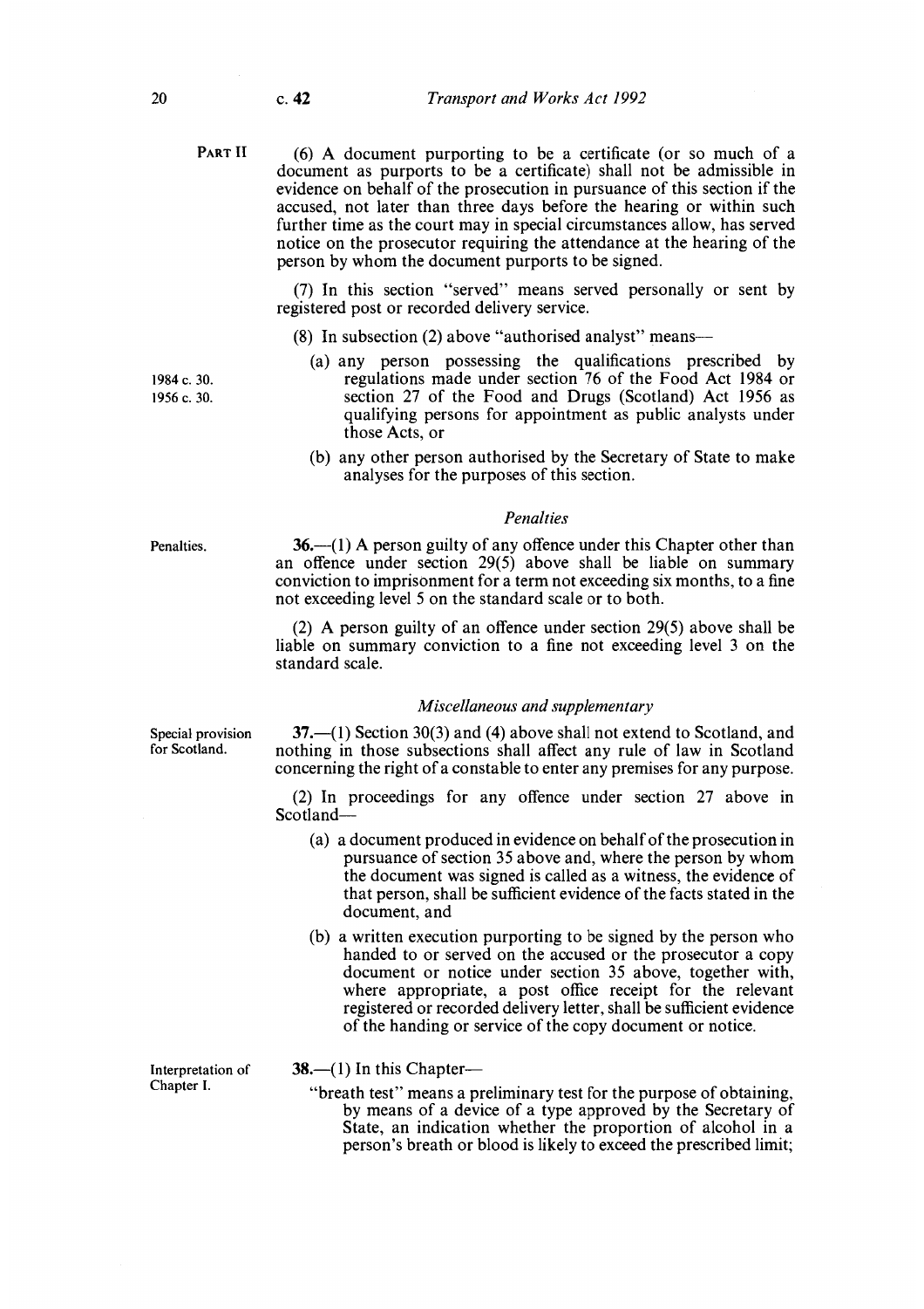PART II

(6) A document purporting to be a certificate (or so much of a document as purports to be a certificate) shall not be admissible in evidence on behalf of the prosecution in pursuance of this section if the accused, not later than three days before the hearing or within such further time as the court may in special circumstances allow, has served notice on the prosecutor requiring the attendance at the hearing of the person by whom the document purports to be signed.

(7) In this section "served" means served personally or sent by registered post or recorded delivery service.

(8) In subsection (2) above "authorised analyst" means—

1984 c. 30.
1956 c. 30.

(a) any person possessing the qualifications prescribed by regulations made under section 76 of the Food Act 1984 or section 27 of the Food and Drugs (Scotland) Act 1956 as qualifying persons for appointment as public analysts under those Acts, or

(b) any other person authorised by the Secretary of State to make analyses for the purposes of this section.

*Penalties*

Penalties.

**36.**—(1) A person guilty of any offence under this Chapter other than an offence under section 29(5) above shall be liable on summary conviction to imprisonment for a term not exceeding six months, to a fine not exceeding level 5 on the standard scale or to both.

(2) A person guilty of an offence under section 29(5) above shall be liable on summary conviction to a fine not exceeding level 3 on the standard scale.

*Miscellaneous and supplementary*

Special provision for Scotland.

**37.**—(1) Section 30(3) and (4) above shall not extend to Scotland, and nothing in those subsections shall affect any rule of law in Scotland concerning the right of a constable to enter any premises for any purpose.

(2) In proceedings for any offence under section 27 above in Scotland—

(a) a document produced in evidence on behalf of the prosecution in pursuance of section 35 above and, where the person by whom the document was signed is called as a witness, the evidence of that person, shall be sufficient evidence of the facts stated in the document, and

(b) a written execution purporting to be signed by the person who handed to or served on the accused or the prosecutor a copy document or notice under section 35 above, together with, where appropriate, a post office receipt for the relevant registered or recorded delivery letter, shall be sufficient evidence of the handing or service of the copy document or notice.

Interpretation of Chapter I.

**38.**—(1) In this Chapter—

"breath test" means a preliminary test for the purpose of obtaining, by means of a device of a type approved by the Secretary of State, an indication whether the proportion of alcohol in a person's breath or blood is likely to exceed the prescribed limit;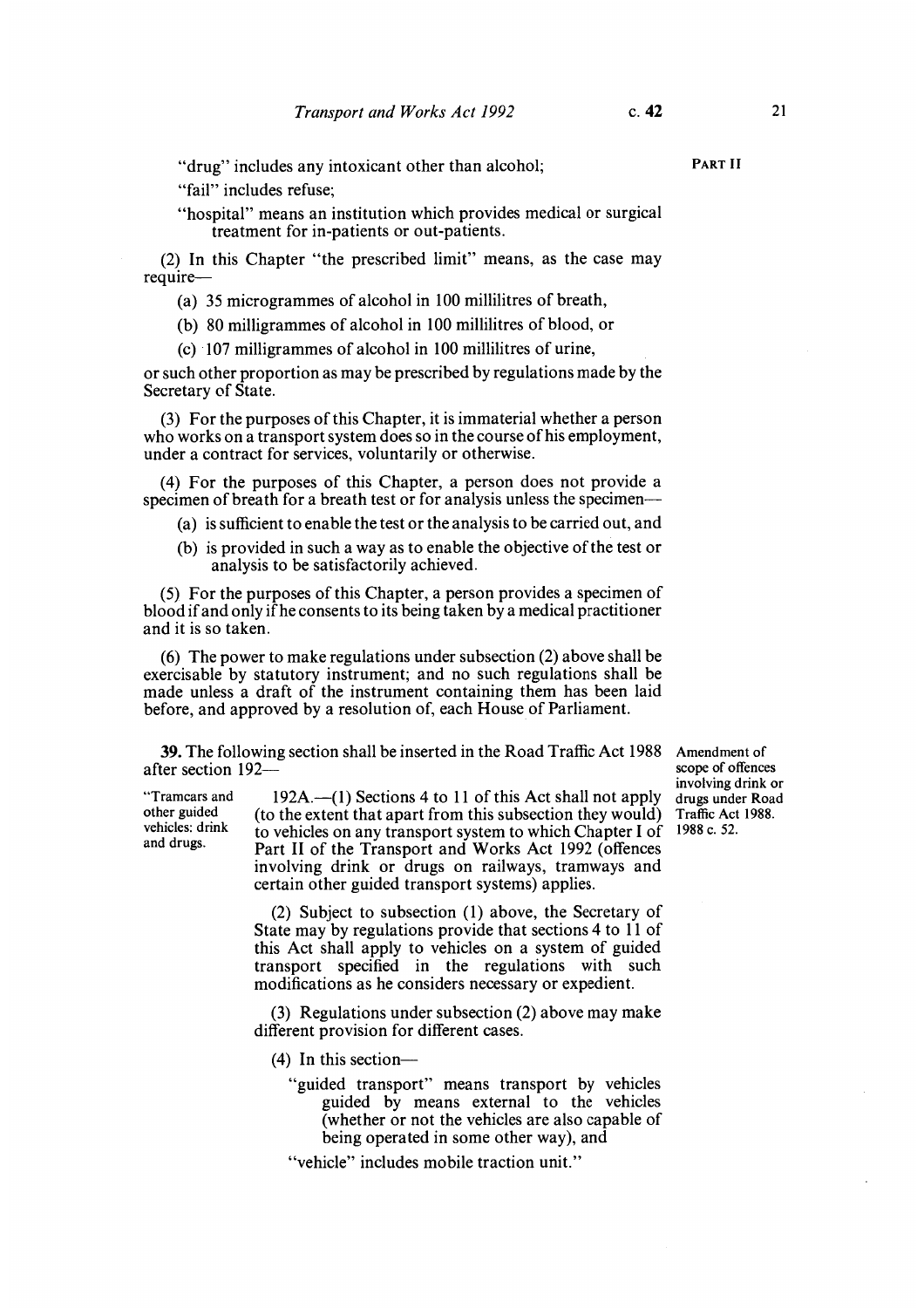"drug" includes any intoxicant other than alcohol;

"fail" includes refuse;

"hospital" means an institution which provides medical or surgical treatment for in-patients or out-patients.

(2) In this Chapter "the prescribed limit" means, as the case may require—

(a) 35 microgrammes of alcohol in 100 millilitres of breath,

(b) 80 milligrammes of alcohol in 100 millilitres of blood, or

(c) 107 milligrammes of alcohol in 100 millilitres of urine,

or such other proportion as may be prescribed by regulations made by the Secretary of State.

(3) For the purposes of this Chapter, it is immaterial whether a person who works on a transport system does so in the course of his employment, under a contract for services, voluntarily or otherwise.

(4) For the purposes of this Chapter, a person does not provide a specimen of breath for a breath test or for analysis unless the specimen—

(a) is sufficient to enable the test or the analysis to be carried out, and

(b) is provided in such a way as to enable the objective of the test or analysis to be satisfactorily achieved.

(5) For the purposes of this Chapter, a person provides a specimen of blood if and only if he consents to its being taken by a medical practitioner and it is so taken.

(6) The power to make regulations under subsection (2) above shall be exercisable by statutory instrument; and no such regulations shall be made unless a draft of the instrument containing them has been laid before, and approved by a resolution of, each House of Parliament.

Amendment of scope of offences involving drink or drugs under Road Traffic Act 1988. 1988 c. 52.

**39.** The following section shall be inserted in the Road Traffic Act 1988 after section 192—

"Tramcars and other guided vehicles: drink and drugs.

192A.—(1) Sections 4 to 11 of this Act shall not apply (to the extent that apart from this subsection they would) to vehicles on any transport system to which Chapter I of Part II of the Transport and Works Act 1992 (offences involving drink or drugs on railways, tramways and certain other guided transport systems) applies.

(2) Subject to subsection (1) above, the Secretary of State may by regulations provide that sections 4 to 11 of this Act shall apply to vehicles on a system of guided transport specified in the regulations with such modifications as he considers necessary or expedient.

(3) Regulations under subsection (2) above may make different provision for different cases.

(4) In this section—

"guided transport" means transport by vehicles guided by means external to the vehicles (whether or not the vehicles are also capable of being operated in some other way), and

"vehicle" includes mobile traction unit."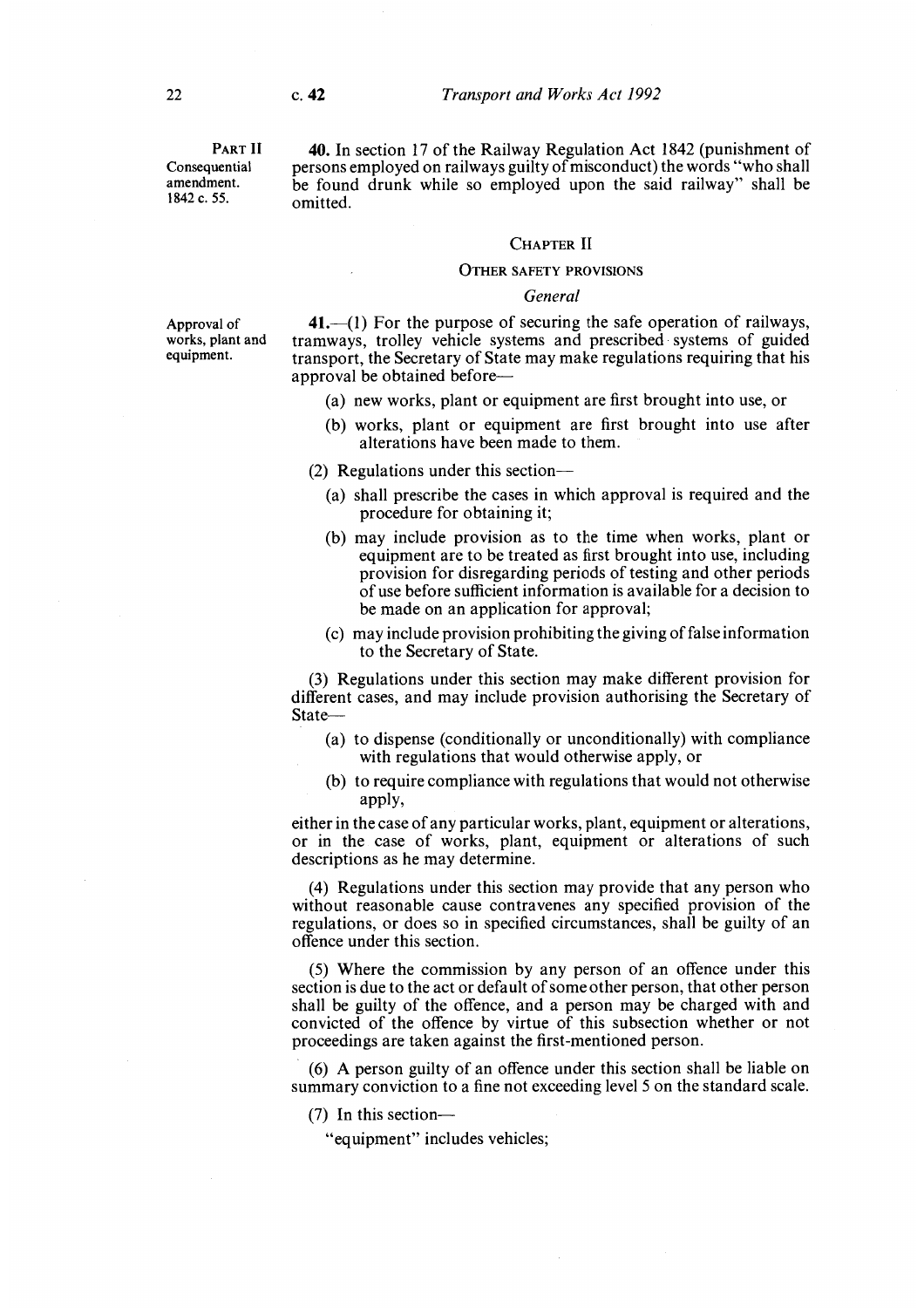PART II
Consequential amendment.
1842 c. 55.

**40.** In section 17 of the Railway Regulation Act 1842 (punishment of persons employed on railways guilty of misconduct) the words "who shall be found drunk while so employed upon the said railway" shall be omitted.

## CHAPTER II

### OTHER SAFETY PROVISIONS

*General*

Approval of works, plant and equipment.

**41.**—(1) For the purpose of securing the safe operation of railways, tramways, trolley vehicle systems and prescribed systems of guided transport, the Secretary of State may make regulations requiring that his approval be obtained before—

(a) new works, plant or equipment are first brought into use, or

(b) works, plant or equipment are first brought into use after alterations have been made to them.

(2) Regulations under this section—

(a) shall prescribe the cases in which approval is required and the procedure for obtaining it;

(b) may include provision as to the time when works, plant or equipment are to be treated as first brought into use, including provision for disregarding periods of testing and other periods of use before sufficient information is available for a decision to be made on an application for approval;

(c) may include provision prohibiting the giving of false information to the Secretary of State.

(3) Regulations under this section may make different provision for different cases, and may include provision authorising the Secretary of State—

(a) to dispense (conditionally or unconditionally) with compliance with regulations that would otherwise apply, or

(b) to require compliance with regulations that would not otherwise apply,

either in the case of any particular works, plant, equipment or alterations, or in the case of works, plant, equipment or alterations of such descriptions as he may determine.

(4) Regulations under this section may provide that any person who without reasonable cause contravenes any specified provision of the regulations, or does so in specified circumstances, shall be guilty of an offence under this section.

(5) Where the commission by any person of an offence under this section is due to the act or default of some other person, that other person shall be guilty of the offence, and a person may be charged with and convicted of the offence by virtue of this subsection whether or not proceedings are taken against the first-mentioned person.

(6) A person guilty of an offence under this section shall be liable on summary conviction to a fine not exceeding level 5 on the standard scale.

(7) In this section—

"equipment" includes vehicles;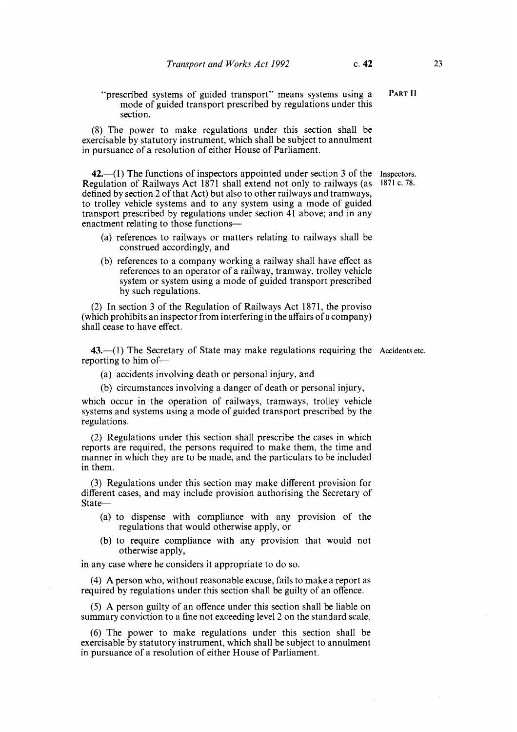"prescribed systems of guided transport" means systems using a mode of guided transport prescribed by regulations under this section.

(8) The power to make regulations under this section shall be exercisable by statutory instrument, which shall be subject to annulment in pursuance of a resolution of either House of Parliament.

**Inspectors.** 1871 c. 78.

**42.**—(1) The functions of inspectors appointed under section 3 of the Regulation of Railways Act 1871 shall extend not only to railways (as defined by section 2 of that Act) but also to other railways and tramways, to trolley vehicle systems and to any system using a mode of guided transport prescribed by regulations under section 41 above; and in any enactment relating to those functions—

(a) references to railways or matters relating to railways shall be construed accordingly, and

(b) references to a company working a railway shall have effect as references to an operator of a railway, tramway, trolley vehicle system or system using a mode of guided transport prescribed by such regulations.

(2) In section 3 of the Regulation of Railways Act 1871, the proviso (which prohibits an inspector from interfering in the affairs of a company) shall cease to have effect.

**Accidents etc.**

**43.**—(1) The Secretary of State may make regulations requiring the reporting to him of—

(a) accidents involving death or personal injury, and

(b) circumstances involving a danger of death or personal injury,

which occur in the operation of railways, tramways, trolley vehicle systems and systems using a mode of guided transport prescribed by the regulations.

(2) Regulations under this section shall prescribe the cases in which reports are required, the persons required to make them, the time and manner in which they are to be made, and the particulars to be included in them.

(3) Regulations under this section may make different provision for different cases, and may include provision authorising the Secretary of State—

(a) to dispense with compliance with any provision of the regulations that would otherwise apply, or

(b) to require compliance with any provision that would not otherwise apply,

in any case where he considers it appropriate to do so.

(4) A person who, without reasonable excuse, fails to make a report as required by regulations under this section shall be guilty of an offence.

(5) A person guilty of an offence under this section shall be liable on summary conviction to a fine not exceeding level 2 on the standard scale.

(6) The power to make regulations under this section shall be exercisable by statutory instrument, which shall be subject to annulment in pursuance of a resolution of either House of Parliament.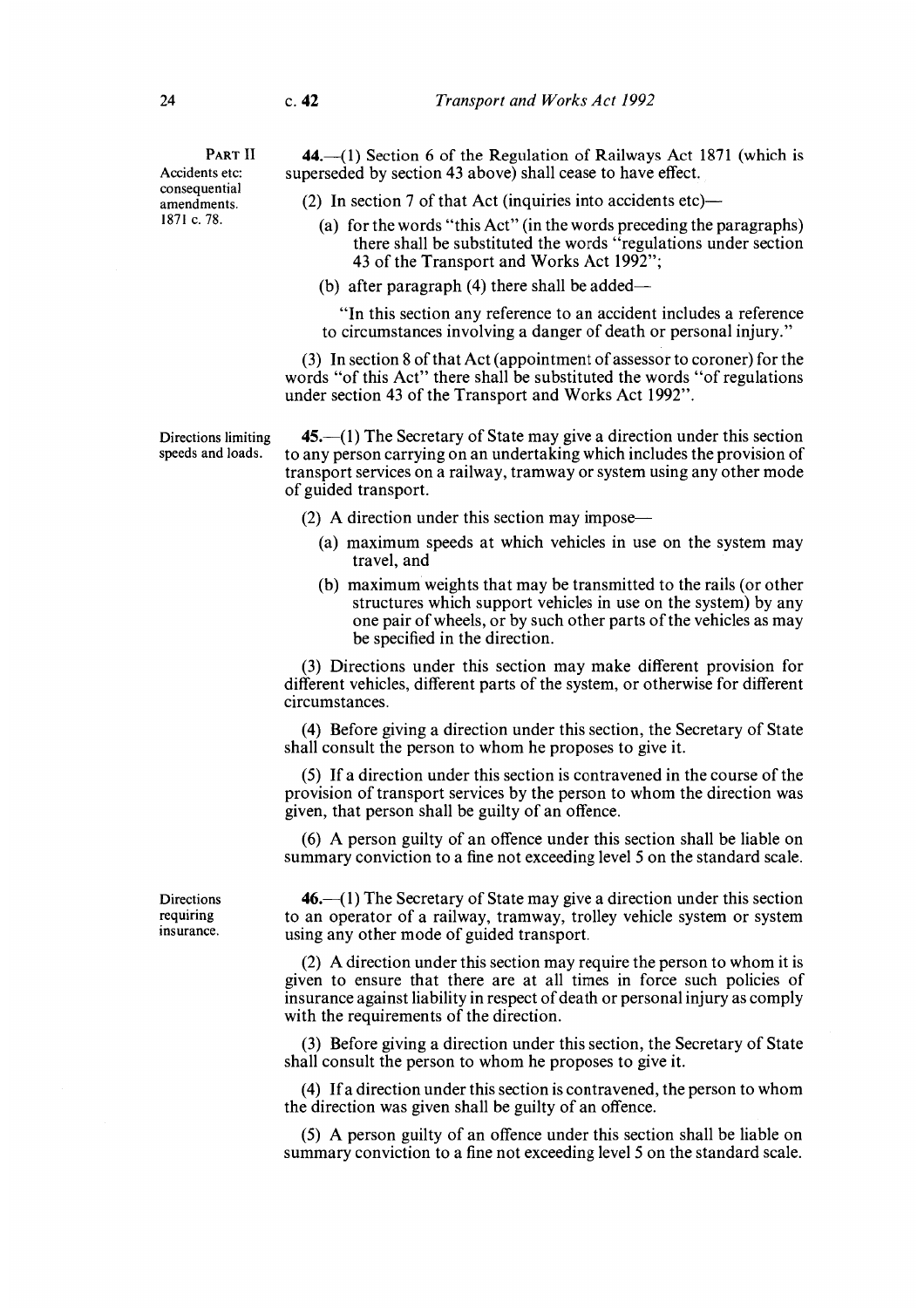PART II

**Accidents etc: consequential amendments. 1871 c. 78.**

**44.**—(1) Section 6 of the Regulation of Railways Act 1871 (which is superseded by section 43 above) shall cease to have effect.

(2) In section 7 of that Act (inquiries into accidents etc)—

- (a) for the words "this Act" (in the words preceding the paragraphs) there shall be substituted the words "regulations under section 43 of the Transport and Works Act 1992";
- (b) after paragraph (4) there shall be added—

"In this section any reference to an accident includes a reference to circumstances involving a danger of death or personal injury."

(3) In section 8 of that Act (appointment of assessor to coroner) for the words "of this Act" there shall be substituted the words "of regulations under section 43 of the Transport and Works Act 1992".

**Directions limiting speeds and loads.**

**45.**—(1) The Secretary of State may give a direction under this section to any person carrying on an undertaking which includes the provision of transport services on a railway, tramway or system using any other mode of guided transport.

(2) A direction under this section may impose—

- (a) maximum speeds at which vehicles in use on the system may travel, and
- (b) maximum weights that may be transmitted to the rails (or other structures which support vehicles in use on the system) by any one pair of wheels, or by such other parts of the vehicles as may be specified in the direction.

(3) Directions under this section may make different provision for different vehicles, different parts of the system, or otherwise for different circumstances.

(4) Before giving a direction under this section, the Secretary of State shall consult the person to whom he proposes to give it.

(5) If a direction under this section is contravened in the course of the provision of transport services by the person to whom the direction was given, that person shall be guilty of an offence.

(6) A person guilty of an offence under this section shall be liable on summary conviction to a fine not exceeding level 5 on the standard scale.

**Directions requiring insurance.**

**46.**—(1) The Secretary of State may give a direction under this section to an operator of a railway, tramway, trolley vehicle system or system using any other mode of guided transport.

(2) A direction under this section may require the person to whom it is given to ensure that there are at all times in force such policies of insurance against liability in respect of death or personal injury as comply with the requirements of the direction.

(3) Before giving a direction under this section, the Secretary of State shall consult the person to whom he proposes to give it.

(4) If a direction under this section is contravened, the person to whom the direction was given shall be guilty of an offence.

(5) A person guilty of an offence under this section shall be liable on summary conviction to a fine not exceeding level 5 on the standard scale.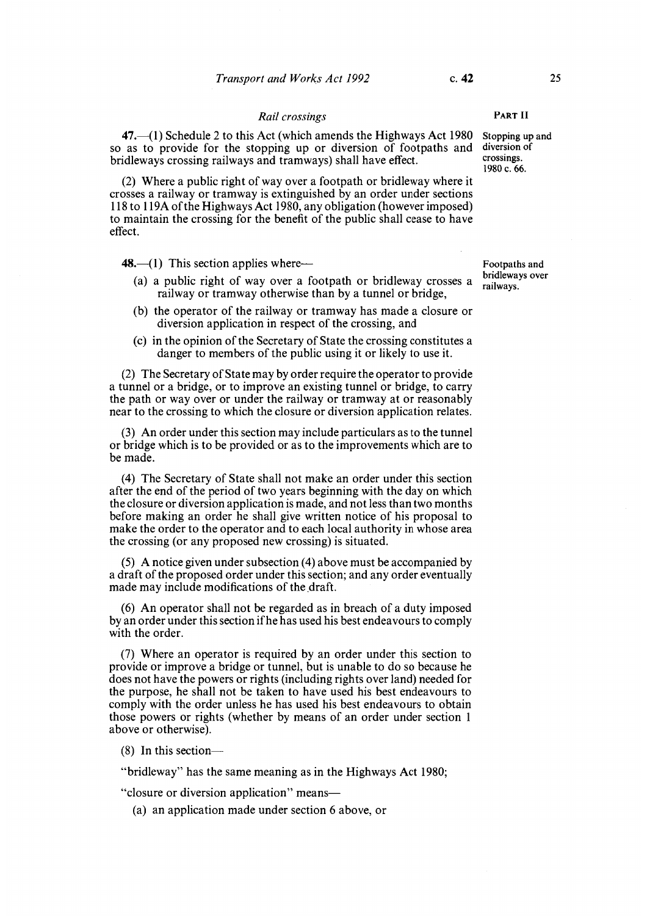PART II

### *Rail crossings*

**Stopping up and diversion of crossings. 1980 c. 66.**

**47.**—(1) Schedule 2 to this Act (which amends the Highways Act 1980 so as to provide for the stopping up or diversion of footpaths and bridleways crossing railways and tramways) shall have effect.

(2) Where a public right of way over a footpath or bridleway where it crosses a railway or tramway is extinguished by an order under sections 118 to 119A of the Highways Act 1980, any obligation (however imposed) to maintain the crossing for the benefit of the public shall cease to have effect.

**Footpaths and bridleways over railways.**

**48.**—(1) This section applies where—

(a) a public right of way over a footpath or bridleway crosses a railway or tramway otherwise than by a tunnel or bridge,

(b) the operator of the railway or tramway has made a closure or diversion application in respect of the crossing, and

(c) in the opinion of the Secretary of State the crossing constitutes a danger to members of the public using it or likely to use it.

(2) The Secretary of State may by order require the operator to provide a tunnel or a bridge, or to improve an existing tunnel or bridge, to carry the path or way over or under the railway or tramway at or reasonably near to the crossing to which the closure or diversion application relates.

(3) An order under this section may include particulars as to the tunnel or bridge which is to be provided or as to the improvements which are to be made.

(4) The Secretary of State shall not make an order under this section after the end of the period of two years beginning with the day on which the closure or diversion application is made, and not less than two months before making an order he shall give written notice of his proposal to make the order to the operator and to each local authority in whose area the crossing (or any proposed new crossing) is situated.

(5) A notice given under subsection (4) above must be accompanied by a draft of the proposed order under this section; and any order eventually made may include modifications of the draft.

(6) An operator shall not be regarded as in breach of a duty imposed by an order under this section if he has used his best endeavours to comply with the order.

(7) Where an operator is required by an order under this section to provide or improve a bridge or tunnel, but is unable to do so because he does not have the powers or rights (including rights over land) needed for the purpose, he shall not be taken to have used his best endeavours to comply with the order unless he has used his best endeavours to obtain those powers or rights (whether by means of an order under section 1 above or otherwise).

(8) In this section—

"bridleway" has the same meaning as in the Highways Act 1980;

"closure or diversion application" means—

(a) an application made under section 6 above, or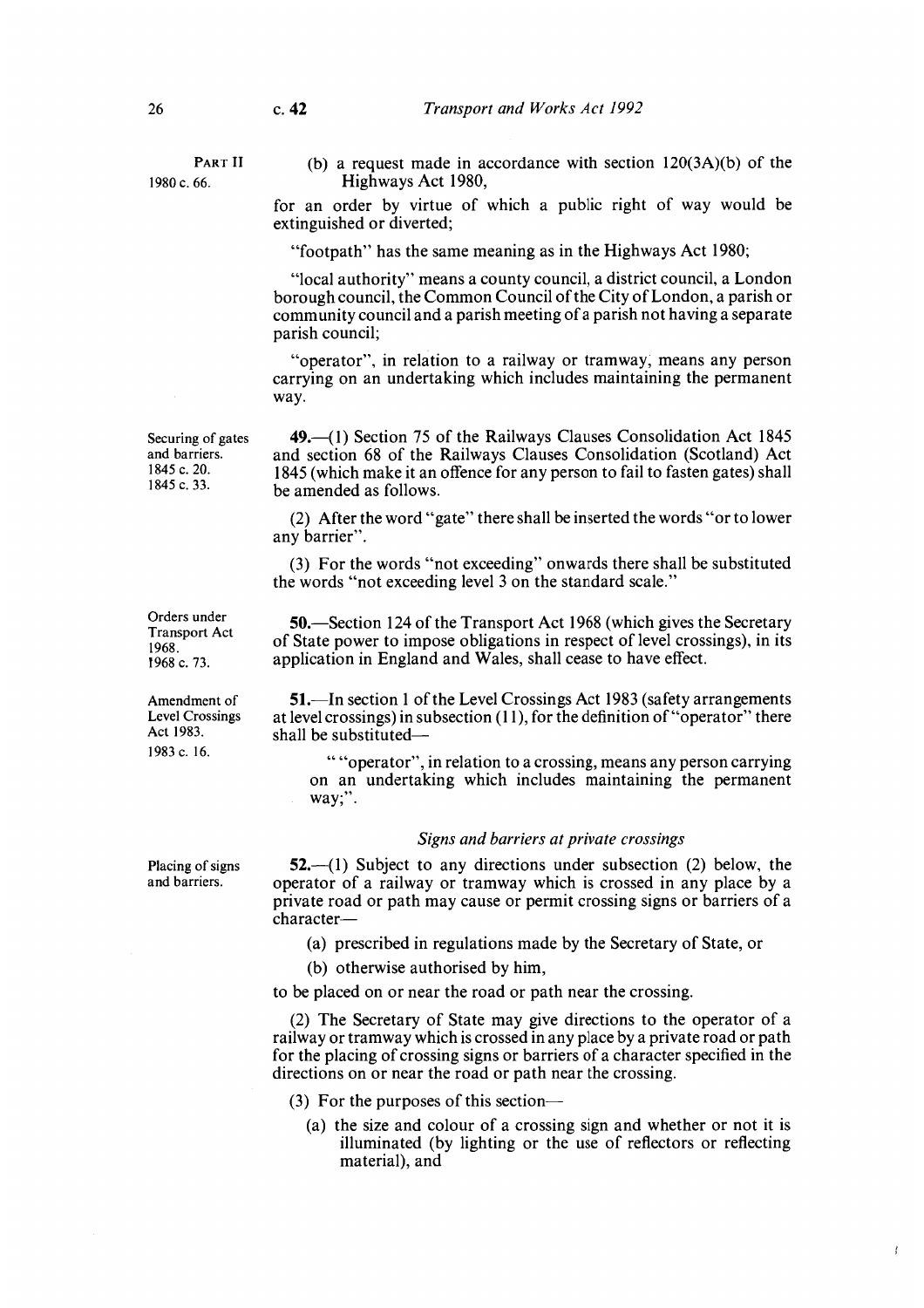PART II

1980 c. 66.

(b) a request made in accordance with section 120(3A)(b) of the Highways Act 1980,

for an order by virtue of which a public right of way would be extinguished or diverted;

"footpath" has the same meaning as in the Highways Act 1980;

"local authority" means a county council, a district council, a London borough council, the Common Council of the City of London, a parish or community council and a parish meeting of a parish not having a separate parish council;

"operator", in relation to a railway or tramway, means any person carrying on an undertaking which includes maintaining the permanent way.

Securing of gates and barriers.
1845 c. 20.
1845 c. 33.

**49.**—(1) Section 75 of the Railways Clauses Consolidation Act 1845 and section 68 of the Railways Clauses Consolidation (Scotland) Act 1845 (which make it an offence for any person to fail to fasten gates) shall be amended as follows.

(2) After the word "gate" there shall be inserted the words "or to lower any barrier".

(3) For the words "not exceeding" onwards there shall be substituted the words "not exceeding level 3 on the standard scale."

Orders under Transport Act 1968.
1968 c. 73.

**50.**—Section 124 of the Transport Act 1968 (which gives the Secretary of State power to impose obligations in respect of level crossings), in its application in England and Wales, shall cease to have effect.

Amendment of Level Crossings Act 1983.
1983 c. 16.

**51.**—In section 1 of the Level Crossings Act 1983 (safety arrangements at level crossings) in subsection (11), for the definition of "operator" there shall be substituted—

> " "operator", in relation to a crossing, means any person carrying on an undertaking which includes maintaining the permanent way;".

*Signs and barriers at private crossings*

Placing of signs and barriers.

**52.**—(1) Subject to any directions under subsection (2) below, the operator of a railway or tramway which is crossed in any place by a private road or path may cause or permit crossing signs or barriers of a character—

(a) prescribed in regulations made by the Secretary of State, or

(b) otherwise authorised by him,

to be placed on or near the road or path near the crossing.

(2) The Secretary of State may give directions to the operator of a railway or tramway which is crossed in any place by a private road or path for the placing of crossing signs or barriers of a character specified in the directions on or near the road or path near the crossing.

(3) For the purposes of this section—

(a) the size and colour of a crossing sign and whether or not it is illuminated (by lighting or the use of reflectors or reflecting material), and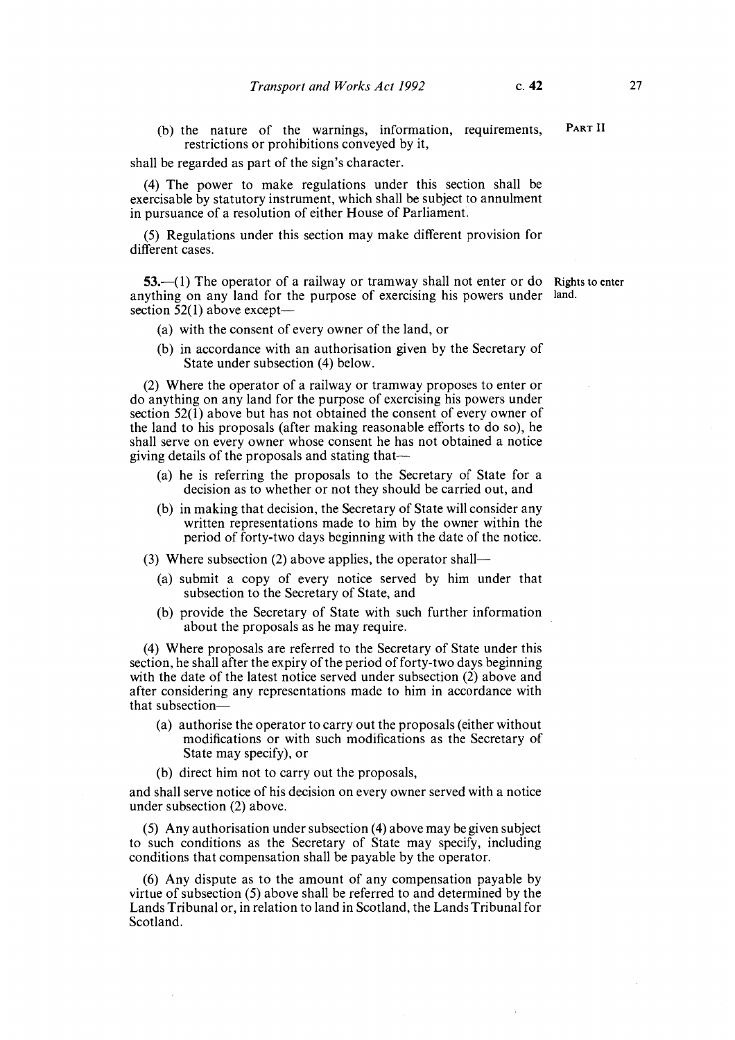(b) the nature of the warnings, information, requirements, restrictions or prohibitions conveyed by it,

shall be regarded as part of the sign's character.

(4) The power to make regulations under this section shall be exercisable by statutory instrument, which shall be subject to annulment in pursuance of a resolution of either House of Parliament.

(5) Regulations under this section may make different provision for different cases.

**Rights to enter land.**

**53.**—(1) The operator of a railway or tramway shall not enter or do anything on any land for the purpose of exercising his powers under section 52(1) above except—

(a) with the consent of every owner of the land, or

(b) in accordance with an authorisation given by the Secretary of State under subsection (4) below.

(2) Where the operator of a railway or tramway proposes to enter or do anything on any land for the purpose of exercising his powers under section 52(1) above but has not obtained the consent of every owner of the land to his proposals (after making reasonable efforts to do so), he shall serve on every owner whose consent he has not obtained a notice giving details of the proposals and stating that—

(a) he is referring the proposals to the Secretary of State for a decision as to whether or not they should be carried out, and

(b) in making that decision, the Secretary of State will consider any written representations made to him by the owner within the period of forty-two days beginning with the date of the notice.

(3) Where subsection (2) above applies, the operator shall—

(a) submit a copy of every notice served by him under that subsection to the Secretary of State, and

(b) provide the Secretary of State with such further information about the proposals as he may require.

(4) Where proposals are referred to the Secretary of State under this section, he shall after the expiry of the period of forty-two days beginning with the date of the latest notice served under subsection (2) above and after considering any representations made to him in accordance with that subsection—

(a) authorise the operator to carry out the proposals (either without modifications or with such modifications as the Secretary of State may specify), or

(b) direct him not to carry out the proposals,

and shall serve notice of his decision on every owner served with a notice under subsection (2) above.

(5) Any authorisation under subsection (4) above may be given subject to such conditions as the Secretary of State may specify, including conditions that compensation shall be payable by the operator.

(6) Any dispute as to the amount of any compensation payable by virtue of subsection (5) above shall be referred to and determined by the Lands Tribunal or, in relation to land in Scotland, the Lands Tribunal for Scotland.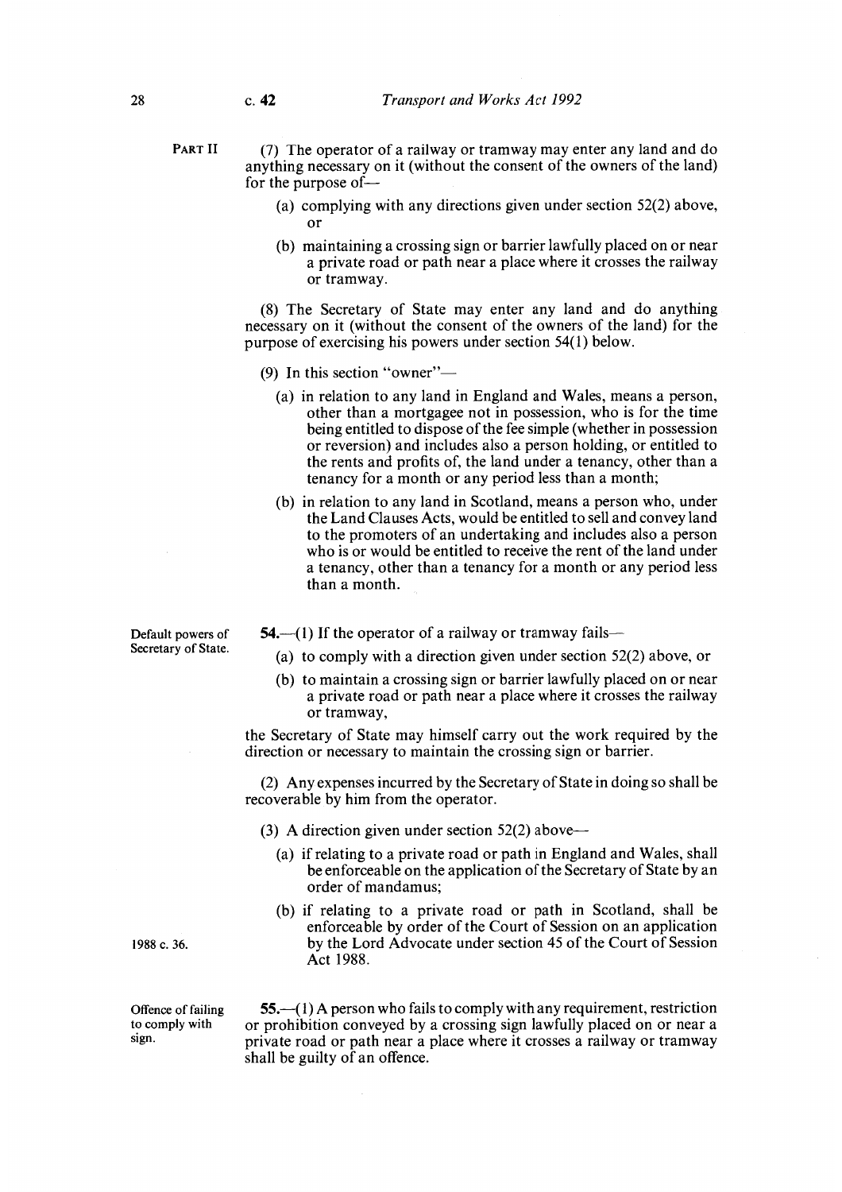(7) The operator of a railway or tramway may enter any land and do anything necessary on it (without the consent of the owners of the land) for the purpose of—

(a) complying with any directions given under section 52(2) above, or

(b) maintaining a crossing sign or barrier lawfully placed on or near a private road or path near a place where it crosses the railway or tramway.

(8) The Secretary of State may enter any land and do anything necessary on it (without the consent of the owners of the land) for the purpose of exercising his powers under section 54(1) below.

(9) In this section "owner"—

(a) in relation to any land in England and Wales, means a person, other than a mortgagee not in possession, who is for the time being entitled to dispose of the fee simple (whether in possession or reversion) and includes also a person holding, or entitled to the rents and profits of, the land under a tenancy, other than a tenancy for a month or any period less than a month;

(b) in relation to any land in Scotland, means a person who, under the Land Clauses Acts, would be entitled to sell and convey land to the promoters of an undertaking and includes also a person who is or would be entitled to receive the rent of the land under a tenancy, other than a tenancy for a month or any period less than a month.

Default powers of Secretary of State.

**54.**—(1) If the operator of a railway or tramway fails—

(a) to comply with a direction given under section 52(2) above, or

(b) to maintain a crossing sign or barrier lawfully placed on or near a private road or path near a place where it crosses the railway or tramway,

the Secretary of State may himself carry out the work required by the direction or necessary to maintain the crossing sign or barrier.

(2) Any expenses incurred by the Secretary of State in doing so shall be recoverable by him from the operator.

(3) A direction given under section 52(2) above—

(a) if relating to a private road or path in England and Wales, shall be enforceable on the application of the Secretary of State by an order of mandamus;

(b) if relating to a private road or path in Scotland, shall be enforceable by order of the Court of Session on an application by the Lord Advocate under section 45 of the Court of Session Act 1988.

1988 c. 36.

Offence of failing to comply with sign.

**55.**—(1) A person who fails to comply with any requirement, restriction or prohibition conveyed by a crossing sign lawfully placed on or near a private road or path near a place where it crosses a railway or tramway shall be guilty of an offence.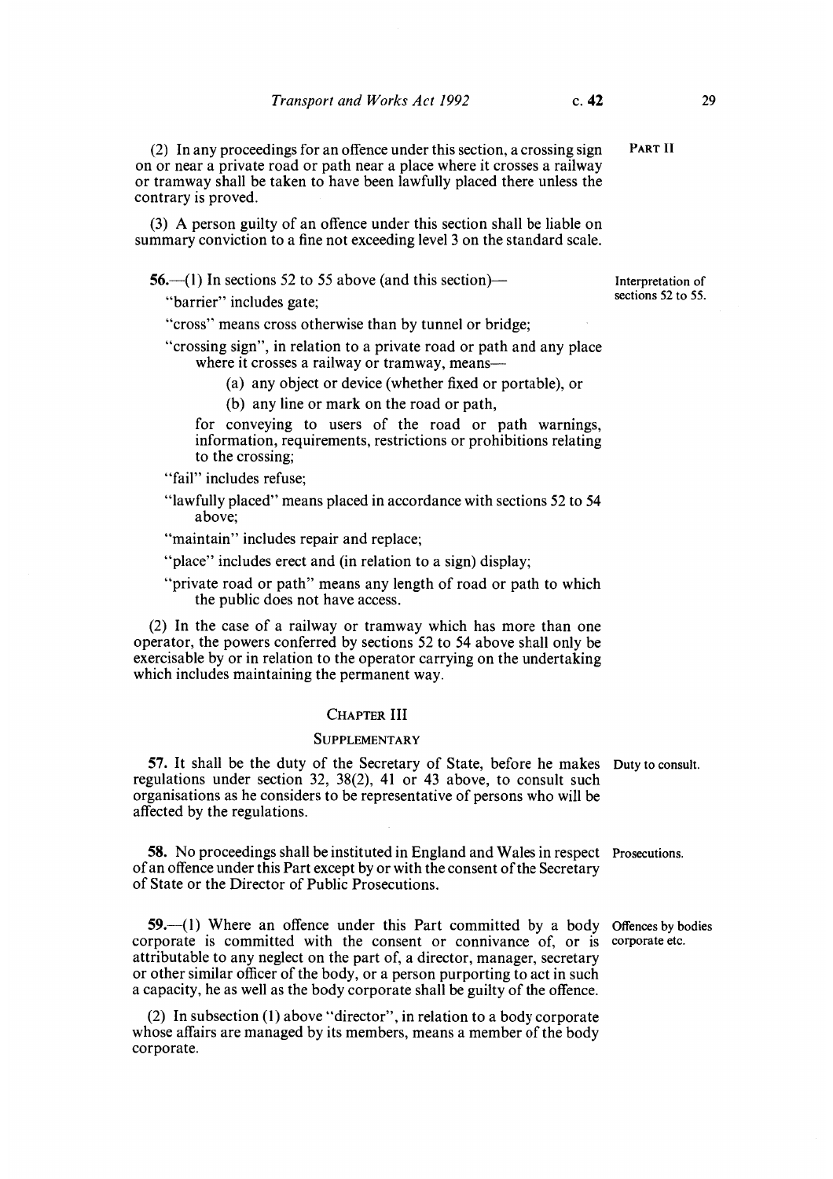(2) In any proceedings for an offence under this section, a crossing sign on or near a private road or path near a place where it crosses a railway or tramway shall be taken to have been lawfully placed there unless the contrary is proved.

(3) A person guilty of an offence under this section shall be liable on summary conviction to a fine not exceeding level 3 on the standard scale.

*Interpretation of sections 52 to 55.*

**56.**—(1) In sections 52 to 55 above (and this section)—

"barrier" includes gate;

"cross" means cross otherwise than by tunnel or bridge;

"crossing sign", in relation to a private road or path and any place where it crosses a railway or tramway, means—

(a) any object or device (whether fixed or portable), or

(b) any line or mark on the road or path,

for conveying to users of the road or path warnings, information, requirements, restrictions or prohibitions relating to the crossing;

"fail" includes refuse;

"lawfully placed" means placed in accordance with sections 52 to 54 above;

"maintain" includes repair and replace;

"place" includes erect and (in relation to a sign) display;

"private road or path" means any length of road or path to which the public does not have access.

(2) In the case of a railway or tramway which has more than one operator, the powers conferred by sections 52 to 54 above shall only be exercisable by or in relation to the operator carrying on the undertaking which includes maintaining the permanent way.

## CHAPTER III

### SUPPLEMENTARY

*Duty to consult.*

**57.** It shall be the duty of the Secretary of State, before he makes regulations under section 32, 38(2), 41 or 43 above, to consult such organisations as he considers to be representative of persons who will be affected by the regulations.

*Prosecutions.*

**58.** No proceedings shall be instituted in England and Wales in respect of an offence under this Part except by or with the consent of the Secretary of State or the Director of Public Prosecutions.

*Offences by bodies corporate etc.*

**59.**—(1) Where an offence under this Part committed by a body corporate is committed with the consent or connivance of, or is attributable to any neglect on the part of, a director, manager, secretary or other similar officer of the body, or a person purporting to act in such a capacity, he as well as the body corporate shall be guilty of the offence.

(2) In subsection (1) above "director", in relation to a body corporate whose affairs are managed by its members, means a member of the body corporate.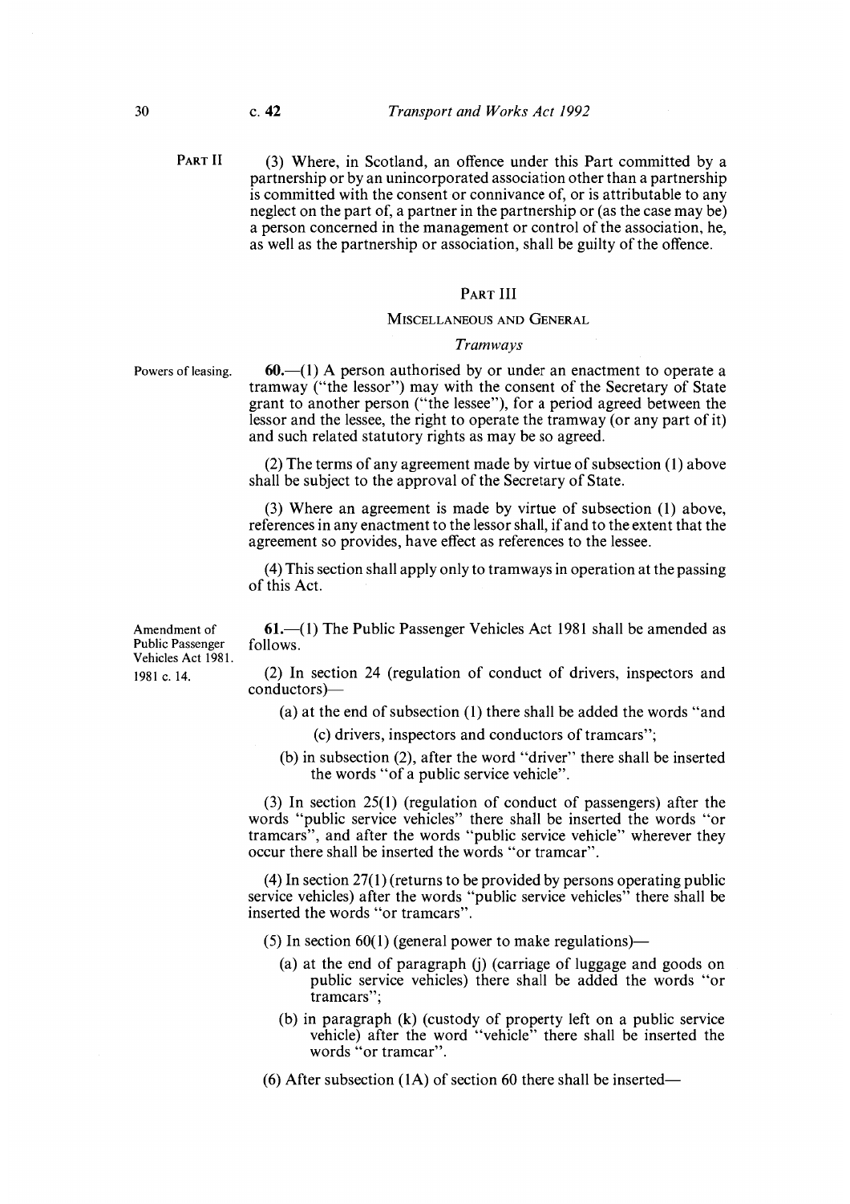PART II

(3) Where, in Scotland, an offence under this Part committed by a partnership or by an unincorporated association other than a partnership is committed with the consent or connivance of, or is attributable to any neglect on the part of, a partner in the partnership or (as the case may be) a person concerned in the management or control of the association, he, as well as the partnership or association, shall be guilty of the offence.

## PART III

### MISCELLANEOUS AND GENERAL

#### *Tramways*

Powers of leasing.

**60.**—(1) A person authorised by or under an enactment to operate a tramway ("the lessor") may with the consent of the Secretary of State grant to another person ("the lessee"), for a period agreed between the lessor and the lessee, the right to operate the tramway (or any part of it) and such related statutory rights as may be so agreed.

(2) The terms of any agreement made by virtue of subsection (1) above shall be subject to the approval of the Secretary of State.

(3) Where an agreement is made by virtue of subsection (1) above, references in any enactment to the lessor shall, if and to the extent that the agreement so provides, have effect as references to the lessee.

(4) This section shall apply only to tramways in operation at the passing of this Act.

Amendment of Public Passenger Vehicles Act 1981.
1981 c. 14.

**61.**—(1) The Public Passenger Vehicles Act 1981 shall be amended as follows.

(2) In section 24 (regulation of conduct of drivers, inspectors and conductors)—

(a) at the end of subsection (1) there shall be added the words "and

(c) drivers, inspectors and conductors of tramcars";

(b) in subsection (2), after the word "driver" there shall be inserted the words "of a public service vehicle".

(3) In section 25(1) (regulation of conduct of passengers) after the words "public service vehicles" there shall be inserted the words "or tramcars", and after the words "public service vehicle" wherever they occur there shall be inserted the words "or tramcar".

(4) In section 27(1) (returns to be provided by persons operating public service vehicles) after the words "public service vehicles" there shall be inserted the words "or tramcars".

(5) In section 60(1) (general power to make regulations)—

(a) at the end of paragraph (j) (carriage of luggage and goods on public service vehicles) there shall be added the words "or tramcars";

(b) in paragraph (k) (custody of property left on a public service vehicle) after the word "vehicle" there shall be inserted the words "or tramcar".

(6) After subsection (1A) of section 60 there shall be inserted—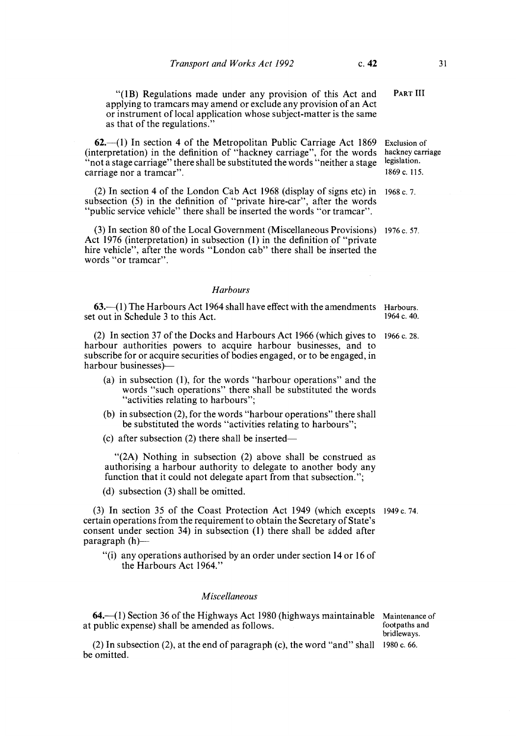"(1B) Regulations made under any provision of this Act and applying to tramcars may amend or exclude any provision of an Act or instrument of local application whose subject-matter is the same as that of the regulations."

PART III

**62.**—(1) In section 4 of the Metropolitan Public Carriage Act 1869 (interpretation) in the definition of "hackney carriage", for the words "not a stage carriage" there shall be substituted the words "neither a stage carriage nor a tramcar".

Exclusion of hackney carriage legislation. 1869 c. 115.

(2) In section 4 of the London Cab Act 1968 (display of signs etc) in subsection (5) in the definition of "private hire-car", after the words "public service vehicle" there shall be inserted the words "or tramcar".

1968 c. 7.

(3) In section 80 of the Local Government (Miscellaneous Provisions) Act 1976 (interpretation) in subsection (1) in the definition of "private hire vehicle", after the words "London cab" there shall be inserted the words "or tramcar".

1976 c. 57.

### *Harbours*

**63.**—(1) The Harbours Act 1964 shall have effect with the amendments set out in Schedule 3 to this Act.

Harbours. 1964 c. 40.

(2) In section 37 of the Docks and Harbours Act 1966 (which gives to harbour authorities powers to acquire harbour businesses, and to subscribe for or acquire securities of bodies engaged, or to be engaged, in harbour businesses)—

1966 c. 28.

(a) in subsection (1), for the words "harbour operations" and the words "such operations" there shall be substituted the words "activities relating to harbours";

(b) in subsection (2), for the words "harbour operations" there shall be substituted the words "activities relating to harbours";

(c) after subsection (2) there shall be inserted—

"(2A) Nothing in subsection (2) above shall be construed as authorising a harbour authority to delegate to another body any function that it could not delegate apart from that subsection.";

(d) subsection (3) shall be omitted.

(3) In section 35 of the Coast Protection Act 1949 (which excepts certain operations from the requirement to obtain the Secretary of State's consent under section 34) in subsection (1) there shall be added after paragraph (h)—

1949 c. 74.

"(i) any operations authorised by an order under section 14 or 16 of the Harbours Act 1964."

### *Miscellaneous*

**64.**—(1) Section 36 of the Highways Act 1980 (highways maintainable at public expense) shall be amended as follows.

Maintenance of footpaths and bridleways.

(2) In subsection (2), at the end of paragraph (c), the word "and" shall be omitted.

1980 c. 66.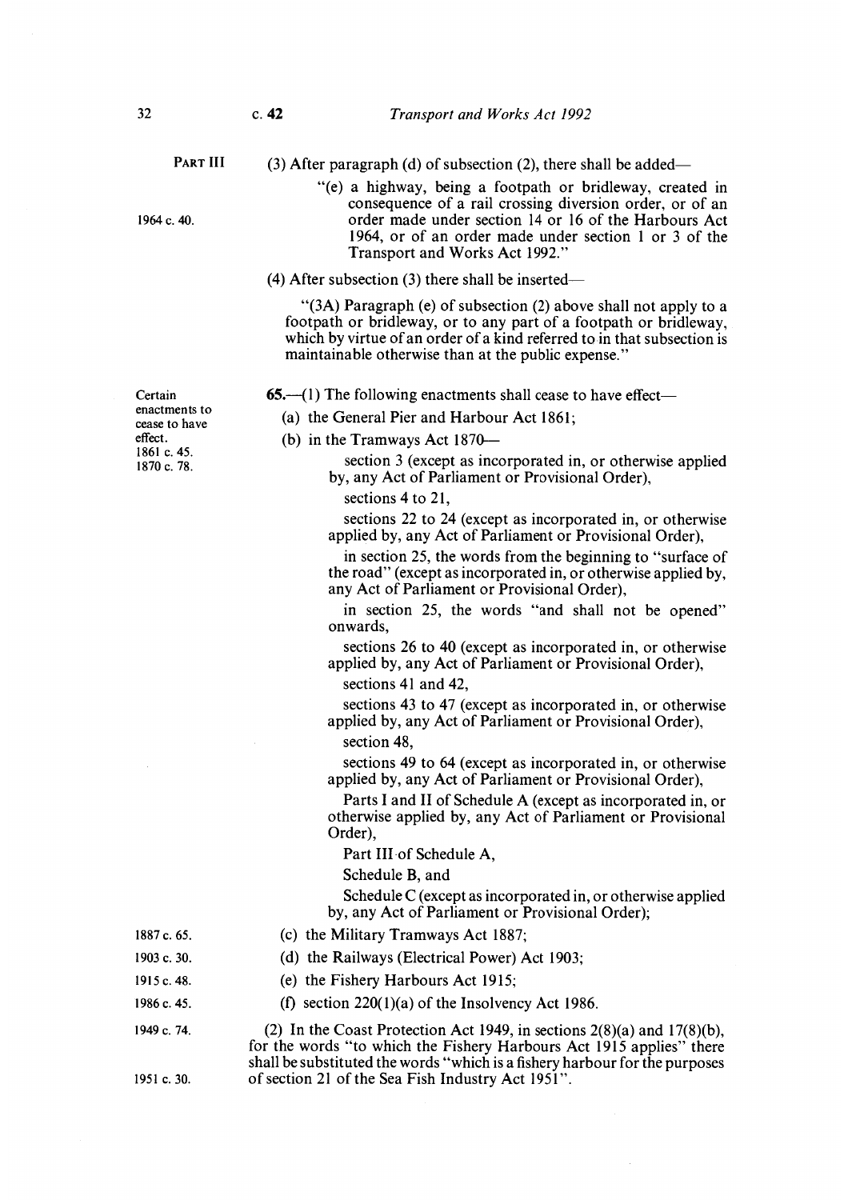PART III

(3) After paragraph (d) of subsection (2), there shall be added—

"(e) a highway, being a footpath or bridleway, created in consequence of a rail crossing diversion order, or of an order made under section 14 or 16 of the Harbours Act 1964, or of an order made under section 1 or 3 of the Transport and Works Act 1992."

1964 c. 40.

(4) After subsection (3) there shall be inserted—

"(3A) Paragraph (e) of subsection (2) above shall not apply to a footpath or bridleway, or to any part of a footpath or bridleway, which by virtue of an order of a kind referred to in that subsection is maintainable otherwise than at the public expense."

Certain enactments to cease to have effect.
1861 c. 45.
1870 c. 78.

**65.**—(1) The following enactments shall cease to have effect—

(a) the General Pier and Harbour Act 1861;

(b) in the Tramways Act 1870—

section 3 (except as incorporated in, or otherwise applied by, any Act of Parliament or Provisional Order),

sections 4 to 21,

sections 22 to 24 (except as incorporated in, or otherwise applied by, any Act of Parliament or Provisional Order),

in section 25, the words from the beginning to "surface of the road" (except as incorporated in, or otherwise applied by, any Act of Parliament or Provisional Order),

in section 25, the words "and shall not be opened" onwards,

sections 26 to 40 (except as incorporated in, or otherwise applied by, any Act of Parliament or Provisional Order),

sections 41 and 42,

sections 43 to 47 (except as incorporated in, or otherwise applied by, any Act of Parliament or Provisional Order),

section 48,

sections 49 to 64 (except as incorporated in, or otherwise applied by, any Act of Parliament or Provisional Order),

Parts I and II of Schedule A (except as incorporated in, or otherwise applied by, any Act of Parliament or Provisional Order),

Part III of Schedule A,

Schedule B, and

Schedule C (except as incorporated in, or otherwise applied by, any Act of Parliament or Provisional Order);

1887 c. 65. (c) the Military Tramways Act 1887;

1903 c. 30. (d) the Railways (Electrical Power) Act 1903;

1915 c. 48. (e) the Fishery Harbours Act 1915;

1986 c. 45. (f) section 220(1)(a) of the Insolvency Act 1986.

1949 c. 74.

(2) In the Coast Protection Act 1949, in sections 2(8)(a) and 17(8)(b), for the words "to which the Fishery Harbours Act 1915 applies" there shall be substituted the words "which is a fishery harbour for the purposes of section 21 of the Sea Fish Industry Act 1951".

1951 c. 30.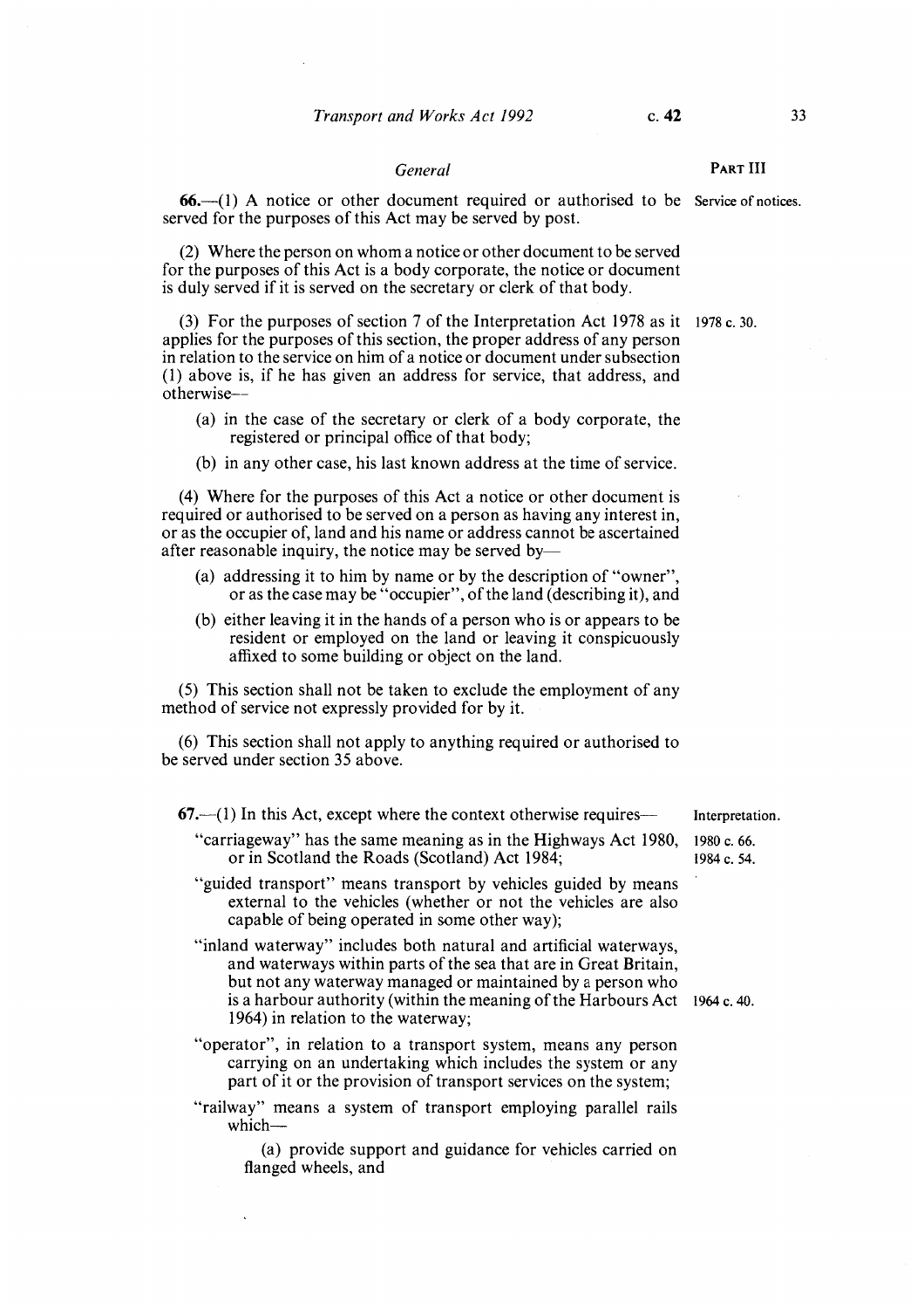*General*

**PART III**

**66.**—(1) A notice or other document required or authorised to be served for the purposes of this Act may be served by post.

Service of notices.

(2) Where the person on whom a notice or other document to be served for the purposes of this Act is a body corporate, the notice or document is duly served if it is served on the secretary or clerk of that body.

(3) For the purposes of section 7 of the Interpretation Act 1978 as it applies for the purposes of this section, the proper address of any person in relation to the service on him of a notice or document under subsection (1) above is, if he has given an address for service, that address, and otherwise—

1978 c. 30.

- (a) in the case of the secretary or clerk of a body corporate, the registered or principal office of that body;
- (b) in any other case, his last known address at the time of service.

(4) Where for the purposes of this Act a notice or other document is required or authorised to be served on a person as having any interest in, or as the occupier of, land and his name or address cannot be ascertained after reasonable inquiry, the notice may be served by—

- (a) addressing it to him by name or by the description of "owner", or as the case may be "occupier", of the land (describing it), and
- (b) either leaving it in the hands of a person who is or appears to be resident or employed on the land or leaving it conspicuously affixed to some building or object on the land.

(5) This section shall not be taken to exclude the employment of any method of service not expressly provided for by it.

(6) This section shall not apply to anything required or authorised to be served under section 35 above.

**67.**—(1) In this Act, except where the context otherwise requires—

Interpretation.

"carriageway" has the same meaning as in the Highways Act 1980, or in Scotland the Roads (Scotland) Act 1984;

1980 c. 66.
1984 c. 54.

"guided transport" means transport by vehicles guided by means external to the vehicles (whether or not the vehicles are also capable of being operated in some other way);

"inland waterway" includes both natural and artificial waterways, and waterways within parts of the sea that are in Great Britain, but not any waterway managed or maintained by a person who is a harbour authority (within the meaning of the Harbours Act 1964) in relation to the waterway;

1964 c. 40.

"operator", in relation to a transport system, means any person carrying on an undertaking which includes the system or any part of it or the provision of transport services on the system;

"railway" means a system of transport employing parallel rails which—

(a) provide support and guidance for vehicles carried on flanged wheels, and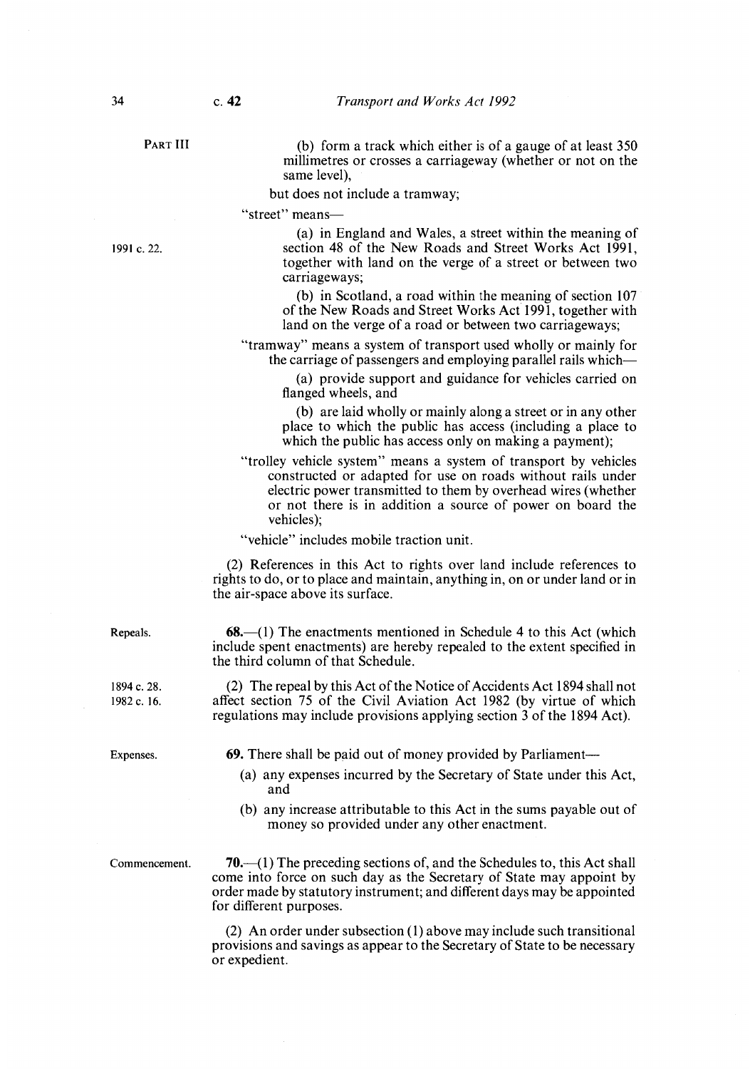PART III

(b) form a track which either is of a gauge of at least 350 millimetres or crosses a carriageway (whether or not on the same level),

but does not include a tramway;

"street" means—

1991 c. 22.

(a) in England and Wales, a street within the meaning of section 48 of the New Roads and Street Works Act 1991, together with land on the verge of a street or between two carriageways;

(b) in Scotland, a road within the meaning of section 107 of the New Roads and Street Works Act 1991, together with land on the verge of a road or between two carriageways;

"tramway" means a system of transport used wholly or mainly for the carriage of passengers and employing parallel rails which—

(a) provide support and guidance for vehicles carried on flanged wheels, and

(b) are laid wholly or mainly along a street or in any other place to which the public has access (including a place to which the public has access only on making a payment);

"trolley vehicle system" means a system of transport by vehicles constructed or adapted for use on roads without rails under electric power transmitted to them by overhead wires (whether or not there is in addition a source of power on board the vehicles);

"vehicle" includes mobile traction unit.

(2) References in this Act to rights over land include references to rights to do, or to place and maintain, anything in, on or under land or in the air-space above its surface.

Repeals.

**68.**—(1) The enactments mentioned in Schedule 4 to this Act (which include spent enactments) are hereby repealed to the extent specified in the third column of that Schedule.

1894 c. 28.
1982 c. 16.

(2) The repeal by this Act of the Notice of Accidents Act 1894 shall not affect section 75 of the Civil Aviation Act 1982 (by virtue of which regulations may include provisions applying section 3 of the 1894 Act).

Expenses.

**69.** There shall be paid out of money provided by Parliament—

(a) any expenses incurred by the Secretary of State under this Act, and

(b) any increase attributable to this Act in the sums payable out of money so provided under any other enactment.

Commencement.

**70.**—(1) The preceding sections of, and the Schedules to, this Act shall come into force on such day as the Secretary of State may appoint by order made by statutory instrument; and different days may be appointed for different purposes.

(2) An order under subsection (1) above may include such transitional provisions and savings as appear to the Secretary of State to be necessary or expedient.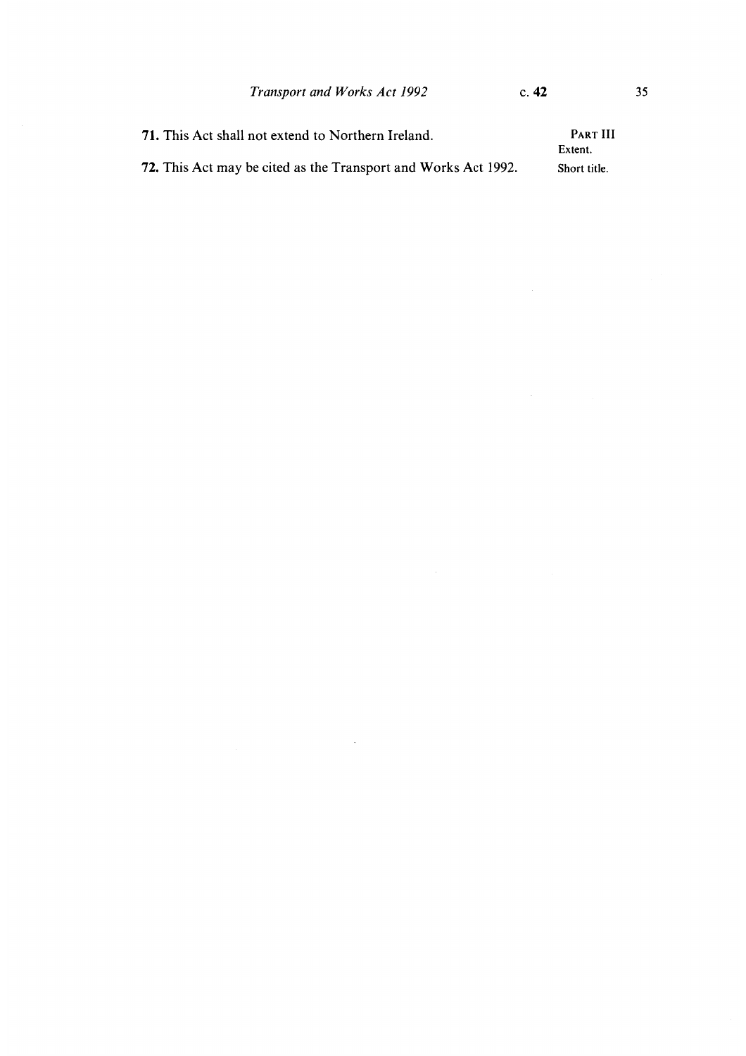PART III

**71.** This Act shall not extend to Northern Ireland.

Extent.

**72.** This Act may be cited as the Transport and Works Act 1992.

Short title.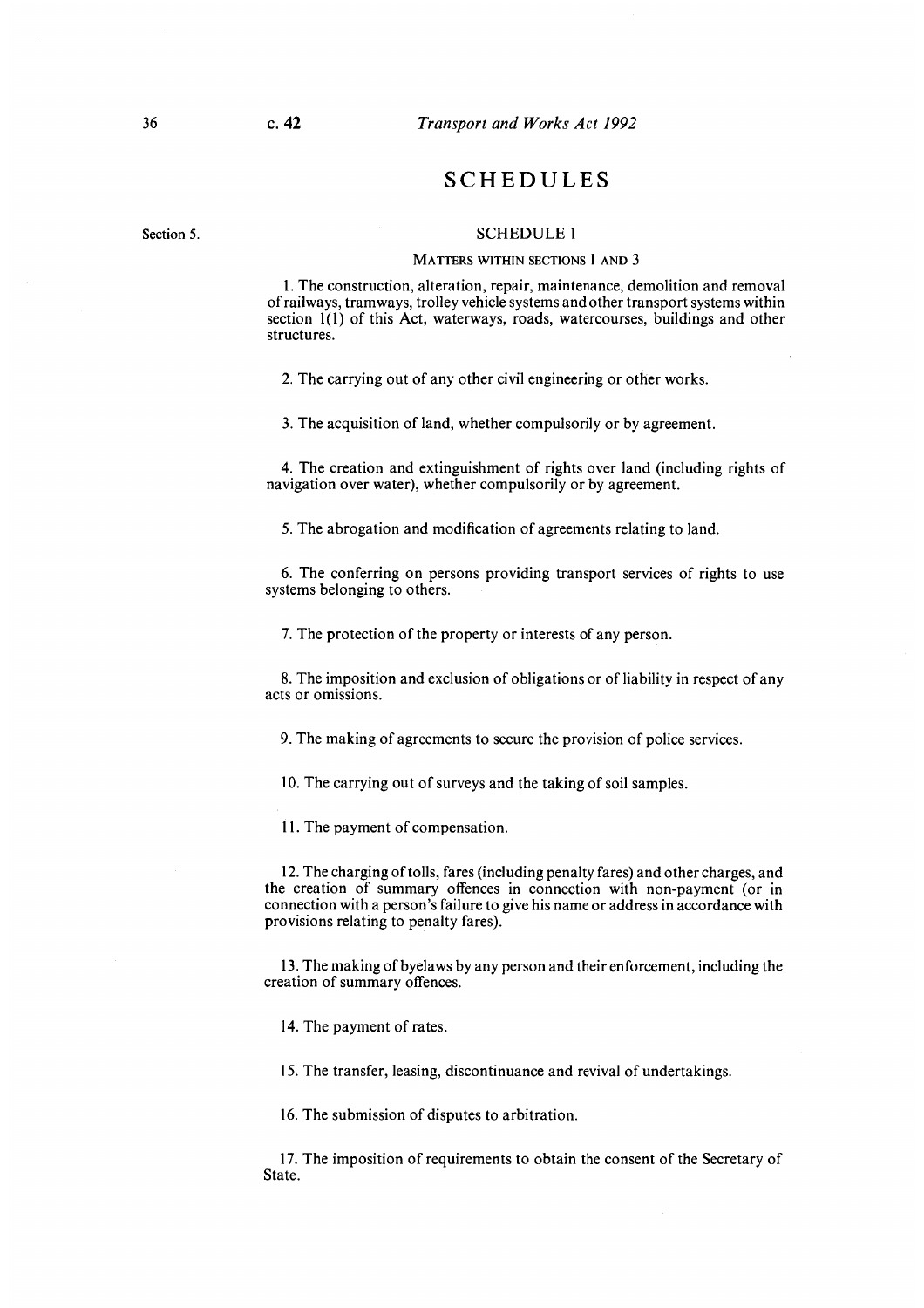# SCHEDULES

Section 5.

## SCHEDULE 1

### MATTERS WITHIN SECTIONS 1 AND 3

1. The construction, alteration, repair, maintenance, demolition and removal of railways, tramways, trolley vehicle systems and other transport systems within section 1(1) of this Act, waterways, roads, watercourses, buildings and other structures.

2. The carrying out of any other civil engineering or other works.

3. The acquisition of land, whether compulsorily or by agreement.

4. The creation and extinguishment of rights over land (including rights of navigation over water), whether compulsorily or by agreement.

5. The abrogation and modification of agreements relating to land.

6. The conferring on persons providing transport services of rights to use systems belonging to others.

7. The protection of the property or interests of any person.

8. The imposition and exclusion of obligations or of liability in respect of any acts or omissions.

9. The making of agreements to secure the provision of police services.

10. The carrying out of surveys and the taking of soil samples.

11. The payment of compensation.

12. The charging of tolls, fares (including penalty fares) and other charges, and the creation of summary offences in connection with non-payment (or in connection with a person's failure to give his name or address in accordance with provisions relating to penalty fares).

13. The making of byelaws by any person and their enforcement, including the creation of summary offences.

14. The payment of rates.

15. The transfer, leasing, discontinuance and revival of undertakings.

16. The submission of disputes to arbitration.

17. The imposition of requirements to obtain the consent of the Secretary of State.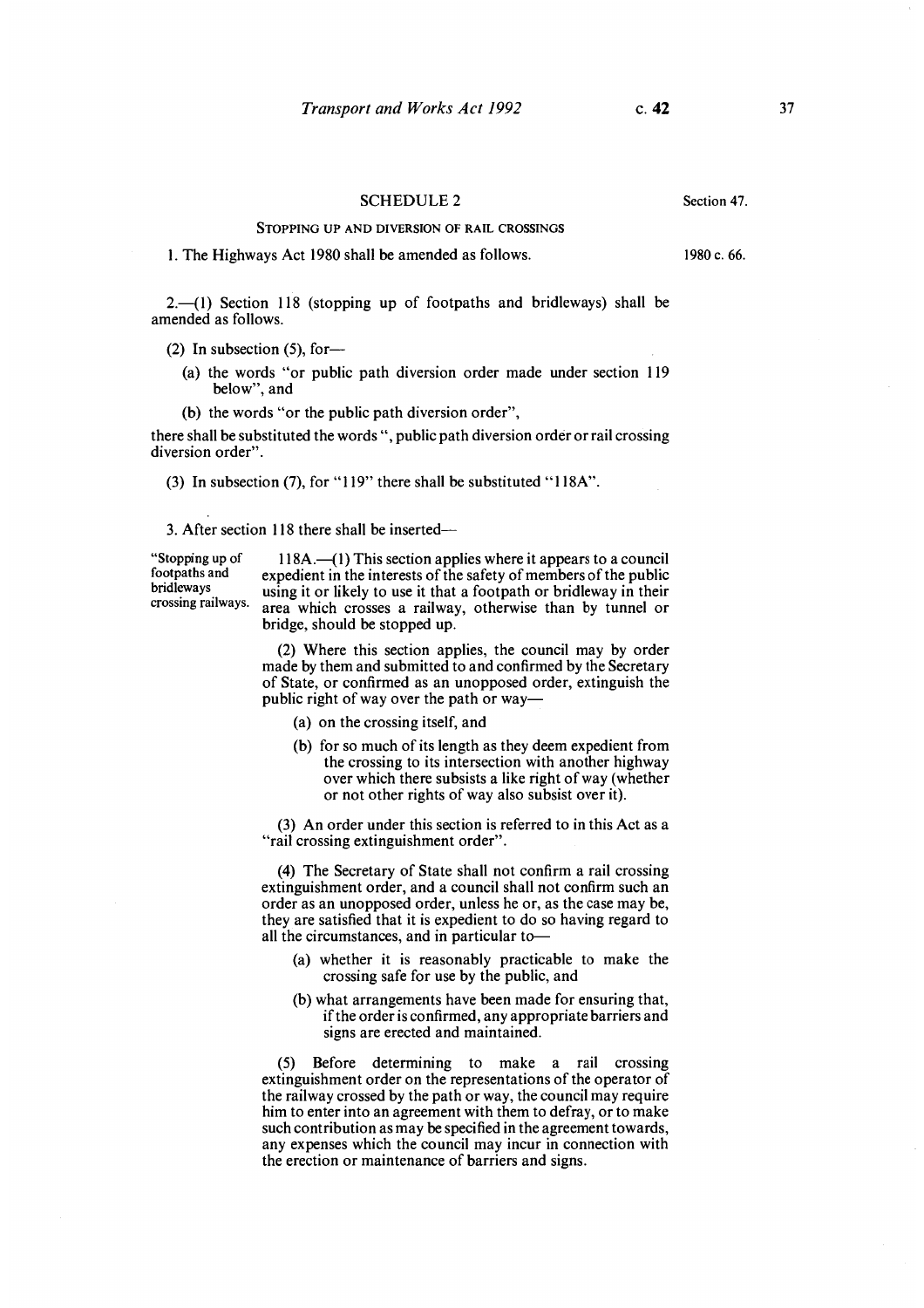## SCHEDULE 2

Section 47.

### STOPPING UP AND DIVERSION OF RAIL CROSSINGS

1. The Highways Act 1980 shall be amended as follows.

1980 c. 66.

2.—(1) Section 118 (stopping up of footpaths and bridleways) shall be amended as follows.

(2) In subsection (5), for—

(a) the words "or public path diversion order made under section 119 below", and

(b) the words "or the public path diversion order",

there shall be substituted the words ", public path diversion order or rail crossing diversion order".

(3) In subsection (7), for "119" there shall be substituted "118A".

3. After section 118 there shall be inserted—

"Stopping up of footpaths and bridleways crossing railways.

118A.—(1) This section applies where it appears to a council expedient in the interests of the safety of members of the public using it or likely to use it that a footpath or bridleway in their area which crosses a railway, otherwise than by tunnel or bridge, should be stopped up.

(2) Where this section applies, the council may by order made by them and submitted to and confirmed by the Secretary of State, or confirmed as an unopposed order, extinguish the public right of way over the path or way—

(a) on the crossing itself, and

(b) for so much of its length as they deem expedient from the crossing to its intersection with another highway over which there subsists a like right of way (whether or not other rights of way also subsist over it).

(3) An order under this section is referred to in this Act as a "rail crossing extinguishment order".

(4) The Secretary of State shall not confirm a rail crossing extinguishment order, and a council shall not confirm such an order as an unopposed order, unless he or, as the case may be, they are satisfied that it is expedient to do so having regard to all the circumstances, and in particular to—

(a) whether it is reasonably practicable to make the crossing safe for use by the public, and

(b) what arrangements have been made for ensuring that, if the order is confirmed, any appropriate barriers and signs are erected and maintained.

(5) Before determining to make a rail crossing extinguishment order on the representations of the operator of the railway crossed by the path or way, the council may require him to enter into an agreement with them to defray, or to make such contribution as may be specified in the agreement towards, any expenses which the council may incur in connection with the erection or maintenance of barriers and signs.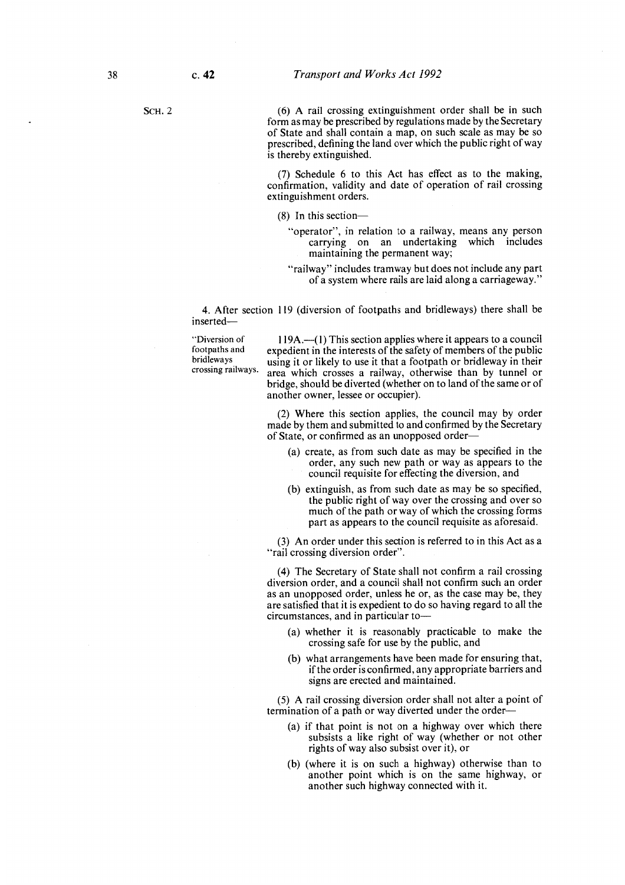SCH. 2

(6) A rail crossing extinguishment order shall be in such form as may be prescribed by regulations made by the Secretary of State and shall contain a map, on such scale as may be so prescribed, defining the land over which the public right of way is thereby extinguished.

(7) Schedule 6 to this Act has effect as to the making, confirmation, validity and date of operation of rail crossing extinguishment orders.

(8) In this section—

"operator", in relation to a railway, means any person carrying on an undertaking which includes maintaining the permanent way;

"railway" includes tramway but does not include any part of a system where rails are laid along a carriageway."

4. After section 119 (diversion of footpaths and bridleways) there shall be inserted—

"Diversion of footpaths and bridleways crossing railways.

119A.—(1) This section applies where it appears to a council expedient in the interests of the safety of members of the public using it or likely to use it that a footpath or bridleway in their area which crosses a railway, otherwise than by tunnel or bridge, should be diverted (whether on to land of the same or of another owner, lessee or occupier).

(2) Where this section applies, the council may by order made by them and submitted to and confirmed by the Secretary of State, or confirmed as an unopposed order—

(a) create, as from such date as may be specified in the order, any such new path or way as appears to the council requisite for effecting the diversion, and

(b) extinguish, as from such date as may be so specified, the public right of way over the crossing and over so much of the path or way of which the crossing forms part as appears to the council requisite as aforesaid.

(3) An order under this section is referred to in this Act as a "rail crossing diversion order".

(4) The Secretary of State shall not confirm a rail crossing diversion order, and a council shall not confirm such an order as an unopposed order, unless he or, as the case may be, they are satisfied that it is expedient to do so having regard to all the circumstances, and in particular to—

(a) whether it is reasonably practicable to make the crossing safe for use by the public, and

(b) what arrangements have been made for ensuring that, if the order is confirmed, any appropriate barriers and signs are erected and maintained.

(5) A rail crossing diversion order shall not alter a point of termination of a path or way diverted under the order—

(a) if that point is not on a highway over which there subsists a like right of way (whether or not other rights of way also subsist over it), or

(b) (where it is on such a highway) otherwise than to another point which is on the same highway, or another such highway connected with it.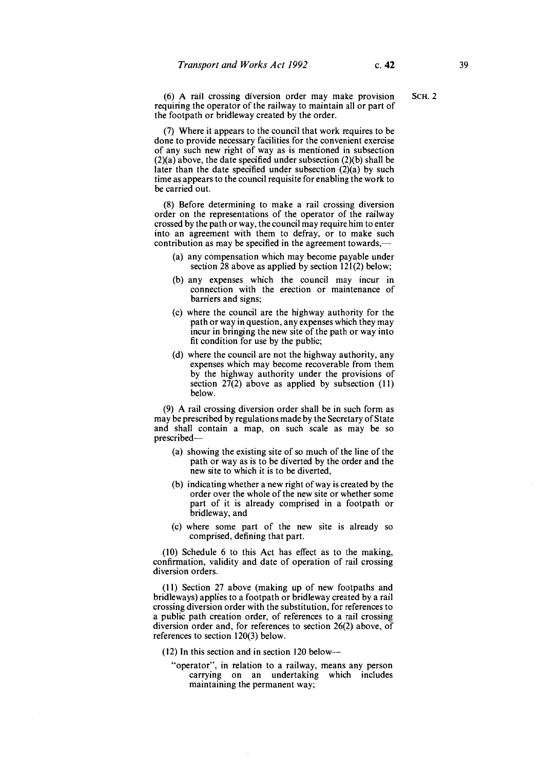(6) A rail crossing diversion order may make provision requiring the operator of the railway to maintain all or part of the footpath or bridleway created by the order.

(7) Where it appears to the council that work requires to be done to provide necessary facilities for the convenient exercise of any such new right of way as is mentioned in subsection (2)(a) above, the date specified under subsection (2)(b) shall be later than the date specified under subsection (2)(a) by such time as appears to the council requisite for enabling the work to be carried out.

(8) Before determining to make a rail crossing diversion order on the representations of the operator of the railway crossed by the path or way, the council may require him to enter into an agreement with them to defray, or to make such contribution as may be specified in the agreement towards,—

- (a) any compensation which may become payable under section 28 above as applied by section 121(2) below;
- (b) any expenses which the council may incur in connection with the erection or maintenance of barriers and signs;
- (c) where the council are the highway authority for the path or way in question, any expenses which they may incur in bringing the new site of the path or way into fit condition for use by the public;
- (d) where the council are not the highway authority, any expenses which may become recoverable from them by the highway authority under the provisions of section 27(2) above as applied by subsection (11) below.

(9) A rail crossing diversion order shall be in such form as may be prescribed by regulations made by the Secretary of State and shall contain a map, on such scale as may be so prescribed—

- (a) showing the existing site of so much of the line of the path or way as is to be diverted by the order and the new site to which it is to be diverted,
- (b) indicating whether a new right of way is created by the order over the whole of the new site or whether some part of it is already comprised in a footpath or bridleway, and
- (c) where some part of the new site is already so comprised, defining that part.

(10) Schedule 6 to this Act has effect as to the making, confirmation, validity and date of operation of rail crossing diversion orders.

(11) Section 27 above (making up of new footpaths and bridleways) applies to a footpath or bridleway created by a rail crossing diversion order with the substitution, for references to a public path creation order, of references to a rail crossing diversion order and, for references to section 26(2) above, of references to section 120(3) below.

(12) In this section and in section 120 below—

"operator", in relation to a railway, means any person carrying on an undertaking which includes maintaining the permanent way;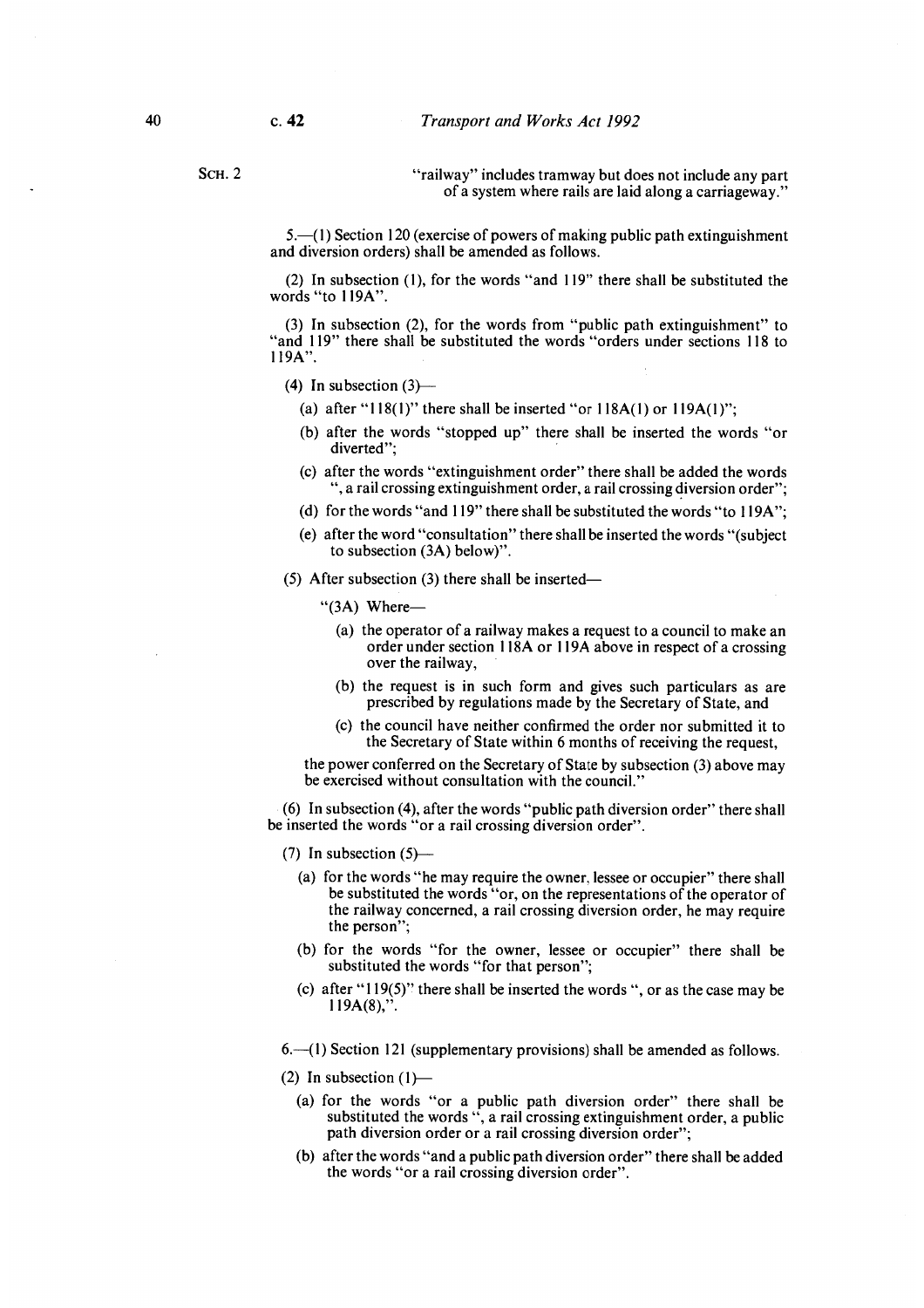"railway" includes tramway but does not include any part of a system where rails are laid along a carriageway."

5.—(1) Section 120 (exercise of powers of making public path extinguishment and diversion orders) shall be amended as follows.

(2) In subsection (1), for the words "and 119" there shall be substituted the words "to 119A".

(3) In subsection (2), for the words from "public path extinguishment" to "and 119" there shall be substituted the words "orders under sections 118 to 119A".

(4) In subsection (3)—

- (a) after "118(1)" there shall be inserted "or 118A(1) or 119A(1)";
- (b) after the words "stopped up" there shall be inserted the words "or diverted";
- (c) after the words "extinguishment order" there shall be added the words ", a rail crossing extinguishment order, a rail crossing diversion order";
- (d) for the words "and 119" there shall be substituted the words "to 119A";
- (e) after the word "consultation" there shall be inserted the words "(subject to subsection (3A) below)".

(5) After subsection (3) there shall be inserted—

"(3A) Where—

- (a) the operator of a railway makes a request to a council to make an order under section 118A or 119A above in respect of a crossing over the railway,
- (b) the request is in such form and gives such particulars as are prescribed by regulations made by the Secretary of State, and
- (c) the council have neither confirmed the order nor submitted it to the Secretary of State within 6 months of receiving the request,

the power conferred on the Secretary of State by subsection (3) above may be exercised without consultation with the council."

(6) In subsection (4), after the words "public path diversion order" there shall be inserted the words "or a rail crossing diversion order".

(7) In subsection (5)—

- (a) for the words "he may require the owner, lessee or occupier" there shall be substituted the words "or, on the representations of the operator of the railway concerned, a rail crossing diversion order, he may require the person";
- (b) for the words "for the owner, lessee or occupier" there shall be substituted the words "for that person";
- (c) after "119(5)" there shall be inserted the words ", or as the case may be 119A(8),".

6.—(1) Section 121 (supplementary provisions) shall be amended as follows.

(2) In subsection (1)—

- (a) for the words "or a public path diversion order" there shall be substituted the words ", a rail crossing extinguishment order, a public path diversion order or a rail crossing diversion order";
- (b) after the words "and a public path diversion order" there shall be added the words "or a rail crossing diversion order".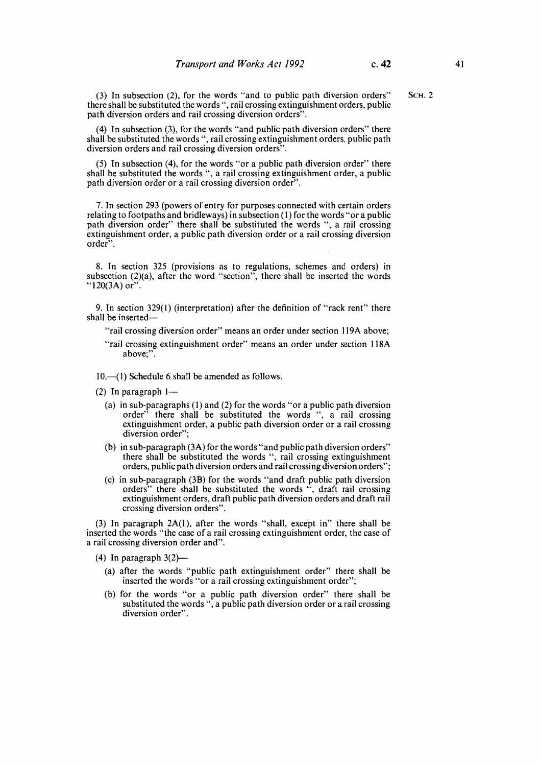(3) In subsection (2), for the words "and to public path diversion orders" there shall be substituted the words ", rail crossing extinguishment orders, public path diversion orders and rail crossing diversion orders".

(4) In subsection (3), for the words "and public path diversion orders" there shall be substituted the words ", rail crossing extinguishment orders, public path diversion orders and rail crossing diversion orders".

(5) In subsection (4), for the words "or a public path diversion order" there shall be substituted the words ", a rail crossing extinguishment order, a public path diversion order or a rail crossing diversion order".

7. In section 293 (powers of entry for purposes connected with certain orders relating to footpaths and bridleways) in subsection (1) for the words "or a public path diversion order" there shall be substituted the words ", a rail crossing extinguishment order, a public path diversion order or a rail crossing diversion order".

8. In section 325 (provisions as to regulations, schemes and orders) in subsection (2)(a), after the word "section", there shall be inserted the words "120(3A) or".

9. In section 329(1) (interpretation) after the definition of "rack rent" there shall be inserted—

"rail crossing diversion order" means an order under section 119A above;

"rail crossing extinguishment order" means an order under section 118A above;".

10.—(1) Schedule 6 shall be amended as follows.

(2) In paragraph 1—

(a) in sub-paragraphs (1) and (2) for the words "or a public path diversion order" there shall be substituted the words ", a rail crossing extinguishment order, a public path diversion order or a rail crossing diversion order";

(b) in sub-paragraph (3A) for the words "and public path diversion orders" there shall be substituted the words ", rail crossing extinguishment orders, public path diversion orders and rail crossing diversion orders";

(c) in sub-paragraph (3B) for the words "and draft public path diversion orders" there shall be substituted the words ", draft rail crossing extinguishment orders, draft public path diversion orders and draft rail crossing diversion orders".

(3) In paragraph 2A(1), after the words "shall, except in" there shall be inserted the words "the case of a rail crossing extinguishment order, the case of a rail crossing diversion order and".

(4) In paragraph 3(2)—

(a) after the words "public path extinguishment order" there shall be inserted the words "or a rail crossing extinguishment order";

(b) for the words "or a public path diversion order" there shall be substituted the words ", a public path diversion order or a rail crossing diversion order".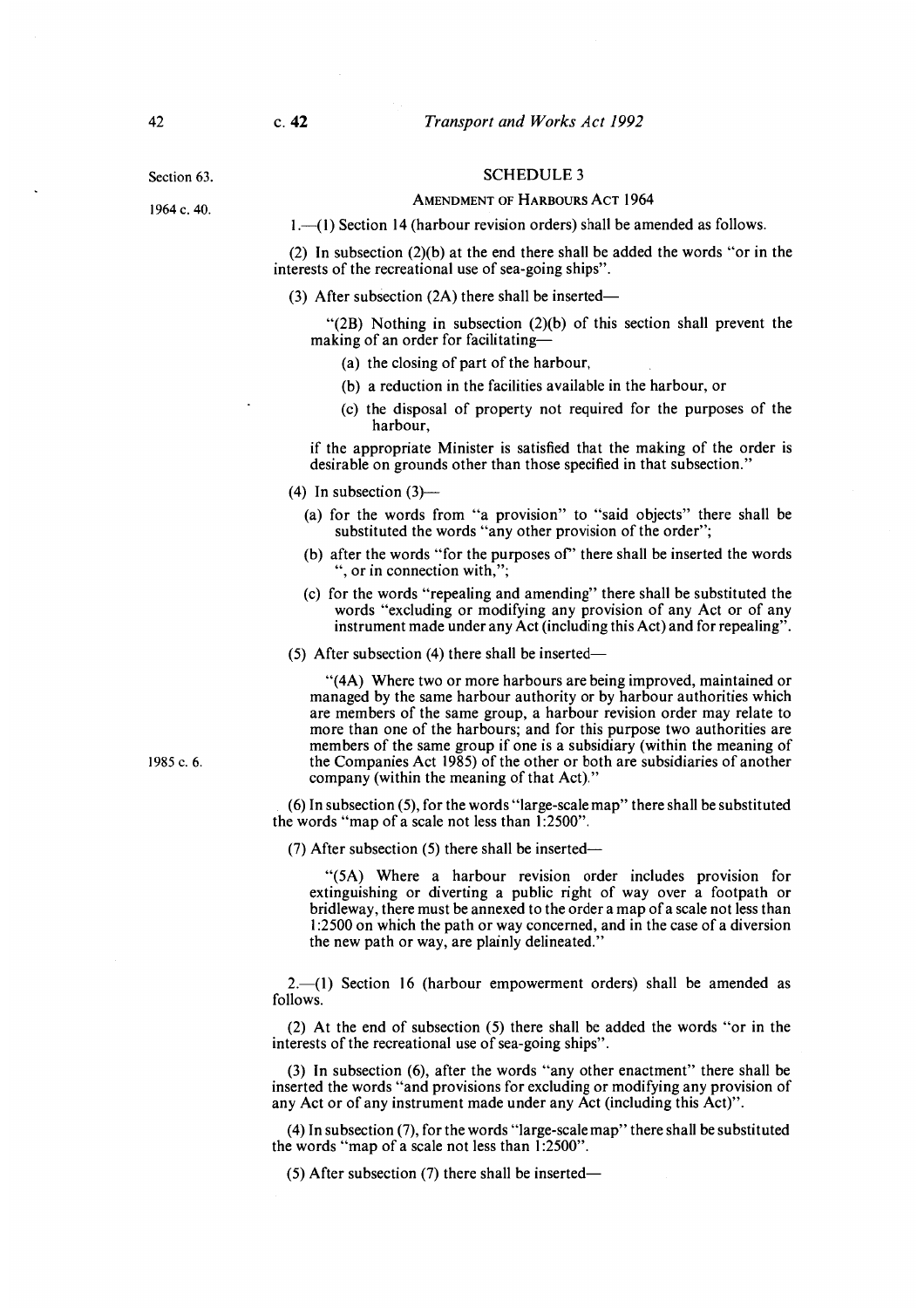Section 63.

## SCHEDULE 3

### AMENDMENT OF HARBOURS ACT 1964

1964 c. 40.

1.—(1) Section 14 (harbour revision orders) shall be amended as follows.

(2) In subsection (2)(b) at the end there shall be added the words "or in the interests of the recreational use of sea-going ships".

(3) After subsection (2A) there shall be inserted—

"(2B) Nothing in subsection (2)(b) of this section shall prevent the making of an order for facilitating—

(a) the closing of part of the harbour,

(b) a reduction in the facilities available in the harbour, or

(c) the disposal of property not required for the purposes of the harbour,

if the appropriate Minister is satisfied that the making of the order is desirable on grounds other than those specified in that subsection."

(4) In subsection (3)—

(a) for the words from "a provision" to "said objects" there shall be substituted the words "any other provision of the order";

(b) after the words "for the purposes of" there shall be inserted the words ", or in connection with,";

(c) for the words "repealing and amending" there shall be substituted the words "excluding or modifying any provision of any Act or of any instrument made under any Act (including this Act) and for repealing".

(5) After subsection (4) there shall be inserted—

"(4A) Where two or more harbours are being improved, maintained or managed by the same harbour authority or by harbour authorities which are members of the same group, a harbour revision order may relate to more than one of the harbours; and for this purpose two authorities are members of the same group if one is a subsidiary (within the meaning of the Companies Act 1985) of the other or both are subsidiaries of another company (within the meaning of that Act)."

1985 c. 6.

(6) In subsection (5), for the words "large-scale map" there shall be substituted the words "map of a scale not less than 1:2500".

(7) After subsection (5) there shall be inserted—

"(5A) Where a harbour revision order includes provision for extinguishing or diverting a public right of way over a footpath or bridleway, there must be annexed to the order a map of a scale not less than 1:2500 on which the path or way concerned, and in the case of a diversion the new path or way, are plainly delineated."

2.—(1) Section 16 (harbour empowerment orders) shall be amended as follows.

(2) At the end of subsection (5) there shall be added the words "or in the interests of the recreational use of sea-going ships".

(3) In subsection (6), after the words "any other enactment" there shall be inserted the words "and provisions for excluding or modifying any provision of any Act or of any instrument made under any Act (including this Act)".

(4) In subsection (7), for the words "large-scale map" there shall be substituted the words "map of a scale not less than 1:2500".

(5) After subsection (7) there shall be inserted—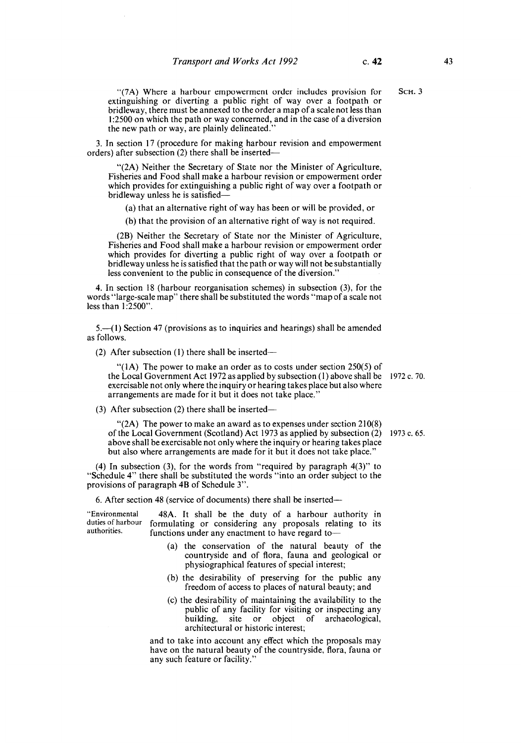"(7A) Where a harbour empowerment order includes provision for extinguishing or diverting a public right of way over a footpath or bridleway, there must be annexed to the order a map of a scale not less than 1:2500 on which the path or way concerned, and in the case of a diversion the new path or way, are plainly delineated."

SCH. 3

3. In section 17 (procedure for making harbour revision and empowerment orders) after subsection (2) there shall be inserted—

"(2A) Neither the Secretary of State nor the Minister of Agriculture, Fisheries and Food shall make a harbour revision or empowerment order which provides for extinguishing a public right of way over a footpath or bridleway unless he is satisfied—

(a) that an alternative right of way has been or will be provided, or

(b) that the provision of an alternative right of way is not required.

(2B) Neither the Secretary of State nor the Minister of Agriculture, Fisheries and Food shall make a harbour revision or empowerment order which provides for diverting a public right of way over a footpath or bridleway unless he is satisfied that the path or way will not be substantially less convenient to the public in consequence of the diversion."

4. In section 18 (harbour reorganisation schemes) in subsection (3), for the words "large-scale map" there shall be substituted the words "map of a scale not less than 1:2500".

5.—(1) Section 47 (provisions as to inquiries and hearings) shall be amended as follows.

(2) After subsection (1) there shall be inserted—

"(1A) The power to make an order as to costs under section 250(5) of the Local Government Act 1972 as applied by subsection (1) above shall be exercisable not only where the inquiry or hearing takes place but also where arrangements are made for it but it does not take place."

1972 c. 70.

(3) After subsection (2) there shall be inserted—

"(2A) The power to make an award as to expenses under section 210(8) of the Local Government (Scotland) Act 1973 as applied by subsection (2) above shall be exercisable not only where the inquiry or hearing takes place but also where arrangements are made for it but it does not take place."

1973 c. 65.

(4) In subsection (3), for the words from "required by paragraph 4(3)" to "Schedule 4" there shall be substituted the words "into an order subject to the provisions of paragraph 4B of Schedule 3".

6. After section 48 (service of documents) there shall be inserted—

"Environmental duties of harbour authorities.

48A. It shall be the duty of a harbour authority in formulating or considering any proposals relating to its functions under any enactment to have regard to—

(a) the conservation of the natural beauty of the countryside and of flora, fauna and geological or physiographical features of special interest;

(b) the desirability of preserving for the public any freedom of access to places of natural beauty; and

(c) the desirability of maintaining the availability to the public of any facility for visiting or inspecting any building, site or object of archaeological, architectural or historic interest;

and to take into account any effect which the proposals may have on the natural beauty of the countryside, flora, fauna or any such feature or facility."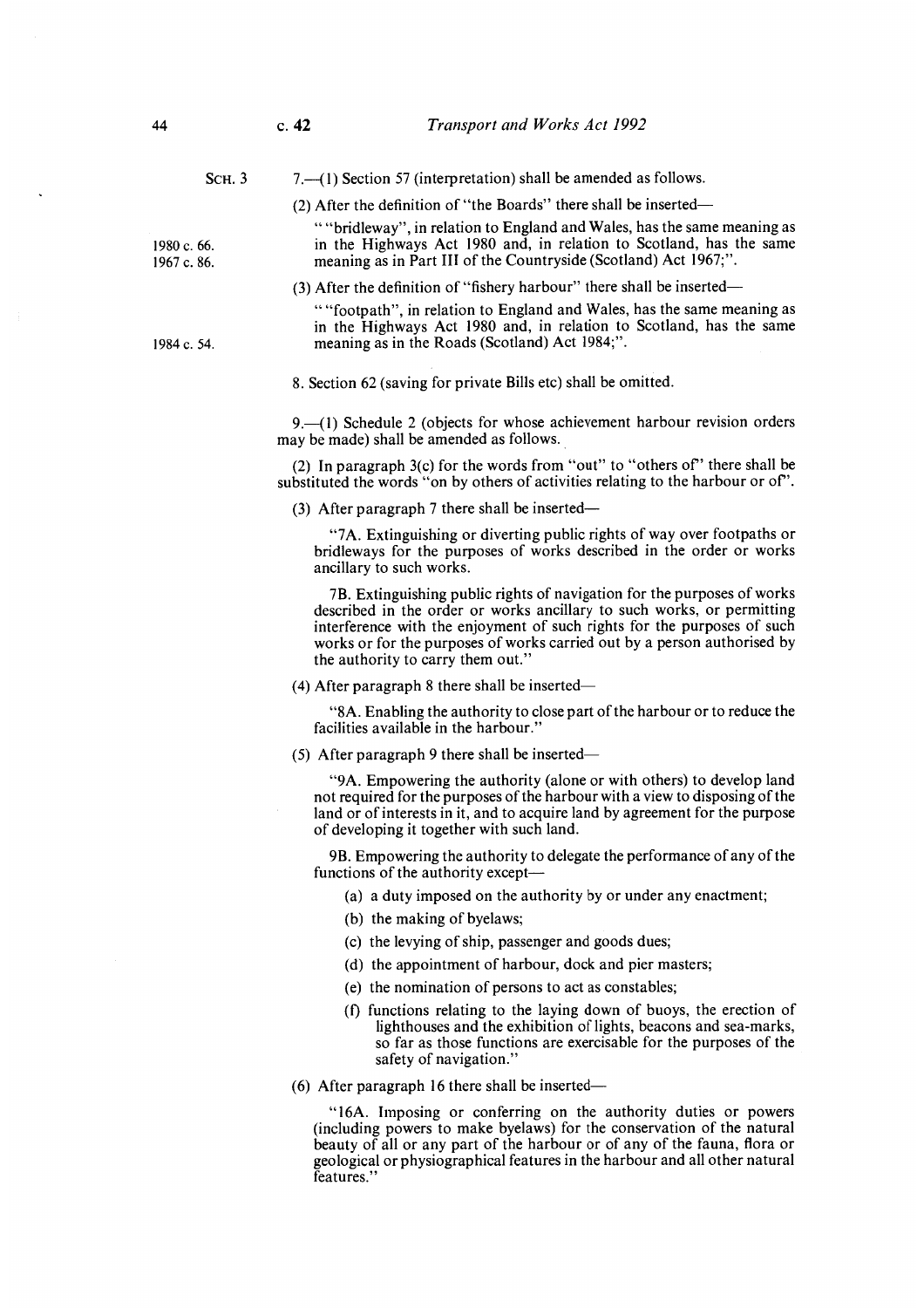SCH. 3

7.—(1) Section 57 (interpretation) shall be amended as follows.

(2) After the definition of "the Boards" there shall be inserted—

> ""bridleway", in relation to England and Wales, has the same meaning as in the Highways Act 1980 and, in relation to Scotland, has the same meaning as in Part III of the Countryside (Scotland) Act 1967;".

1980 c. 66.
1967 c. 86.

(3) After the definition of "fishery harbour" there shall be inserted—

> ""footpath", in relation to England and Wales, has the same meaning as in the Highways Act 1980 and, in relation to Scotland, has the same meaning as in the Roads (Scotland) Act 1984;".

1984 c. 54.

8. Section 62 (saving for private Bills etc) shall be omitted.

9.—(1) Schedule 2 (objects for whose achievement harbour revision orders may be made) shall be amended as follows.

(2) In paragraph 3(c) for the words from "out" to "others of" there shall be substituted the words "on by others of activities relating to the harbour or of".

(3) After paragraph 7 there shall be inserted—

> "7A. Extinguishing or diverting public rights of way over footpaths or bridleways for the purposes of works described in the order or works ancillary to such works.
>
> 7B. Extinguishing public rights of navigation for the purposes of works described in the order or works ancillary to such works, or permitting interference with the enjoyment of such rights for the purposes of such works or for the purposes of works carried out by a person authorised by the authority to carry them out."

(4) After paragraph 8 there shall be inserted—

> "8A. Enabling the authority to close part of the harbour or to reduce the facilities available in the harbour."

(5) After paragraph 9 there shall be inserted—

> "9A. Empowering the authority (alone or with others) to develop land not required for the purposes of the harbour with a view to disposing of the land or of interests in it, and to acquire land by agreement for the purpose of developing it together with such land.
>
> 9B. Empowering the authority to delegate the performance of any of the functions of the authority except—
>
> (a) a duty imposed on the authority by or under any enactment;
>
> (b) the making of byelaws;
>
> (c) the levying of ship, passenger and goods dues;
>
> (d) the appointment of harbour, dock and pier masters;
>
> (e) the nomination of persons to act as constables;
>
> (f) functions relating to the laying down of buoys, the erection of lighthouses and the exhibition of lights, beacons and sea-marks, so far as those functions are exercisable for the purposes of the safety of navigation."

(6) After paragraph 16 there shall be inserted—

> "16A. Imposing or conferring on the authority duties or powers (including powers to make byelaws) for the conservation of the natural beauty of all or any part of the harbour or of any of the fauna, flora or geological or physiographical features in the harbour and all other natural features."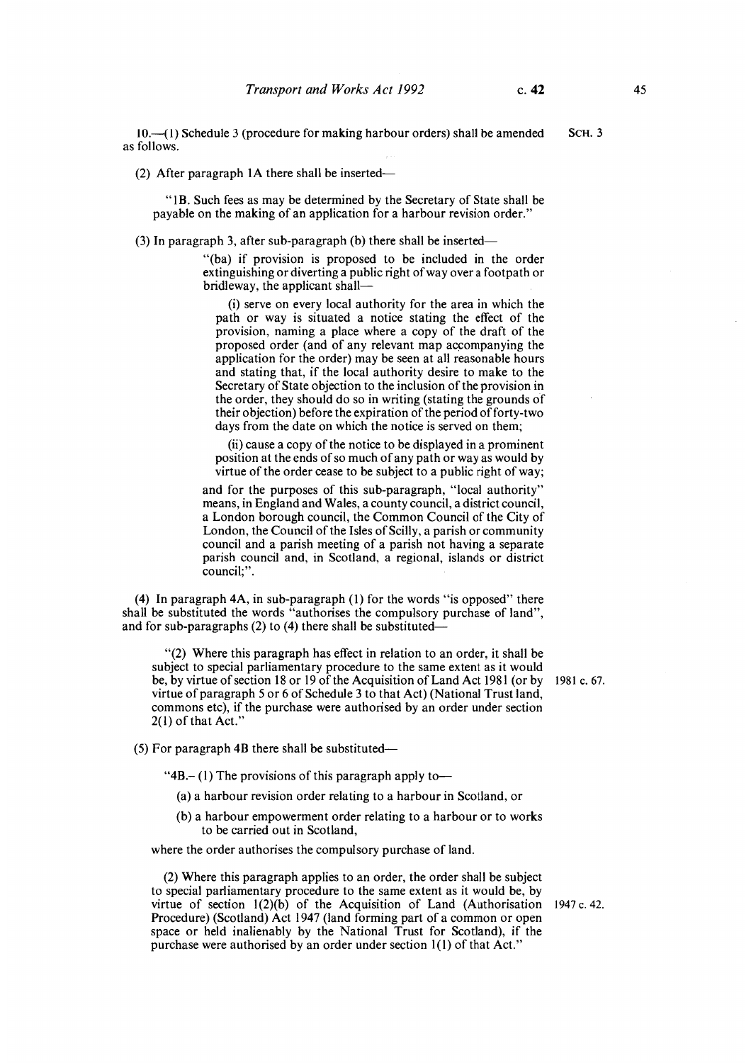10.—(1) Schedule 3 (procedure for making harbour orders) shall be amended as follows.

SCH. 3

(2) After paragraph 1A there shall be inserted—

"1B. Such fees as may be determined by the Secretary of State shall be payable on the making of an application for a harbour revision order."

(3) In paragraph 3, after sub-paragraph (b) there shall be inserted—

"(ba) if provision is proposed to be included in the order extinguishing or diverting a public right of way over a footpath or bridleway, the applicant shall—

(i) serve on every local authority for the area in which the path or way is situated a notice stating the effect of the provision, naming a place where a copy of the draft of the proposed order (and of any relevant map accompanying the application for the order) may be seen at all reasonable hours and stating that, if the local authority desire to make to the Secretary of State objection to the inclusion of the provision in the order, they should do so in writing (stating the grounds of their objection) before the expiration of the period of forty-two days from the date on which the notice is served on them;

(ii) cause a copy of the notice to be displayed in a prominent position at the ends of so much of any path or way as would by virtue of the order cease to be subject to a public right of way;

and for the purposes of this sub-paragraph, "local authority" means, in England and Wales, a county council, a district council, a London borough council, the Common Council of the City of London, the Council of the Isles of Scilly, a parish or community council and a parish meeting of a parish not having a separate parish council and, in Scotland, a regional, islands or district council;".

(4) In paragraph 4A, in sub-paragraph (1) for the words "is opposed" there shall be substituted the words "authorises the compulsory purchase of land", and for sub-paragraphs (2) to (4) there shall be substituted—

"(2) Where this paragraph has effect in relation to an order, it shall be subject to special parliamentary procedure to the same extent as it would be, by virtue of section 18 or 19 of the Acquisition of Land Act 1981 (or by virtue of paragraph 5 or 6 of Schedule 3 to that Act) (National Trust land, commons etc), if the purchase were authorised by an order under section 2(1) of that Act."

1981 c. 67.

(5) For paragraph 4B there shall be substituted—

"4B.– (1) The provisions of this paragraph apply to—

(a) a harbour revision order relating to a harbour in Scotland, or

(b) a harbour empowerment order relating to a harbour or to works to be carried out in Scotland,

where the order authorises the compulsory purchase of land.

(2) Where this paragraph applies to an order, the order shall be subject to special parliamentary procedure to the same extent as it would be, by virtue of section 1(2)(b) of the Acquisition of Land (Authorisation Procedure) (Scotland) Act 1947 (land forming part of a common or open space or held inalienably by the National Trust for Scotland), if the purchase were authorised by an order under section 1(1) of that Act."

1947 c. 42.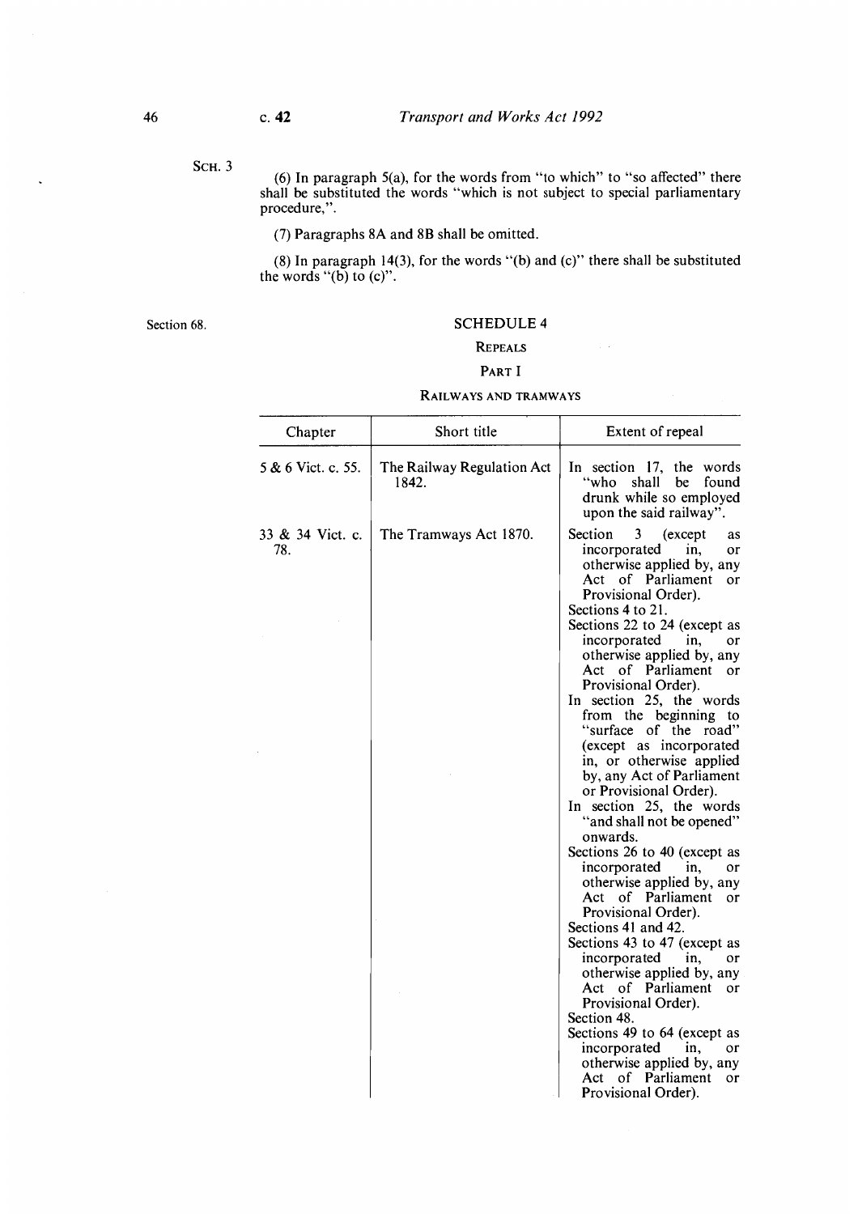SCH. 3

(6) In paragraph 5(a), for the words from "to which" to "so affected" there shall be substituted the words "which is not subject to special parliamentary procedure,".

(7) Paragraphs 8A and 8B shall be omitted.

(8) In paragraph 14(3), for the words "(b) and (c)" there shall be substituted the words "(b) to (c)".

Section 68.

## SCHEDULE 4

### REPEALS

### PART I

### RAILWAYS AND TRAMWAYS

| Chapter | Short title | Extent of repeal |
|---|---|---|
| 5 & 6 Vict. c. 55. | The Railway Regulation Act 1842. | In section 17, the words "who shall be found drunk while so employed upon the said railway". |
| 33 & 34 Vict. c. 78. | The Tramways Act 1870. | Section 3 (except as incorporated in, or otherwise applied by, any Act of Parliament or Provisional Order).<br>Sections 4 to 21.<br>Sections 22 to 24 (except as incorporated in, or otherwise applied by, any Act of Parliament or Provisional Order).<br>In section 25, the words from the beginning to "surface of the road" (except as incorporated in, or otherwise applied by, any Act of Parliament or Provisional Order).<br>In section 25, the words "and shall not be opened" onwards.<br>Sections 26 to 40 (except as incorporated in, or otherwise applied by, any Act of Parliament or Provisional Order).<br>Sections 41 and 42.<br>Sections 43 to 47 (except as incorporated in, or otherwise applied by, any Act of Parliament or Provisional Order).<br>Section 48.<br>Sections 49 to 64 (except as incorporated in, or otherwise applied by, any Act of Parliament or Provisional Order). |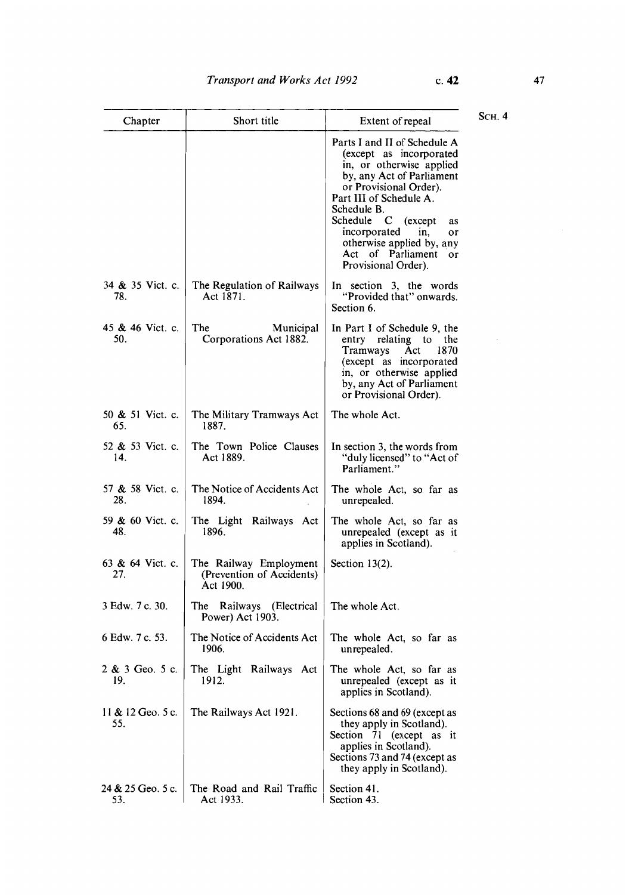| Chapter | Short title | Extent of repeal |
|---|---|---|
| | | Parts I and II of Schedule A (except as incorporated in, or otherwise applied by, any Act of Parliament or Provisional Order). Part III of Schedule A. Schedule B. Schedule C (except as incorporated in, or otherwise applied by, any Act of Parliament or Provisional Order). |
| 34 & 35 Vict. c. 78. | The Regulation of Railways Act 1871. | In section 3, the words "Provided that" onwards. Section 6. |
| 45 & 46 Vict. c. 50. | The Municipal Corporations Act 1882. | In Part I of Schedule 9, the entry relating to the Tramways Act 1870 (except as incorporated in, or otherwise applied by, any Act of Parliament or Provisional Order). |
| 50 & 51 Vict. c. 65. | The Military Tramways Act 1887. | The whole Act. |
| 52 & 53 Vict. c. 14. | The Town Police Clauses Act 1889. | In section 3, the words from "duly licensed" to "Act of Parliament." |
| 57 & 58 Vict. c. 28. | The Notice of Accidents Act 1894. | The whole Act, so far as unrepealed. |
| 59 & 60 Vict. c. 48. | The Light Railways Act 1896. | The whole Act, so far as unrepealed (except as it applies in Scotland). |
| 63 & 64 Vict. c. 27. | The Railway Employment (Prevention of Accidents) Act 1900. | Section 13(2). |
| 3 Edw. 7 c. 30. | The Railways (Electrical Power) Act 1903. | The whole Act. |
| 6 Edw. 7 c. 53. | The Notice of Accidents Act 1906. | The whole Act, so far as unrepealed. |
| 2 & 3 Geo. 5 c. 19. | The Light Railways Act 1912. | The whole Act, so far as unrepealed (except as it applies in Scotland). |
| 11 & 12 Geo. 5 c. 55. | The Railways Act 1921. | Sections 68 and 69 (except as they apply in Scotland). Section 71 (except as it applies in Scotland). Sections 73 and 74 (except as they apply in Scotland). |
| 24 & 25 Geo. 5 c. 53. | The Road and Rail Traffic Act 1933. | Section 41. Section 43. |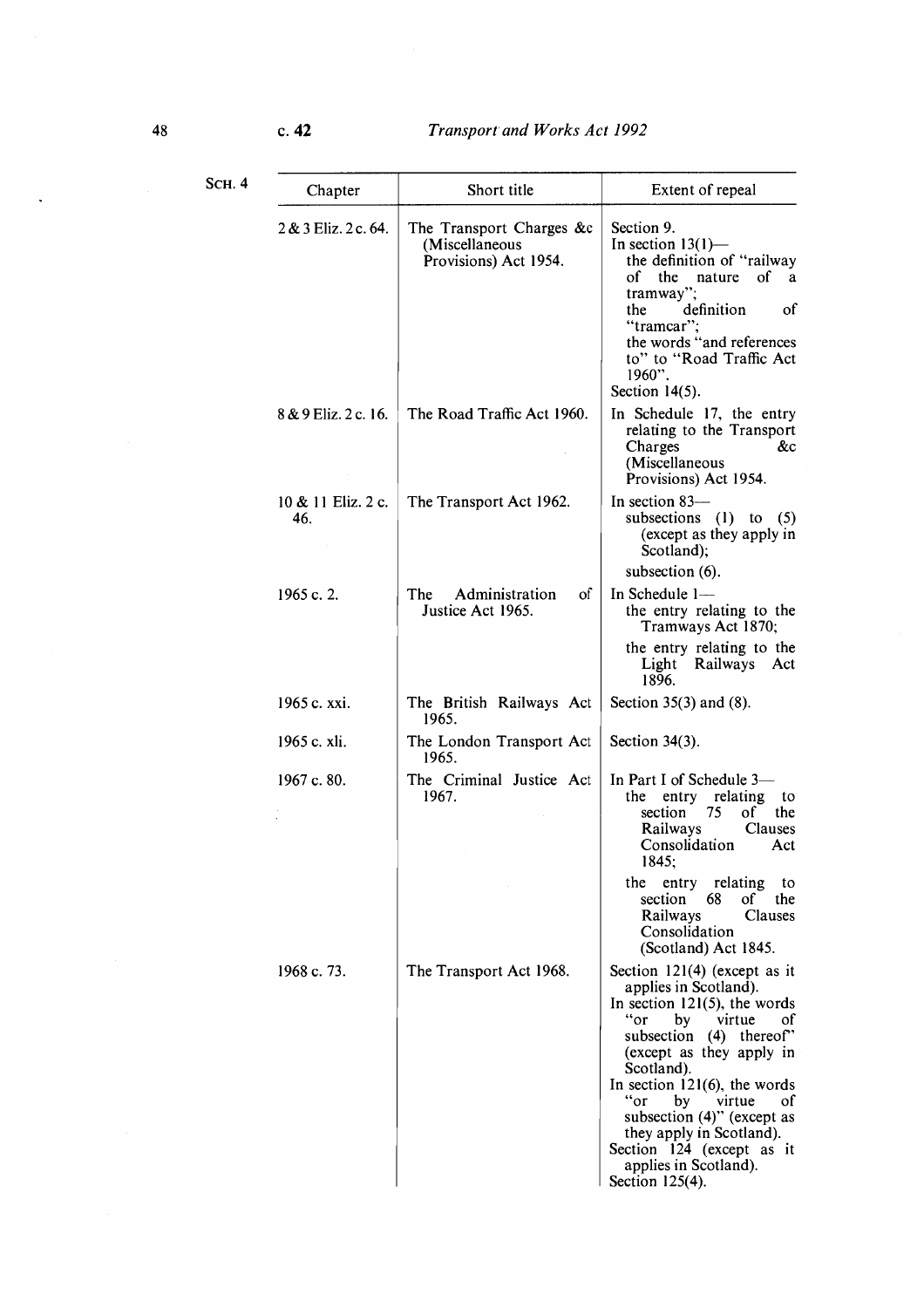SCH. 4

| Chapter | Short title | Extent of repeal |
|---|---|---|
| 2 & 3 Eliz. 2 c. 64. | The Transport Charges &c (Miscellaneous Provisions) Act 1954. | Section 9. In section 13(1)— the definition of "railway of the nature of a tramway"; the definition of "tramcar"; the words "and references to" to "Road Traffic Act 1960". Section 14(5). |
| 8 & 9 Eliz. 2 c. 16. | The Road Traffic Act 1960. | In Schedule 17, the entry relating to the Transport Charges &c (Miscellaneous Provisions) Act 1954. |
| 10 & 11 Eliz. 2 c. 46. | The Transport Act 1962. | In section 83— subsections (1) to (5) (except as they apply in Scotland); subsection (6). |
| 1965 c. 2. | The Administration of Justice Act 1965. | In Schedule 1— the entry relating to the Tramways Act 1870; the entry relating to the Light Railways Act 1896. |
| 1965 c. xxi. | The British Railways Act 1965. | Section 35(3) and (8). |
| 1965 c. xli. | The London Transport Act 1965. | Section 34(3). |
| 1967 c. 80. | The Criminal Justice Act 1967. | In Part I of Schedule 3— the entry relating to section 75 of the Railways Clauses Consolidation Act 1845; the entry relating to section 68 of the Railways Clauses Consolidation (Scotland) Act 1845. |
| 1968 c. 73. | The Transport Act 1968. | Section 121(4) (except as it applies in Scotland). In section 121(5), the words "or by virtue of subsection (4) thereof" (except as they apply in Scotland). In section 121(6), the words "or by virtue of subsection (4)" (except as they apply in Scotland). Section 124 (except as it applies in Scotland). Section 125(4). |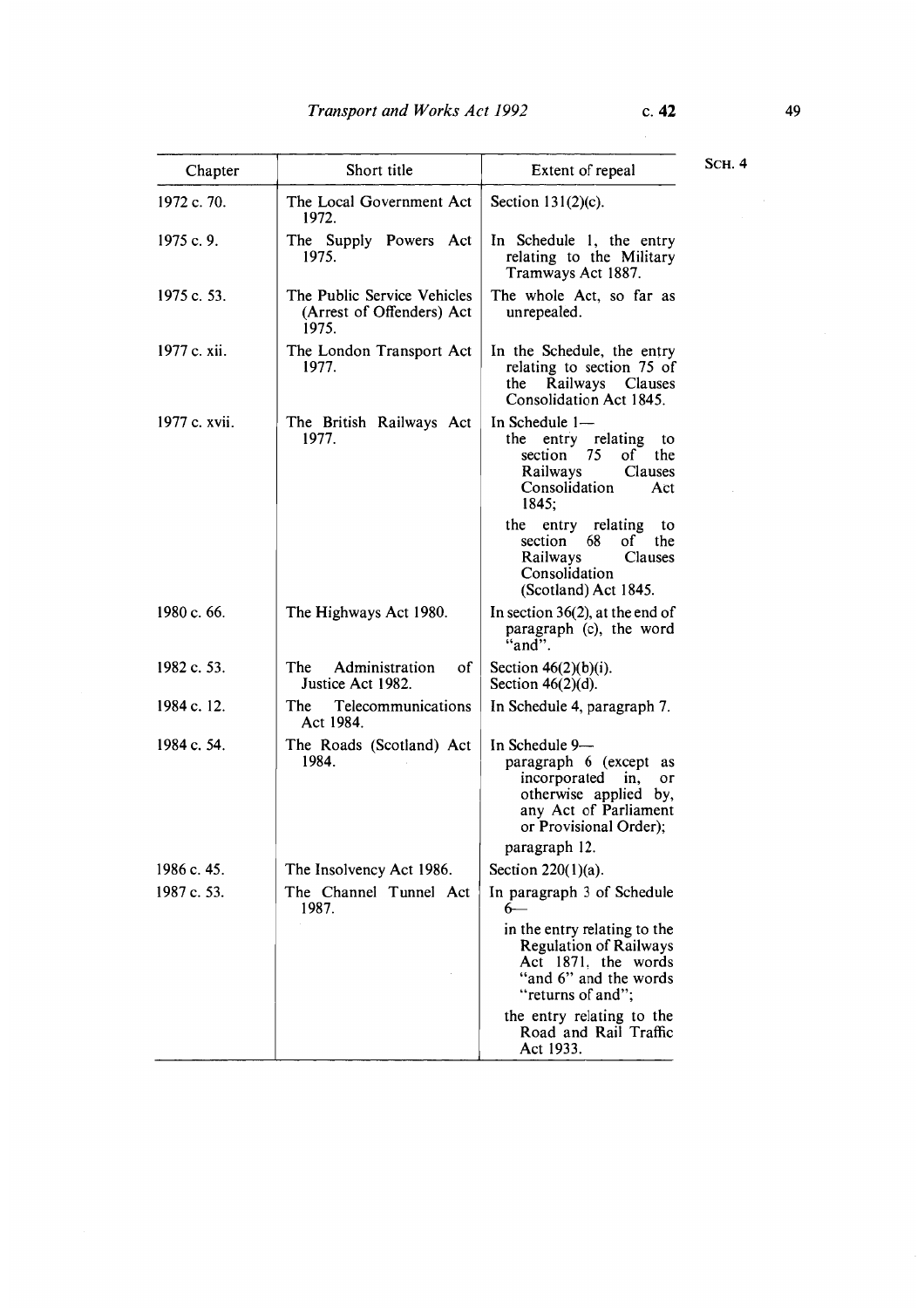| Chapter | Short title | Extent of repeal |
|---|---|---|
| 1972 c. 70. | The Local Government Act 1972. | Section 131(2)(c). |
| 1975 c. 9. | The Supply Powers Act 1975. | In Schedule 1, the entry relating to the Military Tramways Act 1887. |
| 1975 c. 53. | The Public Service Vehicles (Arrest of Offenders) Act 1975. | The whole Act, so far as unrepealed. |
| 1977 c. xii. | The London Transport Act 1977. | In the Schedule, the entry relating to section 75 of the Railways Clauses Consolidation Act 1845. |
| 1977 c. xvii. | The British Railways Act 1977. | In Schedule 1— the entry relating to section 75 of the Railways Clauses Consolidation Act 1845; the entry relating to section 68 of the Railways Clauses Consolidation (Scotland) Act 1845. |
| 1980 c. 66. | The Highways Act 1980. | In section 36(2), at the end of paragraph (c), the word "and". |
| 1982 c. 53. | The Administration of Justice Act 1982. | Section 46(2)(b)(i). Section 46(2)(d). |
| 1984 c. 12. | The Telecommunications Act 1984. | In Schedule 4, paragraph 7. |
| 1984 c. 54. | The Roads (Scotland) Act 1984. | In Schedule 9— paragraph 6 (except as incorporated in, or otherwise applied by, any Act of Parliament or Provisional Order); paragraph 12. |
| 1986 c. 45. | The Insolvency Act 1986. | Section 220(1)(a). |
| 1987 c. 53. | The Channel Tunnel Act 1987. | In paragraph 3 of Schedule 6— in the entry relating to the Regulation of Railways Act 1871, the words "and 6" and the words "returns of and"; the entry relating to the Road and Rail Traffic Act 1933. |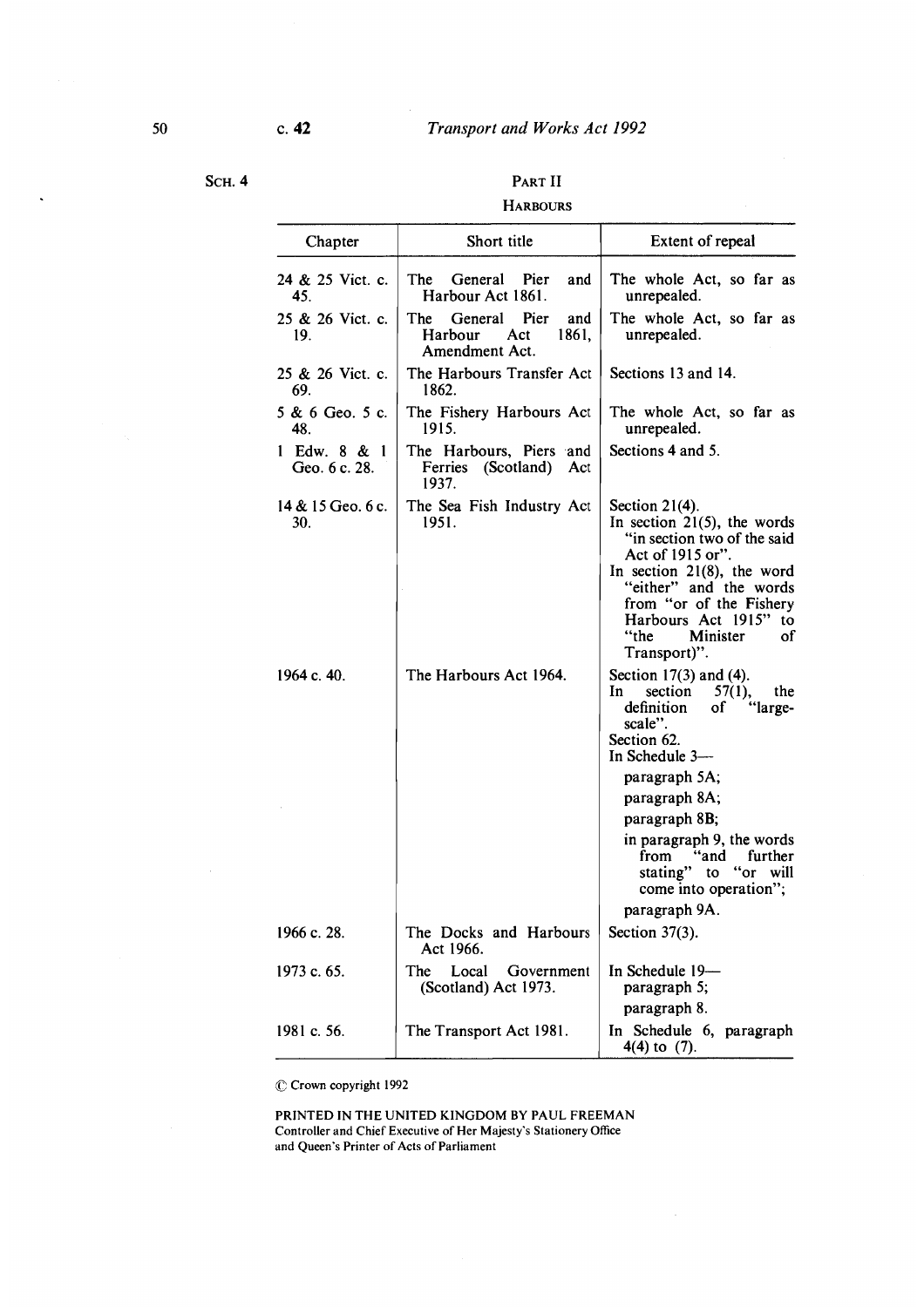SCH. 4

## PART II

### HARBOURS

| Chapter | Short title | Extent of repeal |
|---|---|---|
| 24 & 25 Vict. c. 45. | The General Pier and Harbour Act 1861. | The whole Act, so far as unrepealed. |
| 25 & 26 Vict. c. 19. | The General Pier and Harbour Act 1861, Amendment Act. | The whole Act, so far as unrepealed. |
| 25 & 26 Vict. c. 69. | The Harbours Transfer Act 1862. | Sections 13 and 14. |
| 5 & 6 Geo. 5 c. 48. | The Fishery Harbours Act 1915. | The whole Act, so far as unrepealed. |
| 1 Edw. 8 & 1 Geo. 6 c. 28. | The Harbours, Piers and Ferries (Scotland) Act 1937. | Sections 4 and 5. |
| 14 & 15 Geo. 6 c. 30. | The Sea Fish Industry Act 1951. | Section 21(4).<br>In section 21(5), the words "in section two of the said Act of 1915 or".<br>In section 21(8), the word "either" and the words from "or of the Fishery Harbours Act 1915" to "the Minister of Transport)". |
| 1964 c. 40. | The Harbours Act 1964. | Section 17(3) and (4).<br>In section 57(1), the definition of "large-scale".<br>Section 62.<br>In Schedule 3—<br>paragraph 5A;<br>paragraph 8A;<br>paragraph 8B;<br>in paragraph 9, the words from "and further stating" to "or will come into operation";<br>paragraph 9A. |
| 1966 c. 28. | The Docks and Harbours Act 1966. | Section 37(3). |
| 1973 c. 65. | The Local Government (Scotland) Act 1973. | In Schedule 19—<br>paragraph 5;<br>paragraph 8. |
| 1981 c. 56. | The Transport Act 1981. | In Schedule 6, paragraph 4(4) to (7). |

© Crown copyright 1992

PRINTED IN THE UNITED KINGDOM BY PAUL FREEMAN
Controller and Chief Executive of Her Majesty's Stationery Office
and Queen's Printer of Acts of Parliament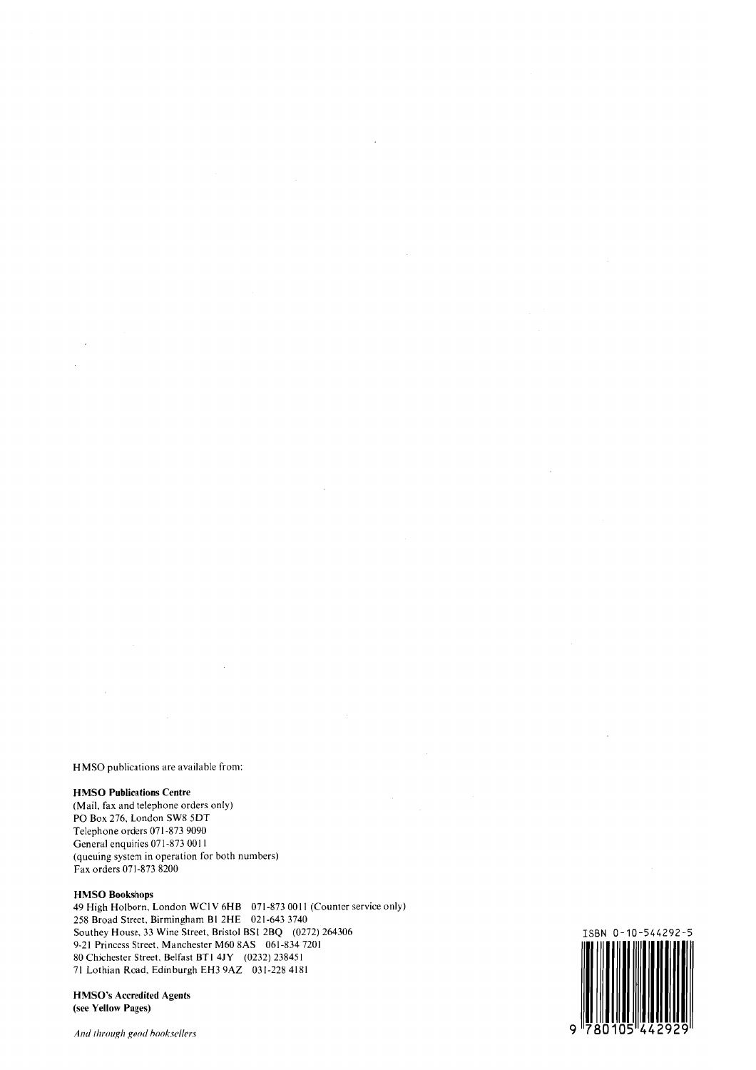HMSO publications are available from:

**HMSO Publications Centre**
(Mail, fax and telephone orders only)
PO Box 276, London SW8 5DT
Telephone orders 071-873 9090
General enquiries 071-873 0011
(queuing system in operation for both numbers)
Fax orders 071-873 8200

**HMSO Bookshops**
49 High Holborn, London WC1V 6HB 071-873 0011 (Counter service only)
258 Broad Street, Birmingham B1 2HE 021-643 3740
Southey House, 33 Wine Street, Bristol BS1 2BQ (0272) 264306
9-21 Princess Street, Manchester M60 8AS 061-834 7201
80 Chichester Street, Belfast BT1 4JY (0232) 238451
71 Lothian Road, Edinburgh EH3 9AZ 031-228 4181

**HMSO's Accredited Agents**
**(see Yellow Pages)**

*And through good booksellers*

ISBN 0-10-544292-5

9 780105 442929